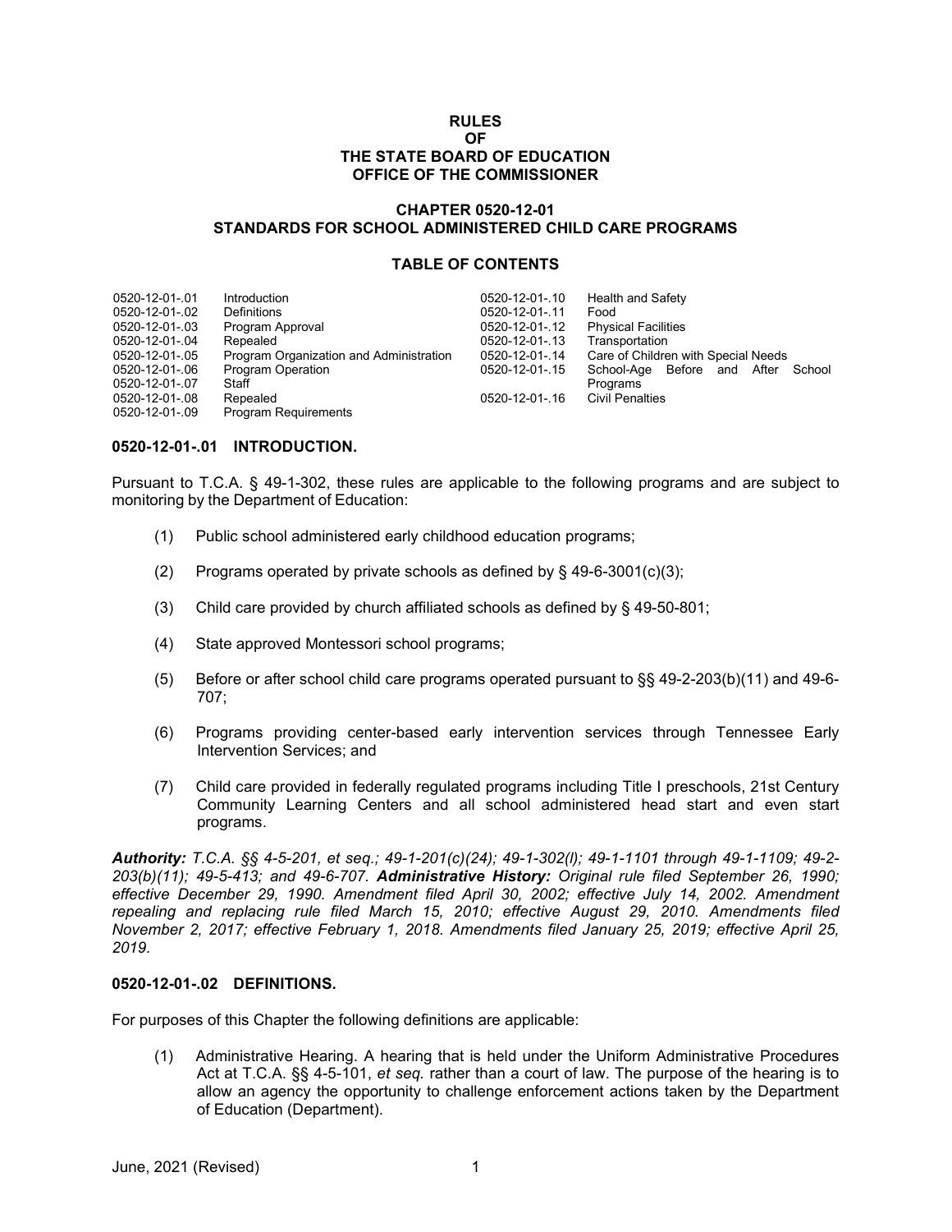# RULES
# OF
# THE STATE BOARD OF EDUCATION
# OFFICE OF THE COMMISSIONER

## CHAPTER 0520-12-01
## STANDARDS FOR SCHOOL ADMINISTERED CHILD CARE PROGRAMS

### TABLE OF CONTENTS

| | | | |
|---|---|---|---|
| 0520-12-01-.01 | Introduction | 0520-12-01-.10 | Health and Safety |
| 0520-12-01-.02 | Definitions | 0520-12-01-.11 | Food |
| 0520-12-01-.03 | Program Approval | 0520-12-01-.12 | Physical Facilities |
| 0520-12-01-.04 | Repealed | 0520-12-01-.13 | Transportation |
| 0520-12-01-.05 | Program Organization and Administration | 0520-12-01-.14 | Care of Children with Special Needs |
| 0520-12-01-.06 | Program Operation | 0520-12-01-.15 | School-Age Before and After School Programs |
| 0520-12-01-.07 | Staff | 0520-12-01-.16 | Civil Penalties |
| 0520-12-01-.08 | Repealed | | |
| 0520-12-01-.09 | Program Requirements | | |

### 0520-12-01-.01 INTRODUCTION.

Pursuant to T.C.A. § 49-1-302, these rules are applicable to the following programs and are subject to monitoring by the Department of Education:

(1) Public school administered early childhood education programs;

(2) Programs operated by private schools as defined by § 49-6-3001(c)(3);

(3) Child care provided by church affiliated schools as defined by § 49-50-801;

(4) State approved Montessori school programs;

(5) Before or after school child care programs operated pursuant to §§ 49-2-203(b)(11) and 49-6-707;

(6) Programs providing center-based early intervention services through Tennessee Early Intervention Services; and

(7) Child care provided in federally regulated programs including Title I preschools, 21st Century Community Learning Centers and all school administered head start and even start programs.

***Authority:*** *T.C.A. §§ 4-5-201, et seq.; 49-1-201(c)(24); 49-1-302(l); 49-1-1101 through 49-1-1109; 49-2-203(b)(11); 49-5-413; and 49-6-707.* ***Administrative History:*** *Original rule filed September 26, 1990; effective December 29, 1990. Amendment filed April 30, 2002; effective July 14, 2002. Amendment repealing and replacing rule filed March 15, 2010; effective August 29, 2010. Amendments filed November 2, 2017; effective February 1, 2018. Amendments filed January 25, 2019; effective April 25, 2019.*

### 0520-12-01-.02 DEFINITIONS.

For purposes of this Chapter the following definitions are applicable:

(1) Administrative Hearing. A hearing that is held under the Uniform Administrative Procedures Act at T.C.A. §§ 4-5-101, *et seq.* rather than a court of law. The purpose of the hearing is to allow an agency the opportunity to challenge enforcement actions taken by the Department of Education (Department).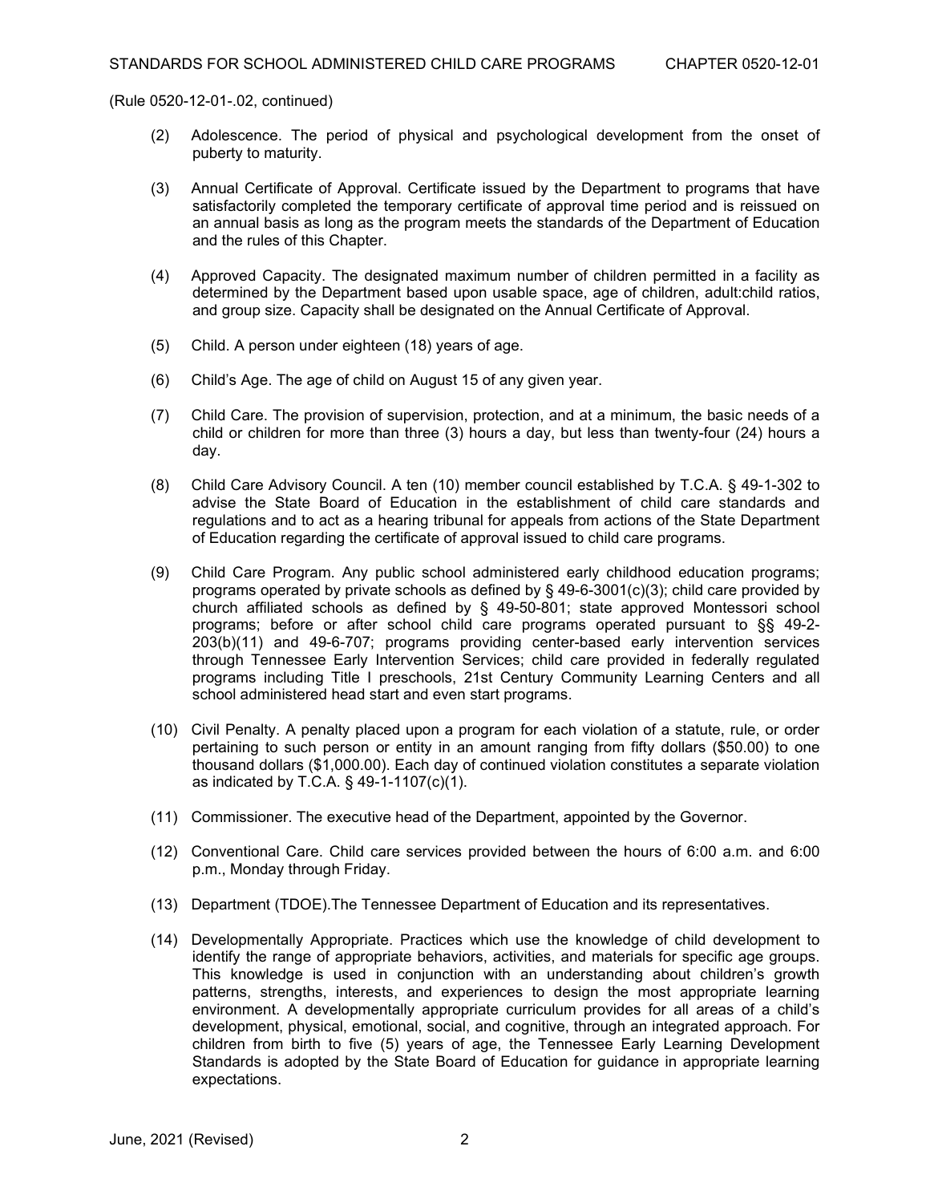(Rule 0520-12-01-.02, continued)

(2) Adolescence. The period of physical and psychological development from the onset of puberty to maturity.

(3) Annual Certificate of Approval. Certificate issued by the Department to programs that have satisfactorily completed the temporary certificate of approval time period and is reissued on an annual basis as long as the program meets the standards of the Department of Education and the rules of this Chapter.

(4) Approved Capacity. The designated maximum number of children permitted in a facility as determined by the Department based upon usable space, age of children, adult:child ratios, and group size. Capacity shall be designated on the Annual Certificate of Approval.

(5) Child. A person under eighteen (18) years of age.

(6) Child's Age. The age of child on August 15 of any given year.

(7) Child Care. The provision of supervision, protection, and at a minimum, the basic needs of a child or children for more than three (3) hours a day, but less than twenty-four (24) hours a day.

(8) Child Care Advisory Council. A ten (10) member council established by T.C.A. § 49-1-302 to advise the State Board of Education in the establishment of child care standards and regulations and to act as a hearing tribunal for appeals from actions of the State Department of Education regarding the certificate of approval issued to child care programs.

(9) Child Care Program. Any public school administered early childhood education programs; programs operated by private schools as defined by § 49-6-3001(c)(3); child care provided by church affiliated schools as defined by § 49-50-801; state approved Montessori school programs; before or after school child care programs operated pursuant to §§ 49-2-203(b)(11) and 49-6-707; programs providing center-based early intervention services through Tennessee Early Intervention Services; child care provided in federally regulated programs including Title I preschools, 21st Century Community Learning Centers and all school administered head start and even start programs.

(10) Civil Penalty. A penalty placed upon a program for each violation of a statute, rule, or order pertaining to such person or entity in an amount ranging from fifty dollars ($50.00) to one thousand dollars ($1,000.00). Each day of continued violation constitutes a separate violation as indicated by T.C.A. § 49-1-1107(c)(1).

(11) Commissioner. The executive head of the Department, appointed by the Governor.

(12) Conventional Care. Child care services provided between the hours of 6:00 a.m. and 6:00 p.m., Monday through Friday.

(13) Department (TDOE).The Tennessee Department of Education and its representatives.

(14) Developmentally Appropriate. Practices which use the knowledge of child development to identify the range of appropriate behaviors, activities, and materials for specific age groups. This knowledge is used in conjunction with an understanding about children's growth patterns, strengths, interests, and experiences to design the most appropriate learning environment. A developmentally appropriate curriculum provides for all areas of a child's development, physical, emotional, social, and cognitive, through an integrated approach. For children from birth to five (5) years of age, the Tennessee Early Learning Development Standards is adopted by the State Board of Education for guidance in appropriate learning expectations.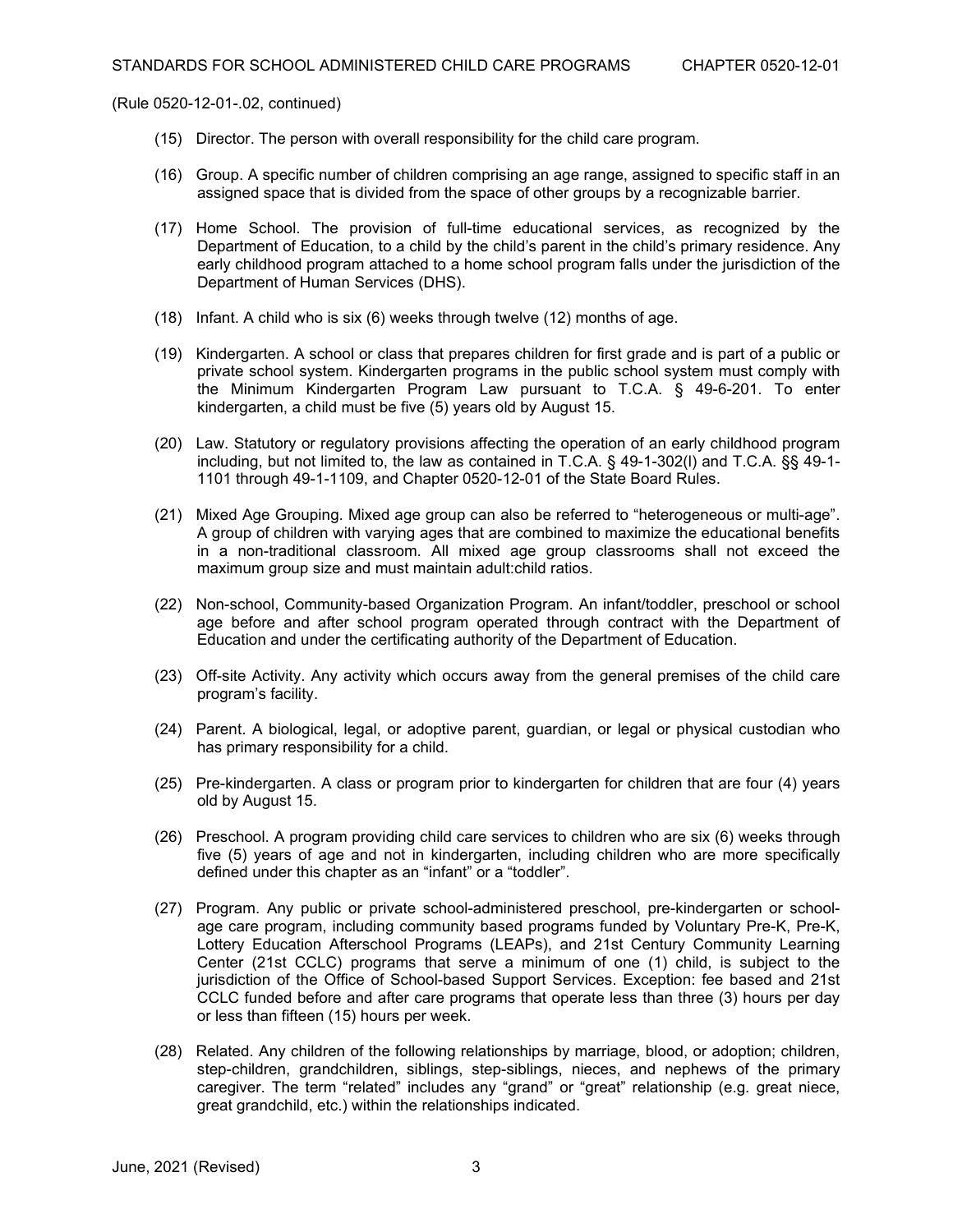(Rule 0520-12-01-.02, continued)

(15) Director. The person with overall responsibility for the child care program.

(16) Group. A specific number of children comprising an age range, assigned to specific staff in an assigned space that is divided from the space of other groups by a recognizable barrier.

(17) Home School. The provision of full-time educational services, as recognized by the Department of Education, to a child by the child's parent in the child's primary residence. Any early childhood program attached to a home school program falls under the jurisdiction of the Department of Human Services (DHS).

(18) Infant. A child who is six (6) weeks through twelve (12) months of age.

(19) Kindergarten. A school or class that prepares children for first grade and is part of a public or private school system. Kindergarten programs in the public school system must comply with the Minimum Kindergarten Program Law pursuant to T.C.A. § 49-6-201. To enter kindergarten, a child must be five (5) years old by August 15.

(20) Law. Statutory or regulatory provisions affecting the operation of an early childhood program including, but not limited to, the law as contained in T.C.A. § 49-1-302(l) and T.C.A. §§ 49-1-1101 through 49-1-1109, and Chapter 0520-12-01 of the State Board Rules.

(21) Mixed Age Grouping. Mixed age group can also be referred to "heterogeneous or multi-age". A group of children with varying ages that are combined to maximize the educational benefits in a non-traditional classroom. All mixed age group classrooms shall not exceed the maximum group size and must maintain adult:child ratios.

(22) Non-school, Community-based Organization Program. An infant/toddler, preschool or school age before and after school program operated through contract with the Department of Education and under the certificating authority of the Department of Education.

(23) Off-site Activity. Any activity which occurs away from the general premises of the child care program's facility.

(24) Parent. A biological, legal, or adoptive parent, guardian, or legal or physical custodian who has primary responsibility for a child.

(25) Pre-kindergarten. A class or program prior to kindergarten for children that are four (4) years old by August 15.

(26) Preschool. A program providing child care services to children who are six (6) weeks through five (5) years of age and not in kindergarten, including children who are more specifically defined under this chapter as an "infant" or a "toddler".

(27) Program. Any public or private school-administered preschool, pre-kindergarten or school-age care program, including community based programs funded by Voluntary Pre-K, Pre-K, Lottery Education Afterschool Programs (LEAPs), and 21st Century Community Learning Center (21st CCLC) programs that serve a minimum of one (1) child, is subject to the jurisdiction of the Office of School-based Support Services. Exception: fee based and 21st CCLC funded before and after care programs that operate less than three (3) hours per day or less than fifteen (15) hours per week.

(28) Related. Any children of the following relationships by marriage, blood, or adoption; children, step-children, grandchildren, siblings, step-siblings, nieces, and nephews of the primary caregiver. The term "related" includes any "grand" or "great" relationship (e.g. great niece, great grandchild, etc.) within the relationships indicated.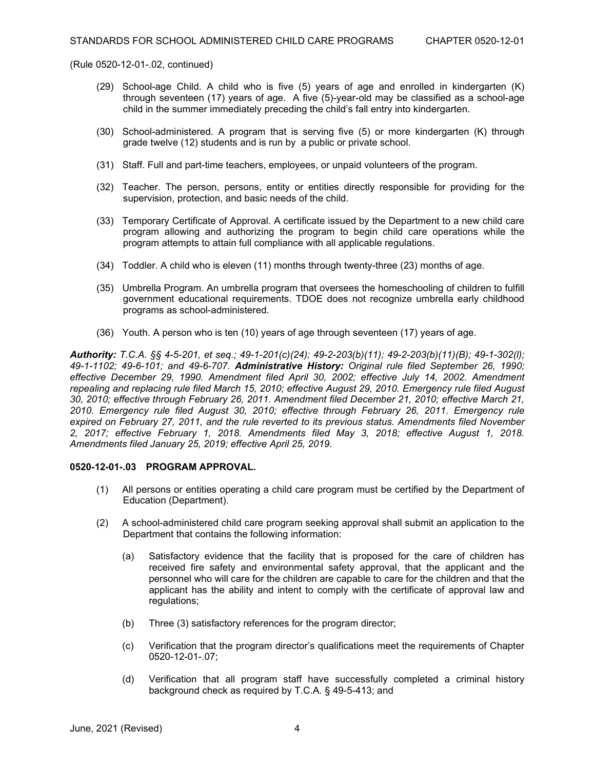(Rule 0520-12-01-.02, continued)

(29) School-age Child. A child who is five (5) years of age and enrolled in kindergarten (K) through seventeen (17) years of age. A five (5)-year-old may be classified as a school-age child in the summer immediately preceding the child's fall entry into kindergarten.

(30) School-administered. A program that is serving five (5) or more kindergarten (K) through grade twelve (12) students and is run by a public or private school.

(31) Staff. Full and part-time teachers, employees, or unpaid volunteers of the program.

(32) Teacher. The person, persons, entity or entities directly responsible for providing for the supervision, protection, and basic needs of the child.

(33) Temporary Certificate of Approval. A certificate issued by the Department to a new child care program allowing and authorizing the program to begin child care operations while the program attempts to attain full compliance with all applicable regulations.

(34) Toddler. A child who is eleven (11) months through twenty-three (23) months of age.

(35) Umbrella Program. An umbrella program that oversees the homeschooling of children to fulfill government educational requirements. TDOE does not recognize umbrella early childhood programs as school-administered.

(36) Youth. A person who is ten (10) years of age through seventeen (17) years of age.

***Authority:*** *T.C.A. §§ 4-5-201, et seq.; 49-1-201(c)(24); 49-2-203(b)(11); 49-2-203(b)(11)(B); 49-1-302(l); 49-1-1102; 49-6-101; and 49-6-707.* ***Administrative History:*** *Original rule filed September 26, 1990; effective December 29, 1990. Amendment filed April 30, 2002; effective July 14, 2002. Amendment repealing and replacing rule filed March 15, 2010; effective August 29, 2010. Emergency rule filed August 30, 2010; effective through February 26, 2011. Amendment filed December 21, 2010; effective March 21, 2010. Emergency rule filed August 30, 2010; effective through February 26, 2011. Emergency rule expired on February 27, 2011, and the rule reverted to its previous status. Amendments filed November 2, 2017; effective February 1, 2018. Amendments filed May 3, 2018; effective August 1, 2018. Amendments filed January 25, 2019; effective April 25, 2019.*

**0520-12-01-.03 PROGRAM APPROVAL.**

(1) All persons or entities operating a child care program must be certified by the Department of Education (Department).

(2) A school-administered child care program seeking approval shall submit an application to the Department that contains the following information:

(a) Satisfactory evidence that the facility that is proposed for the care of children has received fire safety and environmental safety approval, that the applicant and the personnel who will care for the children are capable to care for the children and that the applicant has the ability and intent to comply with the certificate of approval law and regulations;

(b) Three (3) satisfactory references for the program director;

(c) Verification that the program director's qualifications meet the requirements of Chapter 0520-12-01-.07;

(d) Verification that all program staff have successfully completed a criminal history background check as required by T.C.A. § 49-5-413; and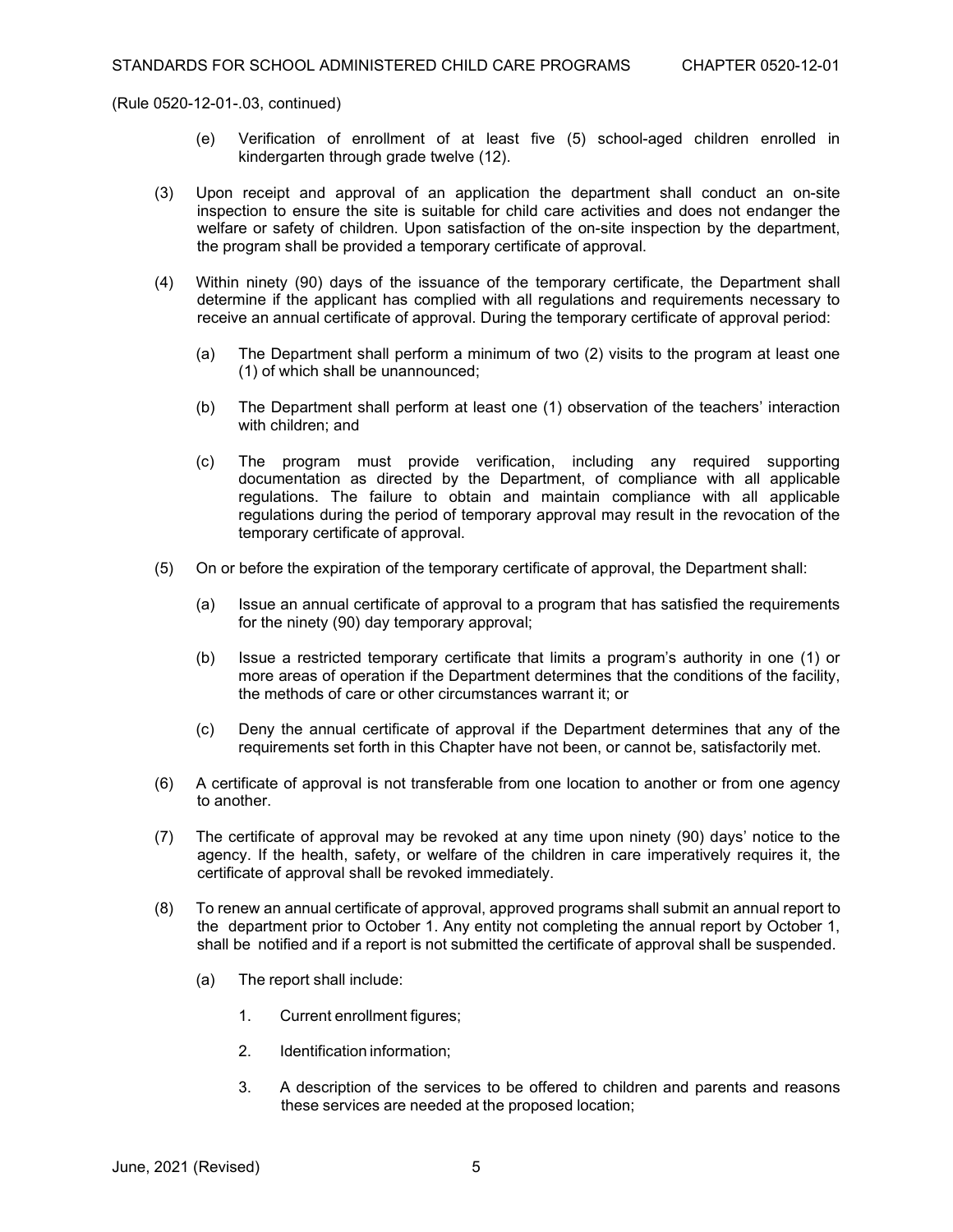(Rule 0520-12-01-.03, continued)

(e) Verification of enrollment of at least five (5) school-aged children enrolled in kindergarten through grade twelve (12).

(3) Upon receipt and approval of an application the department shall conduct an on-site inspection to ensure the site is suitable for child care activities and does not endanger the welfare or safety of children. Upon satisfaction of the on-site inspection by the department, the program shall be provided a temporary certificate of approval.

(4) Within ninety (90) days of the issuance of the temporary certificate, the Department shall determine if the applicant has complied with all regulations and requirements necessary to receive an annual certificate of approval. During the temporary certificate of approval period:

(a) The Department shall perform a minimum of two (2) visits to the program at least one (1) of which shall be unannounced;

(b) The Department shall perform at least one (1) observation of the teachers' interaction with children; and

(c) The program must provide verification, including any required supporting documentation as directed by the Department, of compliance with all applicable regulations. The failure to obtain and maintain compliance with all applicable regulations during the period of temporary approval may result in the revocation of the temporary certificate of approval.

(5) On or before the expiration of the temporary certificate of approval, the Department shall:

(a) Issue an annual certificate of approval to a program that has satisfied the requirements for the ninety (90) day temporary approval;

(b) Issue a restricted temporary certificate that limits a program's authority in one (1) or more areas of operation if the Department determines that the conditions of the facility, the methods of care or other circumstances warrant it; or

(c) Deny the annual certificate of approval if the Department determines that any of the requirements set forth in this Chapter have not been, or cannot be, satisfactorily met.

(6) A certificate of approval is not transferable from one location to another or from one agency to another.

(7) The certificate of approval may be revoked at any time upon ninety (90) days' notice to the agency. If the health, safety, or welfare of the children in care imperatively requires it, the certificate of approval shall be revoked immediately.

(8) To renew an annual certificate of approval, approved programs shall submit an annual report to the department prior to October 1. Any entity not completing the annual report by October 1, shall be notified and if a report is not submitted the certificate of approval shall be suspended.

(a) The report shall include:

1. Current enrollment figures;

2. Identification information;

3. A description of the services to be offered to children and parents and reasons these services are needed at the proposed location;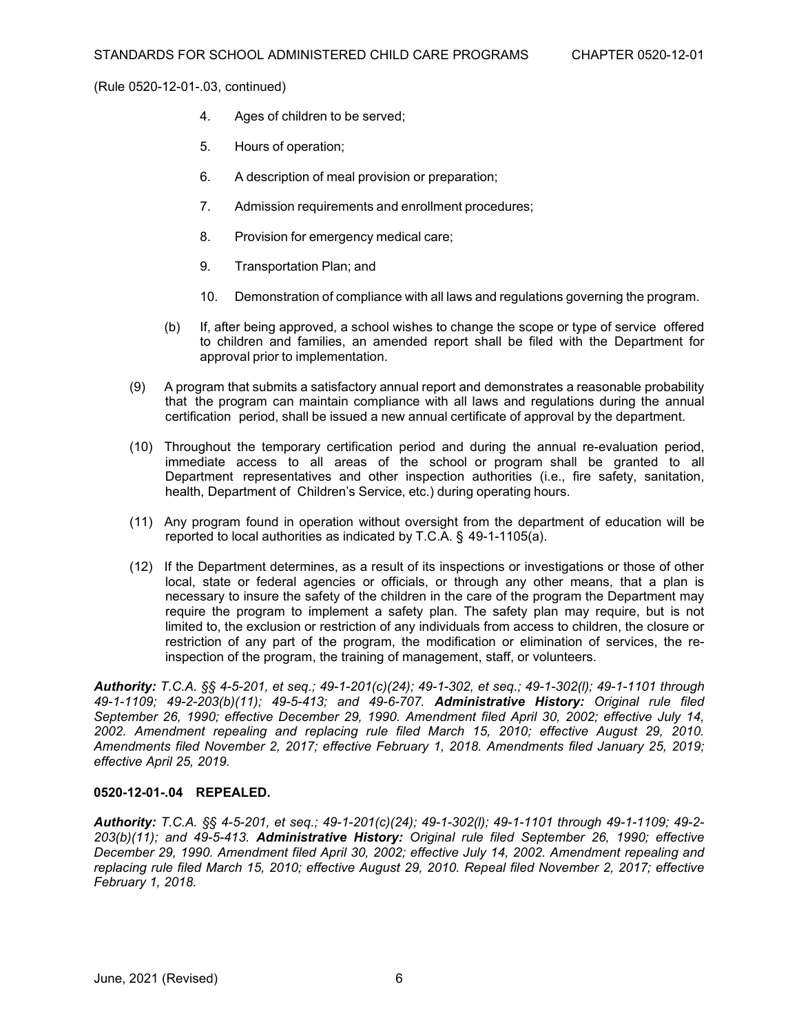(Rule 0520-12-01-.03, continued)

4. Ages of children to be served;

5. Hours of operation;

6. A description of meal provision or preparation;

7. Admission requirements and enrollment procedures;

8. Provision for emergency medical care;

9. Transportation Plan; and

10. Demonstration of compliance with all laws and regulations governing the program.

(b) If, after being approved, a school wishes to change the scope or type of service offered to children and families, an amended report shall be filed with the Department for approval prior to implementation.

(9) A program that submits a satisfactory annual report and demonstrates a reasonable probability that the program can maintain compliance with all laws and regulations during the annual certification period, shall be issued a new annual certificate of approval by the department.

(10) Throughout the temporary certification period and during the annual re-evaluation period, immediate access to all areas of the school or program shall be granted to all Department representatives and other inspection authorities (i.e., fire safety, sanitation, health, Department of Children's Service, etc.) during operating hours.

(11) Any program found in operation without oversight from the department of education will be reported to local authorities as indicated by T.C.A. § 49-1-1105(a).

(12) If the Department determines, as a result of its inspections or investigations or those of other local, state or federal agencies or officials, or through any other means, that a plan is necessary to insure the safety of the children in the care of the program the Department may require the program to implement a safety plan. The safety plan may require, but is not limited to, the exclusion or restriction of any individuals from access to children, the closure or restriction of any part of the program, the modification or elimination of services, the re-inspection of the program, the training of management, staff, or volunteers.

***Authority:*** *T.C.A. §§ 4-5-201, et seq.; 49-1-201(c)(24); 49-1-302, et seq.; 49-1-302(l); 49-1-1101 through 49-1-1109; 49-2-203(b)(11); 49-5-413; and 49-6-707.* ***Administrative History:*** *Original rule filed September 26, 1990; effective December 29, 1990. Amendment filed April 30, 2002; effective July 14, 2002. Amendment repealing and replacing rule filed March 15, 2010; effective August 29, 2010. Amendments filed November 2, 2017; effective February 1, 2018. Amendments filed January 25, 2019; effective April 25, 2019.*

**0520-12-01-.04 REPEALED.**

***Authority:*** *T.C.A. §§ 4-5-201, et seq.; 49-1-201(c)(24); 49-1-302(l); 49-1-1101 through 49-1-1109; 49-2-203(b)(11); and 49-5-413.* ***Administrative History:*** *Original rule filed September 26, 1990; effective December 29, 1990. Amendment filed April 30, 2002; effective July 14, 2002. Amendment repealing and replacing rule filed March 15, 2010; effective August 29, 2010. Repeal filed November 2, 2017; effective February 1, 2018.*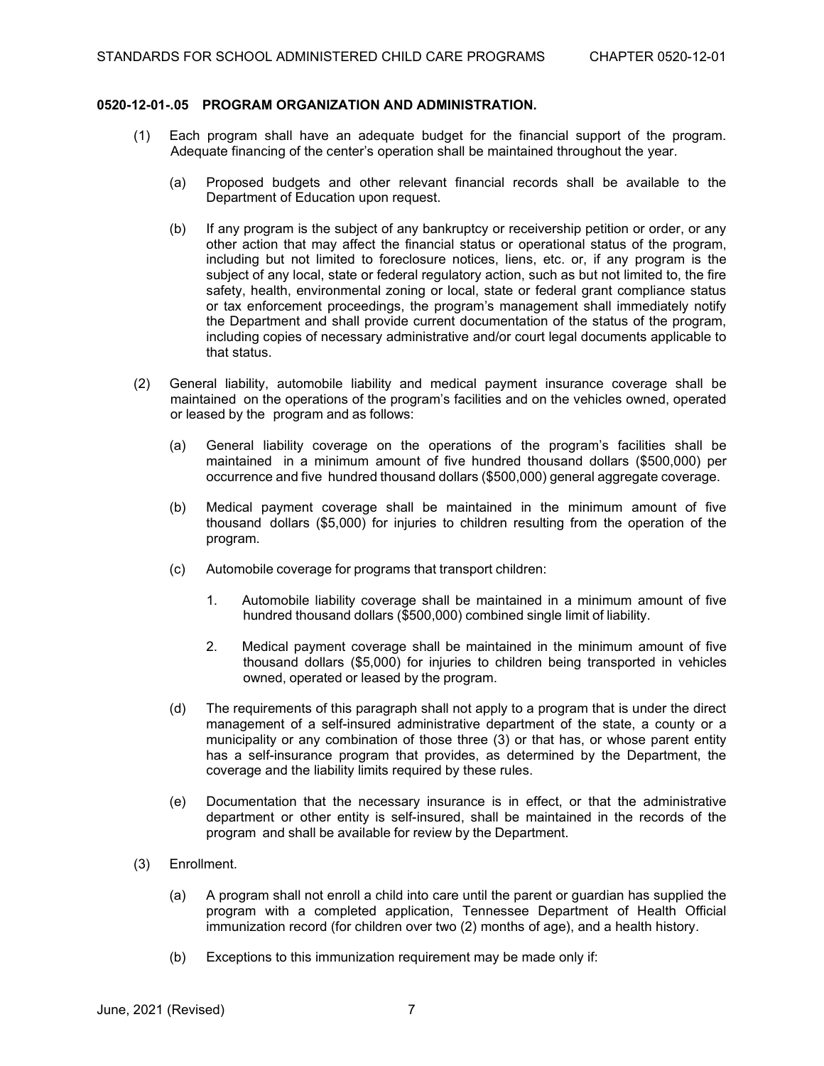#### 0520-12-01-.05 PROGRAM ORGANIZATION AND ADMINISTRATION.

(1) Each program shall have an adequate budget for the financial support of the program. Adequate financing of the center's operation shall be maintained throughout the year.

(a) Proposed budgets and other relevant financial records shall be available to the Department of Education upon request.

(b) If any program is the subject of any bankruptcy or receivership petition or order, or any other action that may affect the financial status or operational status of the program, including but not limited to foreclosure notices, liens, etc. or, if any program is the subject of any local, state or federal regulatory action, such as but not limited to, the fire safety, health, environmental zoning or local, state or federal grant compliance status or tax enforcement proceedings, the program's management shall immediately notify the Department and shall provide current documentation of the status of the program, including copies of necessary administrative and/or court legal documents applicable to that status.

(2) General liability, automobile liability and medical payment insurance coverage shall be maintained on the operations of the program's facilities and on the vehicles owned, operated or leased by the program and as follows:

(a) General liability coverage on the operations of the program's facilities shall be maintained in a minimum amount of five hundred thousand dollars ($500,000) per occurrence and five hundred thousand dollars ($500,000) general aggregate coverage.

(b) Medical payment coverage shall be maintained in the minimum amount of five thousand dollars ($5,000) for injuries to children resulting from the operation of the program.

(c) Automobile coverage for programs that transport children:

1. Automobile liability coverage shall be maintained in a minimum amount of five hundred thousand dollars ($500,000) combined single limit of liability.

2. Medical payment coverage shall be maintained in the minimum amount of five thousand dollars ($5,000) for injuries to children being transported in vehicles owned, operated or leased by the program.

(d) The requirements of this paragraph shall not apply to a program that is under the direct management of a self-insured administrative department of the state, a county or a municipality or any combination of those three (3) or that has, or whose parent entity has a self-insurance program that provides, as determined by the Department, the coverage and the liability limits required by these rules.

(e) Documentation that the necessary insurance is in effect, or that the administrative department or other entity is self-insured, shall be maintained in the records of the program and shall be available for review by the Department.

(3) Enrollment.

(a) A program shall not enroll a child into care until the parent or guardian has supplied the program with a completed application, Tennessee Department of Health Official immunization record (for children over two (2) months of age), and a health history.

(b) Exceptions to this immunization requirement may be made only if: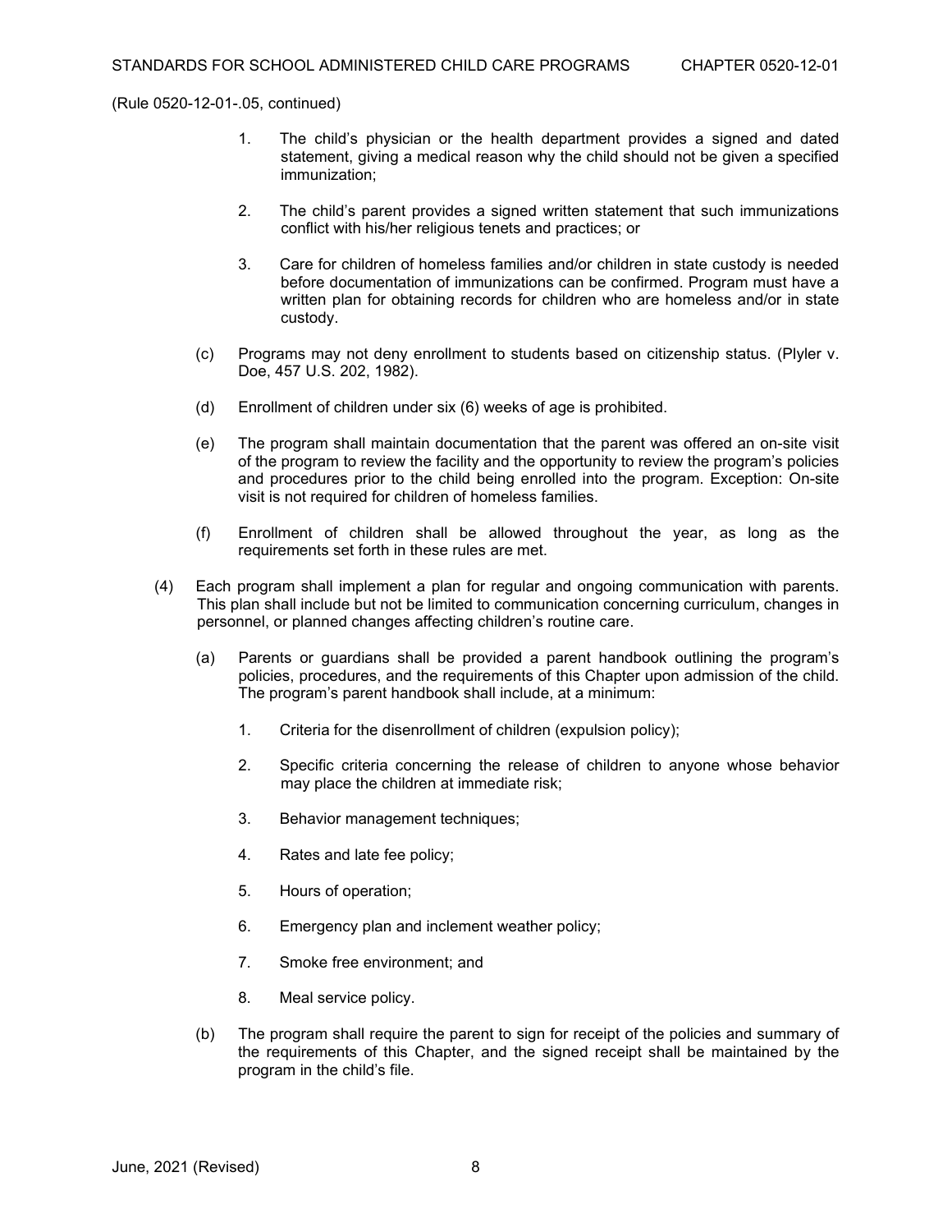(Rule 0520-12-01-.05, continued)

1. The child's physician or the health department provides a signed and dated statement, giving a medical reason why the child should not be given a specified immunization;

2. The child's parent provides a signed written statement that such immunizations conflict with his/her religious tenets and practices; or

3. Care for children of homeless families and/or children in state custody is needed before documentation of immunizations can be confirmed. Program must have a written plan for obtaining records for children who are homeless and/or in state custody.

(c) Programs may not deny enrollment to students based on citizenship status. (Plyler v. Doe, 457 U.S. 202, 1982).

(d) Enrollment of children under six (6) weeks of age is prohibited.

(e) The program shall maintain documentation that the parent was offered an on-site visit of the program to review the facility and the opportunity to review the program's policies and procedures prior to the child being enrolled into the program. Exception: On-site visit is not required for children of homeless families.

(f) Enrollment of children shall be allowed throughout the year, as long as the requirements set forth in these rules are met.

(4) Each program shall implement a plan for regular and ongoing communication with parents. This plan shall include but not be limited to communication concerning curriculum, changes in personnel, or planned changes affecting children's routine care.

(a) Parents or guardians shall be provided a parent handbook outlining the program's policies, procedures, and the requirements of this Chapter upon admission of the child. The program's parent handbook shall include, at a minimum:

1. Criteria for the disenrollment of children (expulsion policy);

2. Specific criteria concerning the release of children to anyone whose behavior may place the children at immediate risk;

3. Behavior management techniques;

4. Rates and late fee policy;

5. Hours of operation;

6. Emergency plan and inclement weather policy;

7. Smoke free environment; and

8. Meal service policy.

(b) The program shall require the parent to sign for receipt of the policies and summary of the requirements of this Chapter, and the signed receipt shall be maintained by the program in the child's file.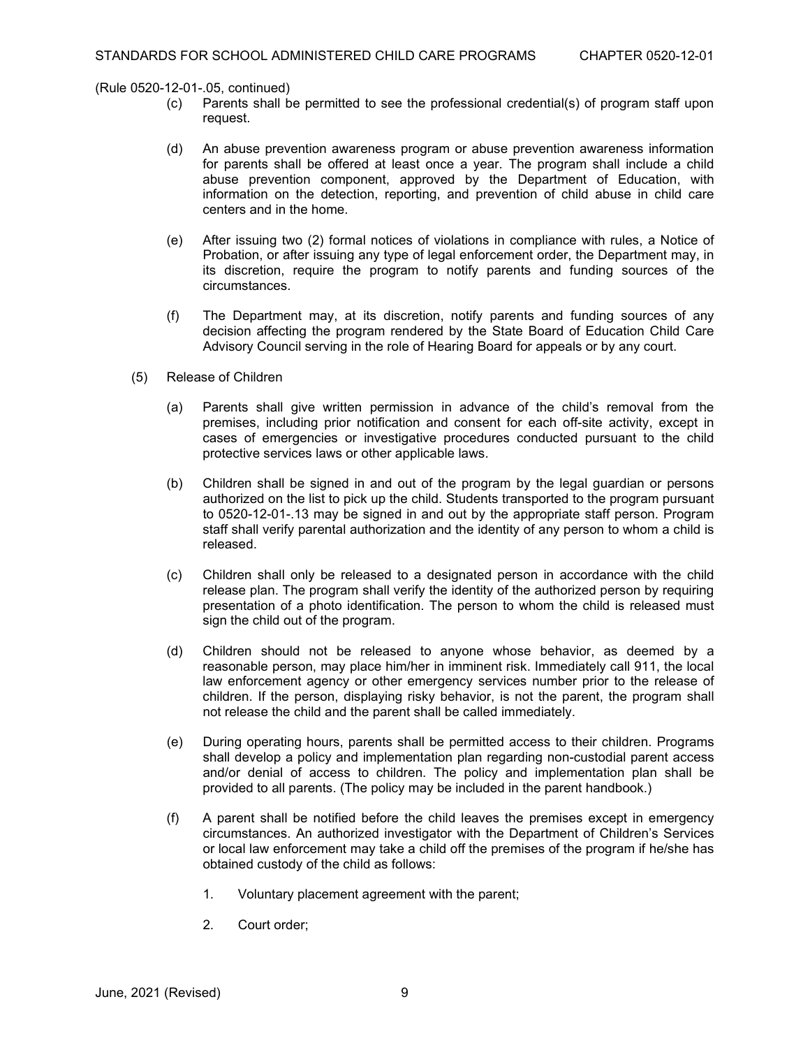(Rule 0520-12-01-.05, continued)

(c) Parents shall be permitted to see the professional credential(s) of program staff upon request.

(d) An abuse prevention awareness program or abuse prevention awareness information for parents shall be offered at least once a year. The program shall include a child abuse prevention component, approved by the Department of Education, with information on the detection, reporting, and prevention of child abuse in child care centers and in the home.

(e) After issuing two (2) formal notices of violations in compliance with rules, a Notice of Probation, or after issuing any type of legal enforcement order, the Department may, in its discretion, require the program to notify parents and funding sources of the circumstances.

(f) The Department may, at its discretion, notify parents and funding sources of any decision affecting the program rendered by the State Board of Education Child Care Advisory Council serving in the role of Hearing Board for appeals or by any court.

(5) Release of Children

(a) Parents shall give written permission in advance of the child's removal from the premises, including prior notification and consent for each off-site activity, except in cases of emergencies or investigative procedures conducted pursuant to the child protective services laws or other applicable laws.

(b) Children shall be signed in and out of the program by the legal guardian or persons authorized on the list to pick up the child. Students transported to the program pursuant to 0520-12-01-.13 may be signed in and out by the appropriate staff person. Program staff shall verify parental authorization and the identity of any person to whom a child is released.

(c) Children shall only be released to a designated person in accordance with the child release plan. The program shall verify the identity of the authorized person by requiring presentation of a photo identification. The person to whom the child is released must sign the child out of the program.

(d) Children should not be released to anyone whose behavior, as deemed by a reasonable person, may place him/her in imminent risk. Immediately call 911, the local law enforcement agency or other emergency services number prior to the release of children. If the person, displaying risky behavior, is not the parent, the program shall not release the child and the parent shall be called immediately.

(e) During operating hours, parents shall be permitted access to their children. Programs shall develop a policy and implementation plan regarding non-custodial parent access and/or denial of access to children. The policy and implementation plan shall be provided to all parents. (The policy may be included in the parent handbook.)

(f) A parent shall be notified before the child leaves the premises except in emergency circumstances. An authorized investigator with the Department of Children's Services or local law enforcement may take a child off the premises of the program if he/she has obtained custody of the child as follows:

1. Voluntary placement agreement with the parent;

2. Court order;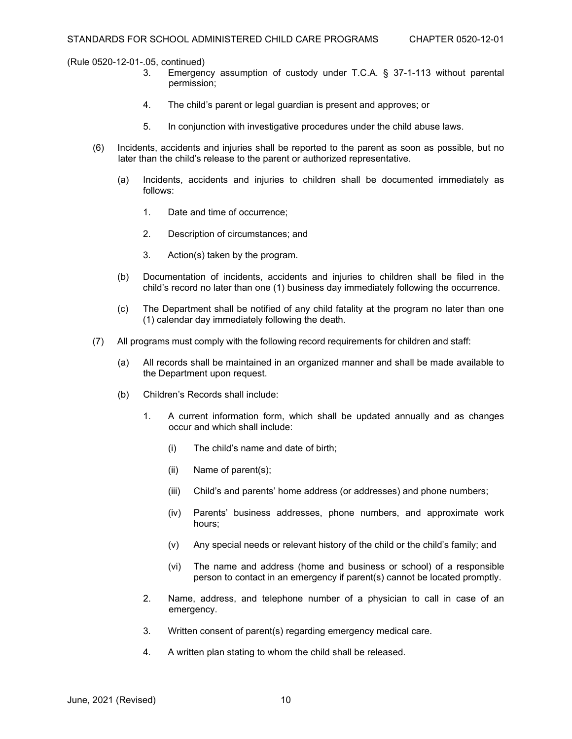(Rule 0520-12-01-.05, continued)

3. Emergency assumption of custody under T.C.A. § 37-1-113 without parental permission;

4. The child's parent or legal guardian is present and approves; or

5. In conjunction with investigative procedures under the child abuse laws.

(6) Incidents, accidents and injuries shall be reported to the parent as soon as possible, but no later than the child's release to the parent or authorized representative.

(a) Incidents, accidents and injuries to children shall be documented immediately as follows:

1. Date and time of occurrence;

2. Description of circumstances; and

3. Action(s) taken by the program.

(b) Documentation of incidents, accidents and injuries to children shall be filed in the child's record no later than one (1) business day immediately following the occurrence.

(c) The Department shall be notified of any child fatality at the program no later than one (1) calendar day immediately following the death.

(7) All programs must comply with the following record requirements for children and staff:

(a) All records shall be maintained in an organized manner and shall be made available to the Department upon request.

(b) Children's Records shall include:

1. A current information form, which shall be updated annually and as changes occur and which shall include:

(i) The child's name and date of birth;

(ii) Name of parent(s);

(iii) Child's and parents' home address (or addresses) and phone numbers;

(iv) Parents' business addresses, phone numbers, and approximate work hours;

(v) Any special needs or relevant history of the child or the child's family; and

(vi) The name and address (home and business or school) of a responsible person to contact in an emergency if parent(s) cannot be located promptly.

2. Name, address, and telephone number of a physician to call in case of an emergency.

3. Written consent of parent(s) regarding emergency medical care.

4. A written plan stating to whom the child shall be released.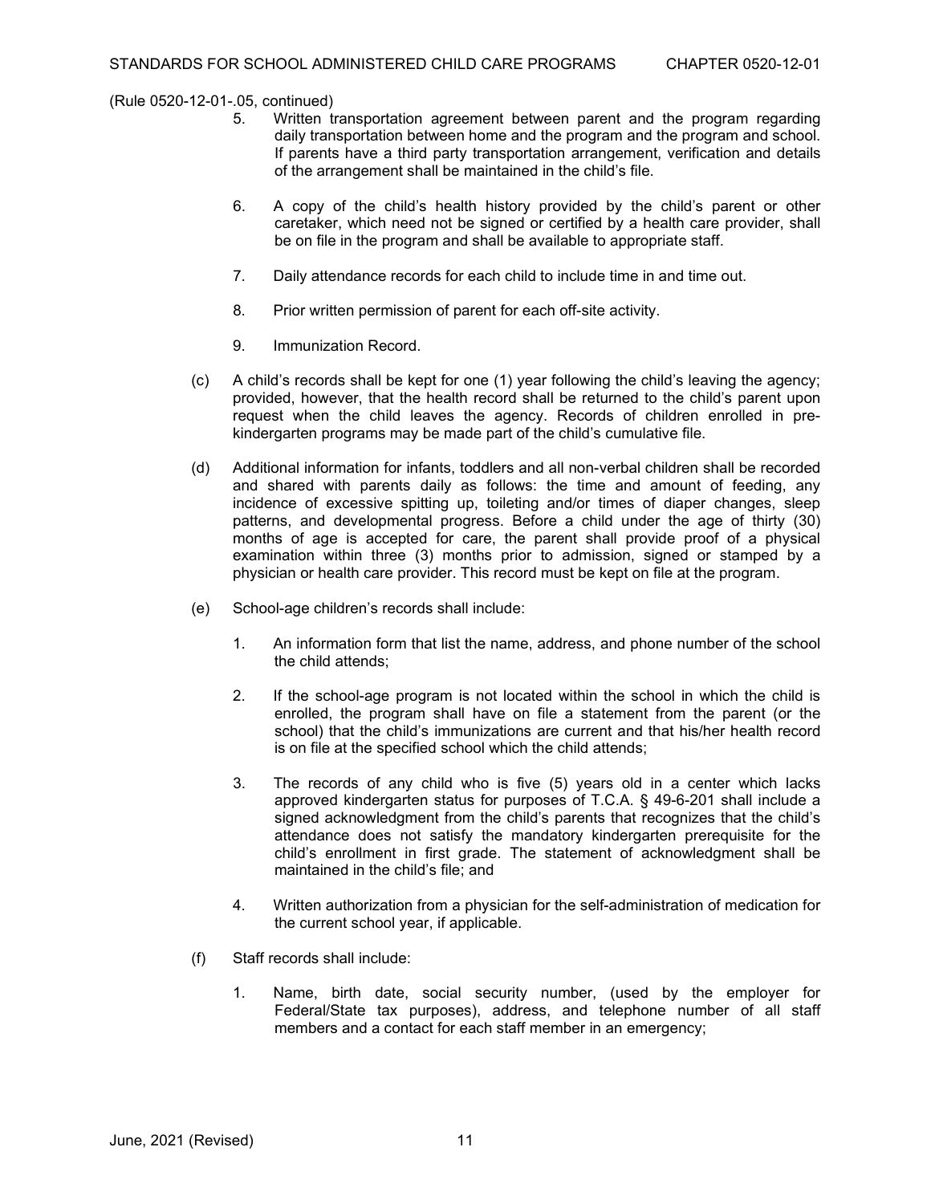(Rule 0520-12-01-.05, continued)

5. Written transportation agreement between parent and the program regarding daily transportation between home and the program and the program and school. If parents have a third party transportation arrangement, verification and details of the arrangement shall be maintained in the child's file.

6. A copy of the child's health history provided by the child's parent or other caretaker, which need not be signed or certified by a health care provider, shall be on file in the program and shall be available to appropriate staff.

7. Daily attendance records for each child to include time in and time out.

8. Prior written permission of parent for each off-site activity.

9. Immunization Record.

(c) A child's records shall be kept for one (1) year following the child's leaving the agency; provided, however, that the health record shall be returned to the child's parent upon request when the child leaves the agency. Records of children enrolled in pre-kindergarten programs may be made part of the child's cumulative file.

(d) Additional information for infants, toddlers and all non-verbal children shall be recorded and shared with parents daily as follows: the time and amount of feeding, any incidence of excessive spitting up, toileting and/or times of diaper changes, sleep patterns, and developmental progress. Before a child under the age of thirty (30) months of age is accepted for care, the parent shall provide proof of a physical examination within three (3) months prior to admission, signed or stamped by a physician or health care provider. This record must be kept on file at the program.

(e) School-age children's records shall include:

1. An information form that list the name, address, and phone number of the school the child attends;

2. If the school-age program is not located within the school in which the child is enrolled, the program shall have on file a statement from the parent (or the school) that the child's immunizations are current and that his/her health record is on file at the specified school which the child attends;

3. The records of any child who is five (5) years old in a center which lacks approved kindergarten status for purposes of T.C.A. § 49-6-201 shall include a signed acknowledgment from the child's parents that recognizes that the child's attendance does not satisfy the mandatory kindergarten prerequisite for the child's enrollment in first grade. The statement of acknowledgment shall be maintained in the child's file; and

4. Written authorization from a physician for the self-administration of medication for the current school year, if applicable.

(f) Staff records shall include:

1. Name, birth date, social security number, (used by the employer for Federal/State tax purposes), address, and telephone number of all staff members and a contact for each staff member in an emergency;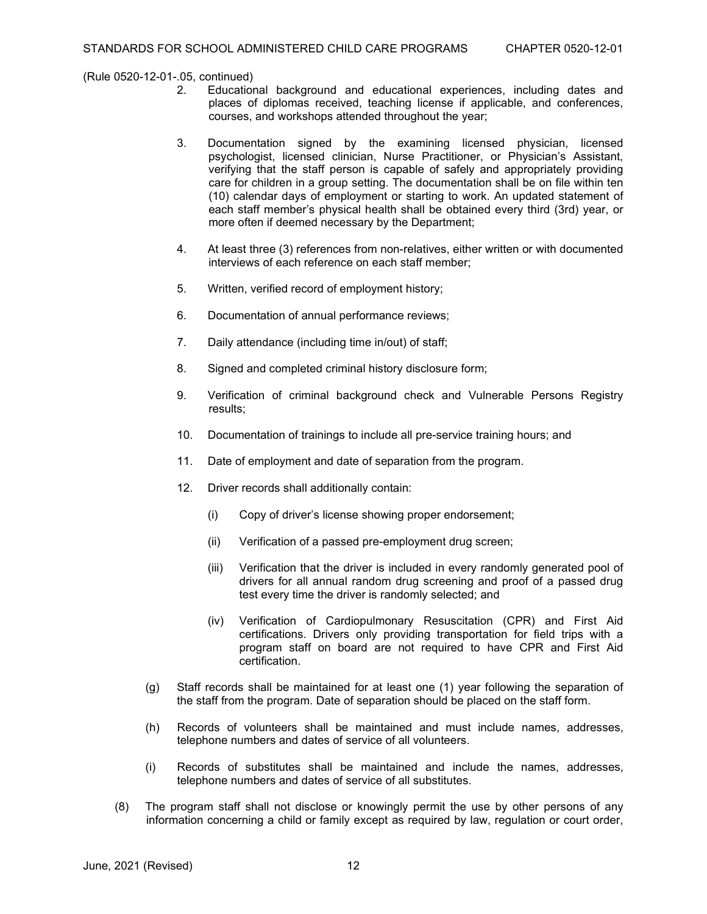(Rule 0520-12-01-.05, continued)

2. Educational background and educational experiences, including dates and places of diplomas received, teaching license if applicable, and conferences, courses, and workshops attended throughout the year;

3. Documentation signed by the examining licensed physician, licensed psychologist, licensed clinician, Nurse Practitioner, or Physician's Assistant, verifying that the staff person is capable of safely and appropriately providing care for children in a group setting. The documentation shall be on file within ten (10) calendar days of employment or starting to work. An updated statement of each staff member's physical health shall be obtained every third (3rd) year, or more often if deemed necessary by the Department;

4. At least three (3) references from non-relatives, either written or with documented interviews of each reference on each staff member;

5. Written, verified record of employment history;

6. Documentation of annual performance reviews;

7. Daily attendance (including time in/out) of staff;

8. Signed and completed criminal history disclosure form;

9. Verification of criminal background check and Vulnerable Persons Registry results;

10. Documentation of trainings to include all pre-service training hours; and

11. Date of employment and date of separation from the program.

12. Driver records shall additionally contain:

    (i) Copy of driver's license showing proper endorsement;

    (ii) Verification of a passed pre-employment drug screen;

    (iii) Verification that the driver is included in every randomly generated pool of drivers for all annual random drug screening and proof of a passed drug test every time the driver is randomly selected; and

    (iv) Verification of Cardiopulmonary Resuscitation (CPR) and First Aid certifications. Drivers only providing transportation for field trips with a program staff on board are not required to have CPR and First Aid certification.

(g) Staff records shall be maintained for at least one (1) year following the separation of the staff from the program. Date of separation should be placed on the staff form.

(h) Records of volunteers shall be maintained and must include names, addresses, telephone numbers and dates of service of all volunteers.

(i) Records of substitutes shall be maintained and include the names, addresses, telephone numbers and dates of service of all substitutes.

(8) The program staff shall not disclose or knowingly permit the use by other persons of any information concerning a child or family except as required by law, regulation or court order,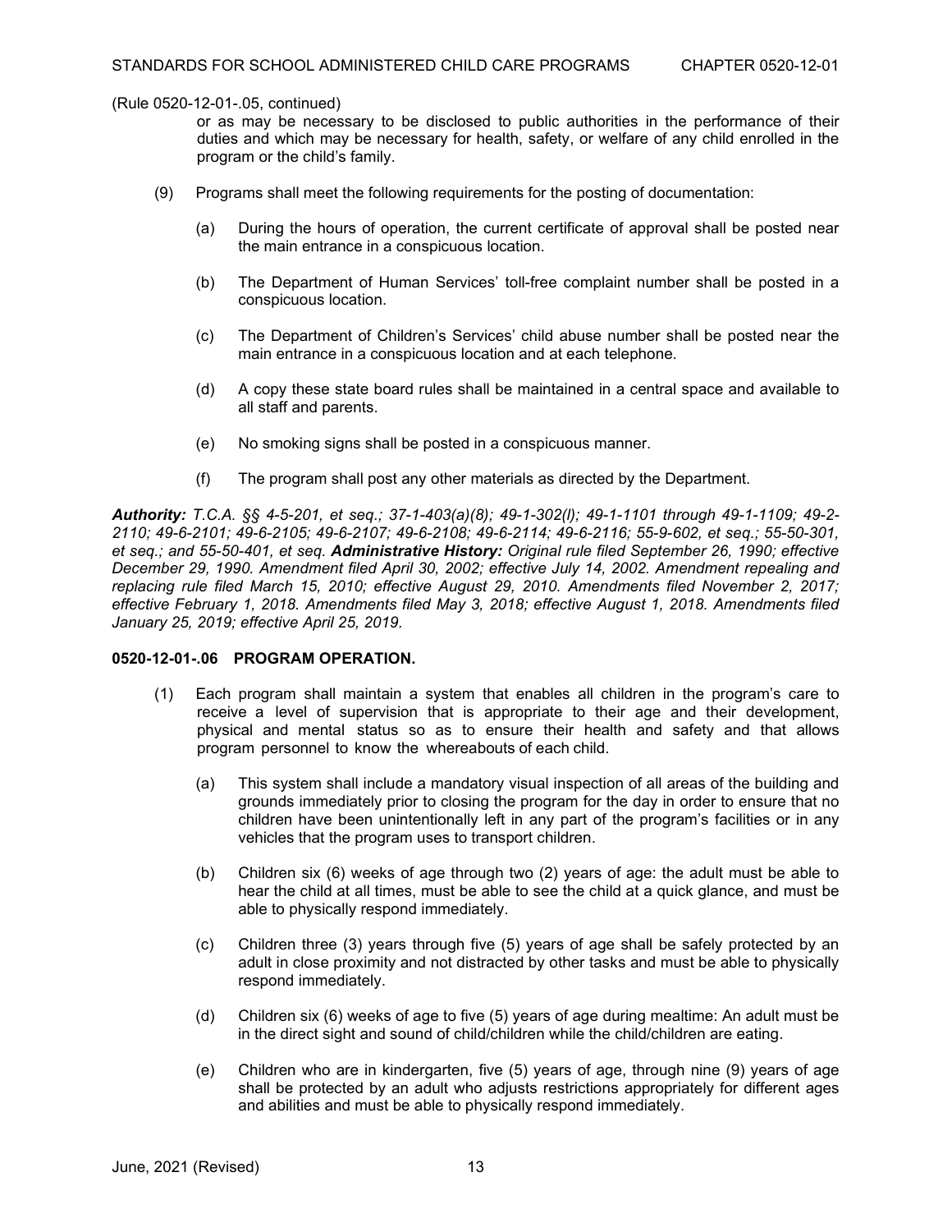(Rule 0520-12-01-.05, continued)

or as may be necessary to be disclosed to public authorities in the performance of their duties and which may be necessary for health, safety, or welfare of any child enrolled in the program or the child's family.

(9) Programs shall meet the following requirements for the posting of documentation:

(a) During the hours of operation, the current certificate of approval shall be posted near the main entrance in a conspicuous location.

(b) The Department of Human Services' toll-free complaint number shall be posted in a conspicuous location.

(c) The Department of Children's Services' child abuse number shall be posted near the main entrance in a conspicuous location and at each telephone.

(d) A copy these state board rules shall be maintained in a central space and available to all staff and parents.

(e) No smoking signs shall be posted in a conspicuous manner.

(f) The program shall post any other materials as directed by the Department.

***Authority:*** *T.C.A. §§ 4-5-201, et seq.; 37-1-403(a)(8); 49-1-302(l); 49-1-1101 through 49-1-1109; 49-2-2110; 49-6-2101; 49-6-2105; 49-6-2107; 49-6-2108; 49-6-2114; 49-6-2116; 55-9-602, et seq.; 55-50-301, et seq.; and 55-50-401, et seq.* ***Administrative History:*** *Original rule filed September 26, 1990; effective December 29, 1990. Amendment filed April 30, 2002; effective July 14, 2002. Amendment repealing and replacing rule filed March 15, 2010; effective August 29, 2010. Amendments filed November 2, 2017; effective February 1, 2018. Amendments filed May 3, 2018; effective August 1, 2018. Amendments filed January 25, 2019; effective April 25, 2019.*

**0520-12-01-.06 PROGRAM OPERATION.**

(1) Each program shall maintain a system that enables all children in the program's care to receive a level of supervision that is appropriate to their age and their development, physical and mental status so as to ensure their health and safety and that allows program personnel to know the whereabouts of each child.

(a) This system shall include a mandatory visual inspection of all areas of the building and grounds immediately prior to closing the program for the day in order to ensure that no children have been unintentionally left in any part of the program's facilities or in any vehicles that the program uses to transport children.

(b) Children six (6) weeks of age through two (2) years of age: the adult must be able to hear the child at all times, must be able to see the child at a quick glance, and must be able to physically respond immediately.

(c) Children three (3) years through five (5) years of age shall be safely protected by an adult in close proximity and not distracted by other tasks and must be able to physically respond immediately.

(d) Children six (6) weeks of age to five (5) years of age during mealtime: An adult must be in the direct sight and sound of child/children while the child/children are eating.

(e) Children who are in kindergarten, five (5) years of age, through nine (9) years of age shall be protected by an adult who adjusts restrictions appropriately for different ages and abilities and must be able to physically respond immediately.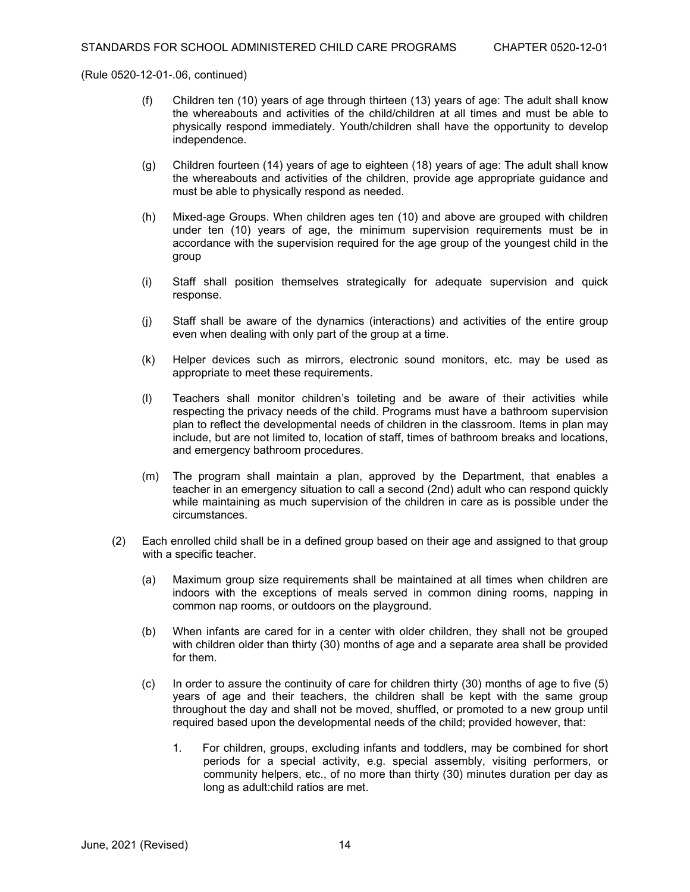(Rule 0520-12-01-.06, continued)

(f) Children ten (10) years of age through thirteen (13) years of age: The adult shall know the whereabouts and activities of the child/children at all times and must be able to physically respond immediately. Youth/children shall have the opportunity to develop independence.

(g) Children fourteen (14) years of age to eighteen (18) years of age: The adult shall know the whereabouts and activities of the children, provide age appropriate guidance and must be able to physically respond as needed.

(h) Mixed-age Groups. When children ages ten (10) and above are grouped with children under ten (10) years of age, the minimum supervision requirements must be in accordance with the supervision required for the age group of the youngest child in the group

(i) Staff shall position themselves strategically for adequate supervision and quick response.

(j) Staff shall be aware of the dynamics (interactions) and activities of the entire group even when dealing with only part of the group at a time.

(k) Helper devices such as mirrors, electronic sound monitors, etc. may be used as appropriate to meet these requirements.

(l) Teachers shall monitor children's toileting and be aware of their activities while respecting the privacy needs of the child. Programs must have a bathroom supervision plan to reflect the developmental needs of children in the classroom. Items in plan may include, but are not limited to, location of staff, times of bathroom breaks and locations, and emergency bathroom procedures.

(m) The program shall maintain a plan, approved by the Department, that enables a teacher in an emergency situation to call a second (2nd) adult who can respond quickly while maintaining as much supervision of the children in care as is possible under the circumstances.

(2) Each enrolled child shall be in a defined group based on their age and assigned to that group with a specific teacher.

(a) Maximum group size requirements shall be maintained at all times when children are indoors with the exceptions of meals served in common dining rooms, napping in common nap rooms, or outdoors on the playground.

(b) When infants are cared for in a center with older children, they shall not be grouped with children older than thirty (30) months of age and a separate area shall be provided for them.

(c) In order to assure the continuity of care for children thirty (30) months of age to five (5) years of age and their teachers, the children shall be kept with the same group throughout the day and shall not be moved, shuffled, or promoted to a new group until required based upon the developmental needs of the child; provided however, that:

1. For children, groups, excluding infants and toddlers, may be combined for short periods for a special activity, e.g. special assembly, visiting performers, or community helpers, etc., of no more than thirty (30) minutes duration per day as long as adult:child ratios are met.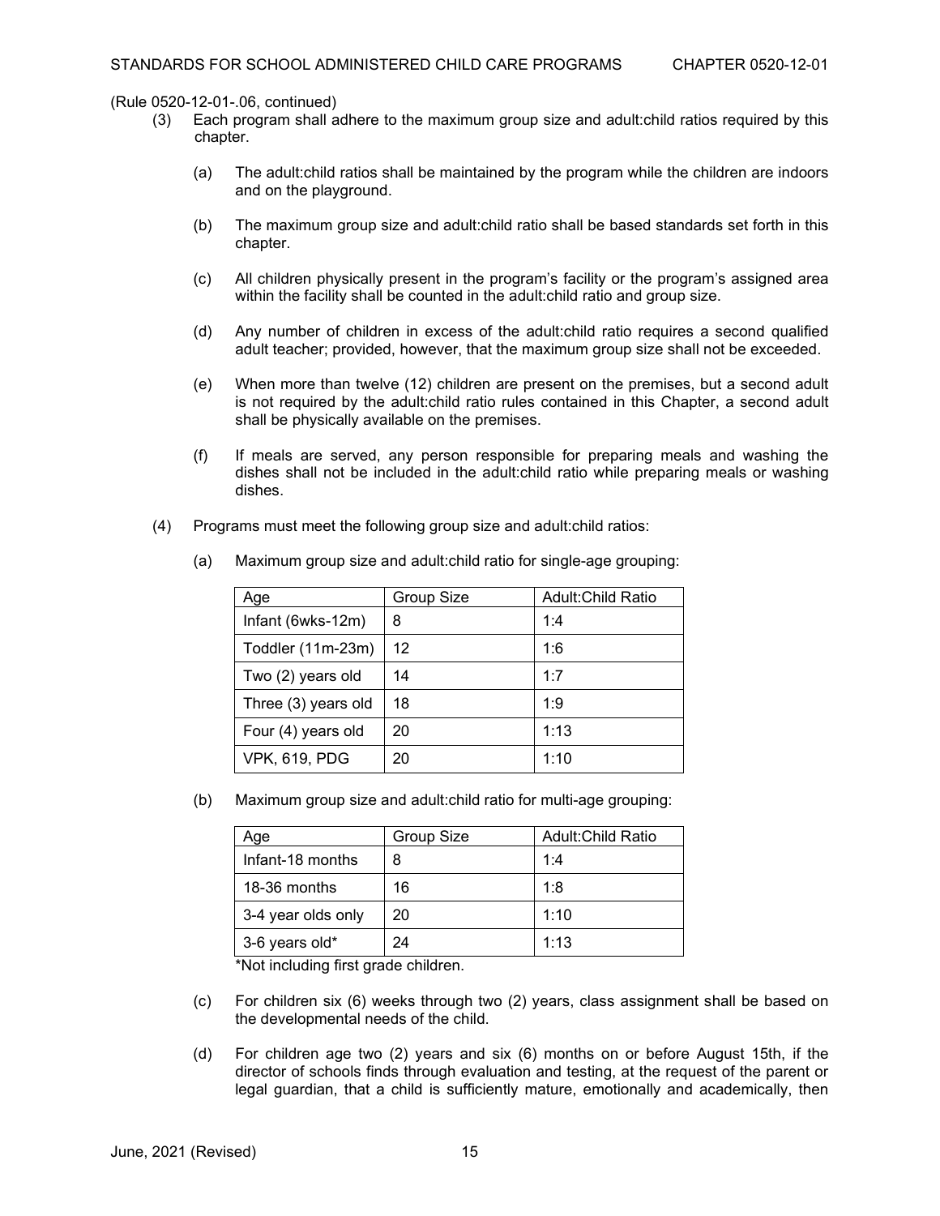(Rule 0520-12-01-.06, continued)

(3) Each program shall adhere to the maximum group size and adult:child ratios required by this chapter.

(a) The adult:child ratios shall be maintained by the program while the children are indoors and on the playground.

(b) The maximum group size and adult:child ratio shall be based standards set forth in this chapter.

(c) All children physically present in the program's facility or the program's assigned area within the facility shall be counted in the adult:child ratio and group size.

(d) Any number of children in excess of the adult:child ratio requires a second qualified adult teacher; provided, however, that the maximum group size shall not be exceeded.

(e) When more than twelve (12) children are present on the premises, but a second adult is not required by the adult:child ratio rules contained in this Chapter, a second adult shall be physically available on the premises.

(f) If meals are served, any person responsible for preparing meals and washing the dishes shall not be included in the adult:child ratio while preparing meals or washing dishes.

(4) Programs must meet the following group size and adult:child ratios:

(a) Maximum group size and adult:child ratio for single-age grouping:

| Age | Group Size | Adult:Child Ratio |
|---|---|---|
| Infant (6wks-12m) | 8 | 1:4 |
| Toddler (11m-23m) | 12 | 1:6 |
| Two (2) years old | 14 | 1:7 |
| Three (3) years old | 18 | 1:9 |
| Four (4) years old | 20 | 1:13 |
| VPK, 619, PDG | 20 | 1:10 |

(b) Maximum group size and adult:child ratio for multi-age grouping:

| Age | Group Size | Adult:Child Ratio |
|---|---|---|
| Infant-18 months | 8 | 1:4 |
| 18-36 months | 16 | 1:8 |
| 3-4 year olds only | 20 | 1:10 |
| 3-6 years old* | 24 | 1:13 |

*Not including first grade children.

(c) For children six (6) weeks through two (2) years, class assignment shall be based on the developmental needs of the child.

(d) For children age two (2) years and six (6) months on or before August 15th, if the director of schools finds through evaluation and testing, at the request of the parent or legal guardian, that a child is sufficiently mature, emotionally and academically, then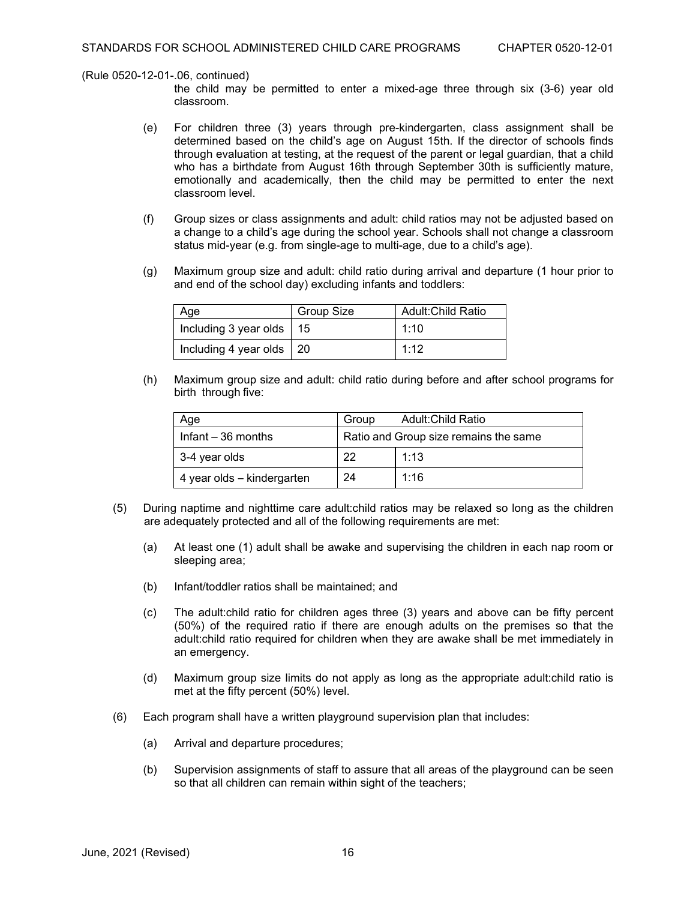(Rule 0520-12-01-.06, continued)

the child may be permitted to enter a mixed-age three through six (3-6) year old classroom.

(e) For children three (3) years through pre-kindergarten, class assignment shall be determined based on the child's age on August 15th. If the director of schools finds through evaluation at testing, at the request of the parent or legal guardian, that a child who has a birthdate from August 16th through September 30th is sufficiently mature, emotionally and academically, then the child may be permitted to enter the next classroom level.

(f) Group sizes or class assignments and adult: child ratios may not be adjusted based on a change to a child's age during the school year. Schools shall not change a classroom status mid-year (e.g. from single-age to multi-age, due to a child's age).

(g) Maximum group size and adult: child ratio during arrival and departure (1 hour prior to and end of the school day) excluding infants and toddlers:

| Age | Group Size | Adult:Child Ratio |
|---|---|---|
| Including 3 year olds | 15 | 1:10 |
| Including 4 year olds | 20 | 1:12 |

(h) Maximum group size and adult: child ratio during before and after school programs for birth through five:

| Age | Group | Adult:Child Ratio |
|---|---|---|
| Infant – 36 months | Ratio and Group size remains the same | |
| 3-4 year olds | 22 | 1:13 |
| 4 year olds – kindergarten | 24 | 1:16 |

(5) During naptime and nighttime care adult:child ratios may be relaxed so long as the children are adequately protected and all of the following requirements are met:

(a) At least one (1) adult shall be awake and supervising the children in each nap room or sleeping area;

(b) Infant/toddler ratios shall be maintained; and

(c) The adult:child ratio for children ages three (3) years and above can be fifty percent (50%) of the required ratio if there are enough adults on the premises so that the adult:child ratio required for children when they are awake shall be met immediately in an emergency.

(d) Maximum group size limits do not apply as long as the appropriate adult:child ratio is met at the fifty percent (50%) level.

(6) Each program shall have a written playground supervision plan that includes:

(a) Arrival and departure procedures;

(b) Supervision assignments of staff to assure that all areas of the playground can be seen so that all children can remain within sight of the teachers;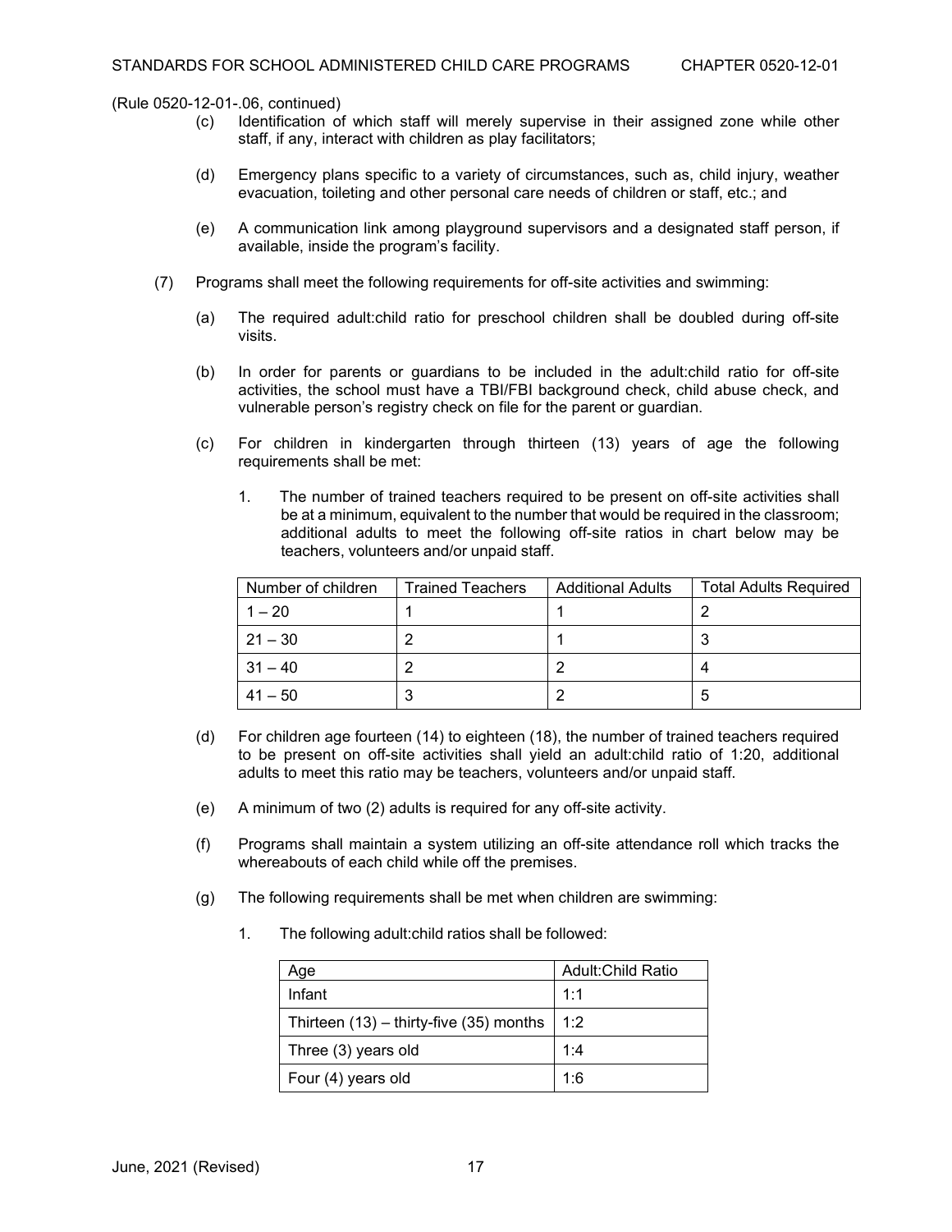(Rule 0520-12-01-.06, continued)

(c) Identification of which staff will merely supervise in their assigned zone while other staff, if any, interact with children as play facilitators;

(d) Emergency plans specific to a variety of circumstances, such as, child injury, weather evacuation, toileting and other personal care needs of children or staff, etc.; and

(e) A communication link among playground supervisors and a designated staff person, if available, inside the program's facility.

(7) Programs shall meet the following requirements for off-site activities and swimming:

(a) The required adult:child ratio for preschool children shall be doubled during off-site visits.

(b) In order for parents or guardians to be included in the adult:child ratio for off-site activities, the school must have a TBI/FBI background check, child abuse check, and vulnerable person's registry check on file for the parent or guardian.

(c) For children in kindergarten through thirteen (13) years of age the following requirements shall be met:

1. The number of trained teachers required to be present on off-site activities shall be at a minimum, equivalent to the number that would be required in the classroom; additional adults to meet the following off-site ratios in chart below may be teachers, volunteers and/or unpaid staff.

| Number of children | Trained Teachers | Additional Adults | Total Adults Required |
|---|---|---|---|
| 1 – 20 | 1 | 1 | 2 |
| 21 – 30 | 2 | 1 | 3 |
| 31 – 40 | 2 | 2 | 4 |
| 41 – 50 | 3 | 2 | 5 |

(d) For children age fourteen (14) to eighteen (18), the number of trained teachers required to be present on off-site activities shall yield an adult:child ratio of 1:20, additional adults to meet this ratio may be teachers, volunteers and/or unpaid staff.

(e) A minimum of two (2) adults is required for any off-site activity.

(f) Programs shall maintain a system utilizing an off-site attendance roll which tracks the whereabouts of each child while off the premises.

(g) The following requirements shall be met when children are swimming:

1. The following adult:child ratios shall be followed:

| Age | Adult:Child Ratio |
|---|---|
| Infant | 1:1 |
| Thirteen (13) – thirty-five (35) months | 1:2 |
| Three (3) years old | 1:4 |
| Four (4) years old | 1:6 |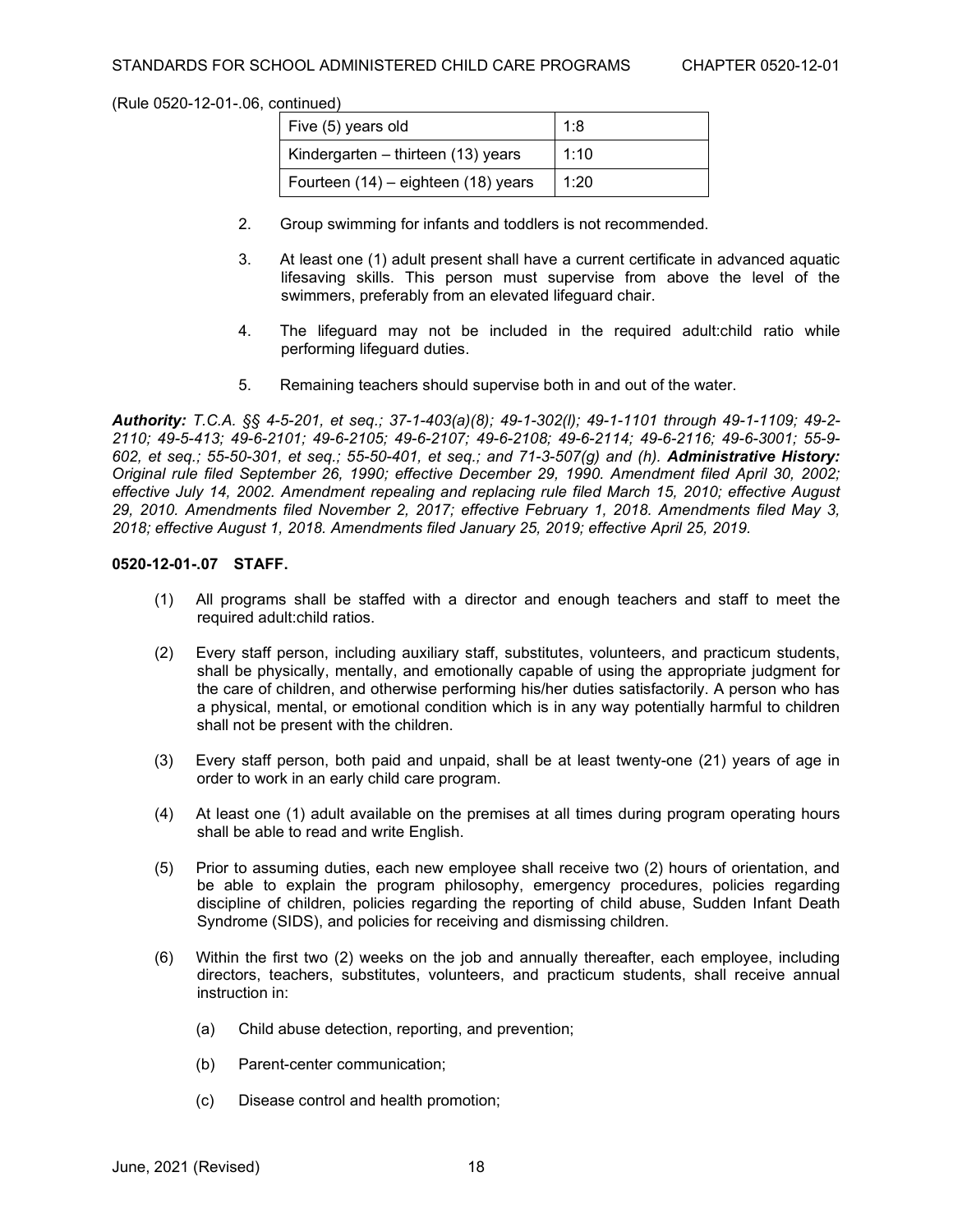(Rule 0520-12-01-.06, continued)

| Five (5) years old | 1:8 |
|---|---|
| Kindergarten – thirteen (13) years | 1:10 |
| Fourteen (14) – eighteen (18) years | 1:20 |

2. Group swimming for infants and toddlers is not recommended.

3. At least one (1) adult present shall have a current certificate in advanced aquatic lifesaving skills. This person must supervise from above the level of the swimmers, preferably from an elevated lifeguard chair.

4. The lifeguard may not be included in the required adult:child ratio while performing lifeguard duties.

5. Remaining teachers should supervise both in and out of the water.

***Authority:*** *T.C.A. §§ 4-5-201, et seq.; 37-1-403(a)(8); 49-1-302(l); 49-1-1101 through 49-1-1109; 49-2-2110; 49-5-413; 49-6-2101; 49-6-2105; 49-6-2107; 49-6-2108; 49-6-2114; 49-6-2116; 49-6-3001; 55-9-602, et seq.; 55-50-301, et seq.; 55-50-401, et seq.; and 71-3-507(g) and (h).* ***Administrative History:*** *Original rule filed September 26, 1990; effective December 29, 1990. Amendment filed April 30, 2002; effective July 14, 2002. Amendment repealing and replacing rule filed March 15, 2010; effective August 29, 2010. Amendments filed November 2, 2017; effective February 1, 2018. Amendments filed May 3, 2018; effective August 1, 2018. Amendments filed January 25, 2019; effective April 25, 2019.*

**0520-12-01-.07 STAFF.**

(1) All programs shall be staffed with a director and enough teachers and staff to meet the required adult:child ratios.

(2) Every staff person, including auxiliary staff, substitutes, volunteers, and practicum students, shall be physically, mentally, and emotionally capable of using the appropriate judgment for the care of children, and otherwise performing his/her duties satisfactorily. A person who has a physical, mental, or emotional condition which is in any way potentially harmful to children shall not be present with the children.

(3) Every staff person, both paid and unpaid, shall be at least twenty-one (21) years of age in order to work in an early child care program.

(4) At least one (1) adult available on the premises at all times during program operating hours shall be able to read and write English.

(5) Prior to assuming duties, each new employee shall receive two (2) hours of orientation, and be able to explain the program philosophy, emergency procedures, policies regarding discipline of children, policies regarding the reporting of child abuse, Sudden Infant Death Syndrome (SIDS), and policies for receiving and dismissing children.

(6) Within the first two (2) weeks on the job and annually thereafter, each employee, including directors, teachers, substitutes, volunteers, and practicum students, shall receive annual instruction in:

   (a) Child abuse detection, reporting, and prevention;

   (b) Parent-center communication;

   (c) Disease control and health promotion;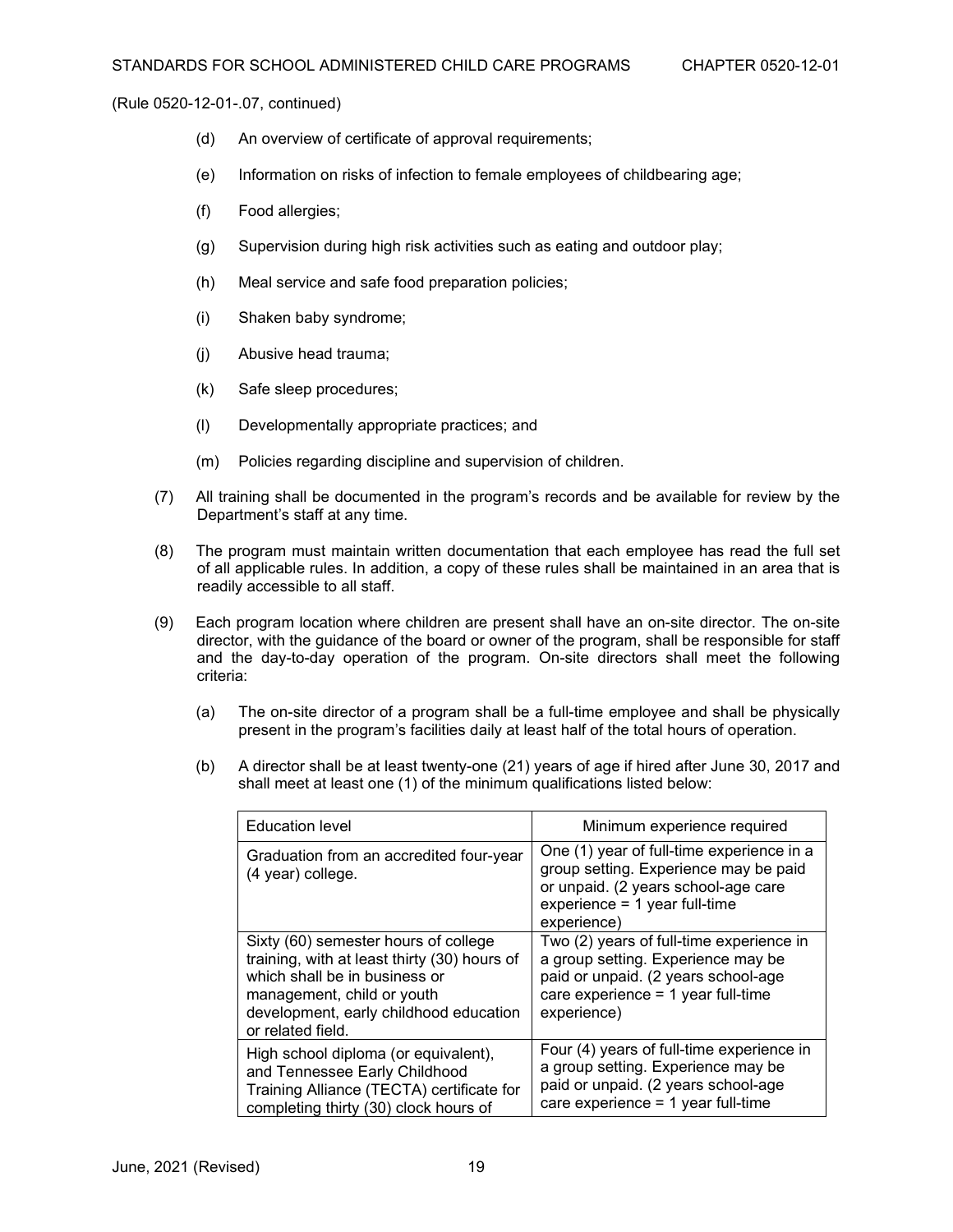(Rule 0520-12-01-.07, continued)

(d) An overview of certificate of approval requirements;

(e) Information on risks of infection to female employees of childbearing age;

(f) Food allergies;

(g) Supervision during high risk activities such as eating and outdoor play;

(h) Meal service and safe food preparation policies;

(i) Shaken baby syndrome;

(j) Abusive head trauma;

(k) Safe sleep procedures;

(l) Developmentally appropriate practices; and

(m) Policies regarding discipline and supervision of children.

(7) All training shall be documented in the program's records and be available for review by the Department's staff at any time.

(8) The program must maintain written documentation that each employee has read the full set of all applicable rules. In addition, a copy of these rules shall be maintained in an area that is readily accessible to all staff.

(9) Each program location where children are present shall have an on-site director. The on-site director, with the guidance of the board or owner of the program, shall be responsible for staff and the day-to-day operation of the program. On-site directors shall meet the following criteria:

(a) The on-site director of a program shall be a full-time employee and shall be physically present in the program's facilities daily at least half of the total hours of operation.

(b) A director shall be at least twenty-one (21) years of age if hired after June 30, 2017 and shall meet at least one (1) of the minimum qualifications listed below:

| Education level | Minimum experience required |
|---|---|
| Graduation from an accredited four-year (4 year) college. | One (1) year of full-time experience in a group setting. Experience may be paid or unpaid. (2 years school-age care experience = 1 year full-time experience) |
| Sixty (60) semester hours of college training, with at least thirty (30) hours of which shall be in business or management, child or youth development, early childhood education or related field. | Two (2) years of full-time experience in a group setting. Experience may be paid or unpaid. (2 years school-age care experience = 1 year full-time experience) |
| High school diploma (or equivalent), and Tennessee Early Childhood Training Alliance (TECTA) certificate for completing thirty (30) clock hours of | Four (4) years of full-time experience in a group setting. Experience may be paid or unpaid. (2 years school-age care experience = 1 year full-time |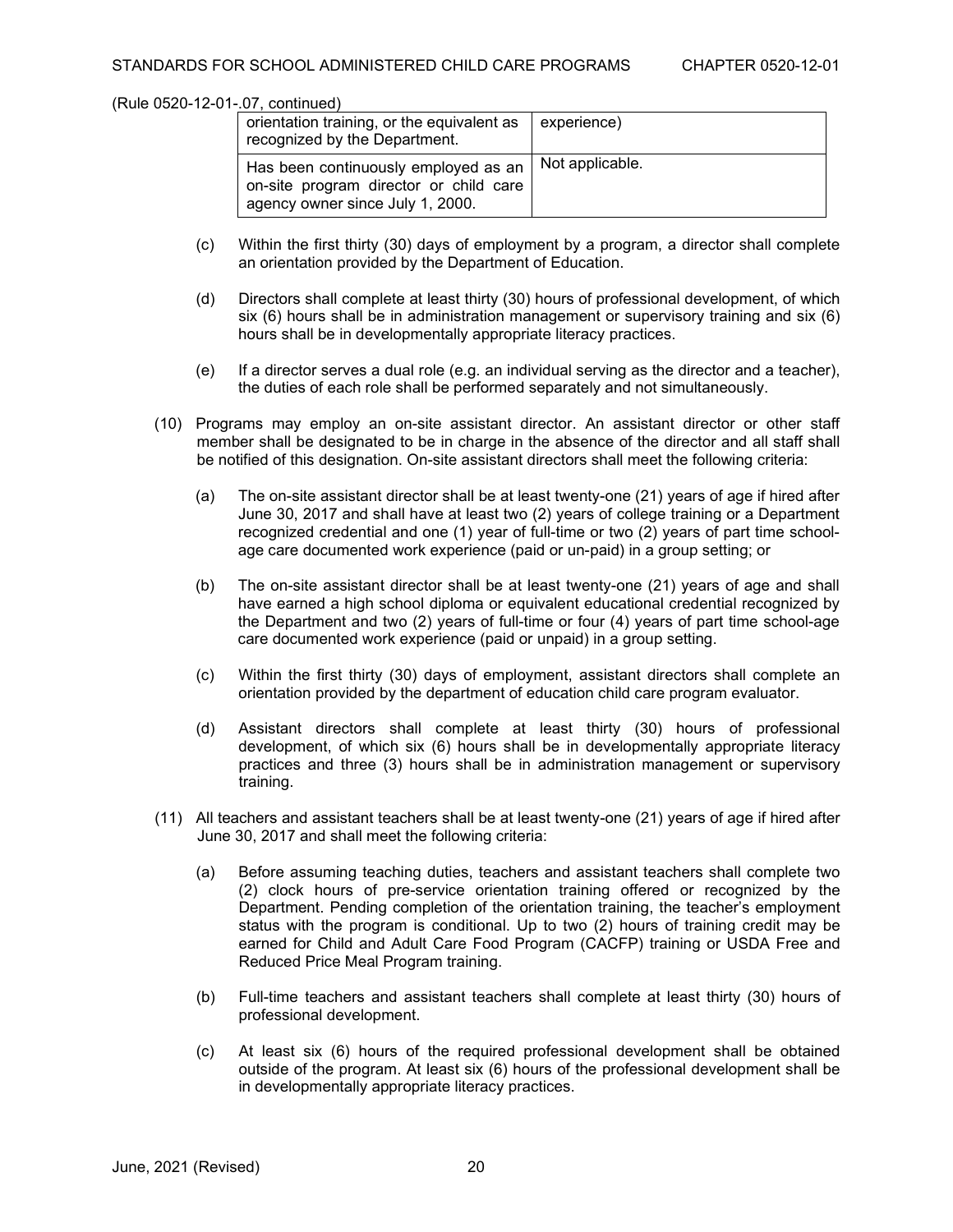(Rule 0520-12-01-.07, continued)

| | |
|---|---|
| orientation training, or the equivalent as recognized by the Department. | experience) |
| Has been continuously employed as an on-site program director or child care agency owner since July 1, 2000. | Not applicable. |

(c) Within the first thirty (30) days of employment by a program, a director shall complete an orientation provided by the Department of Education.

(d) Directors shall complete at least thirty (30) hours of professional development, of which six (6) hours shall be in administration management or supervisory training and six (6) hours shall be in developmentally appropriate literacy practices.

(e) If a director serves a dual role (e.g. an individual serving as the director and a teacher), the duties of each role shall be performed separately and not simultaneously.

(10) Programs may employ an on-site assistant director. An assistant director or other staff member shall be designated to be in charge in the absence of the director and all staff shall be notified of this designation. On-site assistant directors shall meet the following criteria:

(a) The on-site assistant director shall be at least twenty-one (21) years of age if hired after June 30, 2017 and shall have at least two (2) years of college training or a Department recognized credential and one (1) year of full-time or two (2) years of part time school-age care documented work experience (paid or un-paid) in a group setting; or

(b) The on-site assistant director shall be at least twenty-one (21) years of age and shall have earned a high school diploma or equivalent educational credential recognized by the Department and two (2) years of full-time or four (4) years of part time school-age care documented work experience (paid or unpaid) in a group setting.

(c) Within the first thirty (30) days of employment, assistant directors shall complete an orientation provided by the department of education child care program evaluator.

(d) Assistant directors shall complete at least thirty (30) hours of professional development, of which six (6) hours shall be in developmentally appropriate literacy practices and three (3) hours shall be in administration management or supervisory training.

(11) All teachers and assistant teachers shall be at least twenty-one (21) years of age if hired after June 30, 2017 and shall meet the following criteria:

(a) Before assuming teaching duties, teachers and assistant teachers shall complete two (2) clock hours of pre-service orientation training offered or recognized by the Department. Pending completion of the orientation training, the teacher's employment status with the program is conditional. Up to two (2) hours of training credit may be earned for Child and Adult Care Food Program (CACFP) training or USDA Free and Reduced Price Meal Program training.

(b) Full-time teachers and assistant teachers shall complete at least thirty (30) hours of professional development.

(c) At least six (6) hours of the required professional development shall be obtained outside of the program. At least six (6) hours of the professional development shall be in developmentally appropriate literacy practices.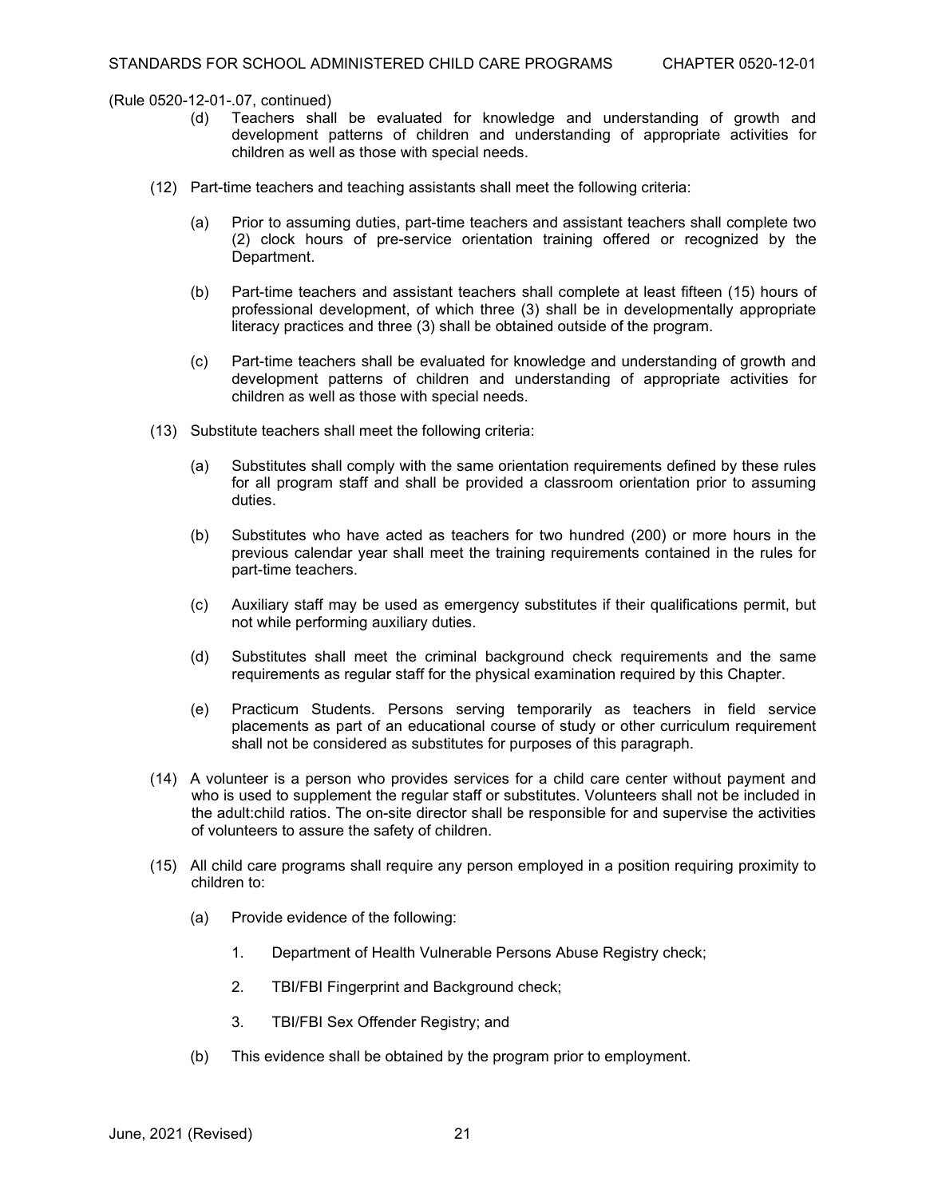(Rule 0520-12-01-.07, continued)

(d) Teachers shall be evaluated for knowledge and understanding of growth and development patterns of children and understanding of appropriate activities for children as well as those with special needs.

(12) Part-time teachers and teaching assistants shall meet the following criteria:

(a) Prior to assuming duties, part-time teachers and assistant teachers shall complete two (2) clock hours of pre-service orientation training offered or recognized by the Department.

(b) Part-time teachers and assistant teachers shall complete at least fifteen (15) hours of professional development, of which three (3) shall be in developmentally appropriate literacy practices and three (3) shall be obtained outside of the program.

(c) Part-time teachers shall be evaluated for knowledge and understanding of growth and development patterns of children and understanding of appropriate activities for children as well as those with special needs.

(13) Substitute teachers shall meet the following criteria:

(a) Substitutes shall comply with the same orientation requirements defined by these rules for all program staff and shall be provided a classroom orientation prior to assuming duties.

(b) Substitutes who have acted as teachers for two hundred (200) or more hours in the previous calendar year shall meet the training requirements contained in the rules for part-time teachers.

(c) Auxiliary staff may be used as emergency substitutes if their qualifications permit, but not while performing auxiliary duties.

(d) Substitutes shall meet the criminal background check requirements and the same requirements as regular staff for the physical examination required by this Chapter.

(e) Practicum Students. Persons serving temporarily as teachers in field service placements as part of an educational course of study or other curriculum requirement shall not be considered as substitutes for purposes of this paragraph.

(14) A volunteer is a person who provides services for a child care center without payment and who is used to supplement the regular staff or substitutes. Volunteers shall not be included in the adult:child ratios. The on-site director shall be responsible for and supervise the activities of volunteers to assure the safety of children.

(15) All child care programs shall require any person employed in a position requiring proximity to children to:

(a) Provide evidence of the following:

1. Department of Health Vulnerable Persons Abuse Registry check;

2. TBI/FBI Fingerprint and Background check;

3. TBI/FBI Sex Offender Registry; and

(b) This evidence shall be obtained by the program prior to employment.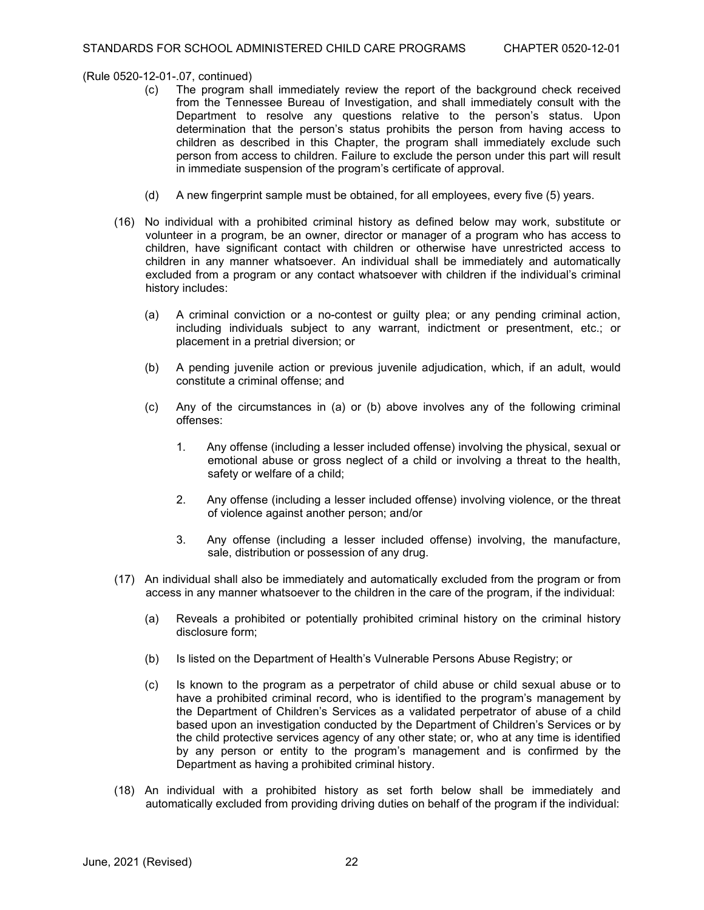(Rule 0520-12-01-.07, continued)

(c) The program shall immediately review the report of the background check received from the Tennessee Bureau of Investigation, and shall immediately consult with the Department to resolve any questions relative to the person's status. Upon determination that the person's status prohibits the person from having access to children as described in this Chapter, the program shall immediately exclude such person from access to children. Failure to exclude the person under this part will result in immediate suspension of the program's certificate of approval.

(d) A new fingerprint sample must be obtained, for all employees, every five (5) years.

(16) No individual with a prohibited criminal history as defined below may work, substitute or volunteer in a program, be an owner, director or manager of a program who has access to children, have significant contact with children or otherwise have unrestricted access to children in any manner whatsoever. An individual shall be immediately and automatically excluded from a program or any contact whatsoever with children if the individual's criminal history includes:

(a) A criminal conviction or a no-contest or guilty plea; or any pending criminal action, including individuals subject to any warrant, indictment or presentment, etc.; or placement in a pretrial diversion; or

(b) A pending juvenile action or previous juvenile adjudication, which, if an adult, would constitute a criminal offense; and

(c) Any of the circumstances in (a) or (b) above involves any of the following criminal offenses:

1. Any offense (including a lesser included offense) involving the physical, sexual or emotional abuse or gross neglect of a child or involving a threat to the health, safety or welfare of a child;

2. Any offense (including a lesser included offense) involving violence, or the threat of violence against another person; and/or

3. Any offense (including a lesser included offense) involving, the manufacture, sale, distribution or possession of any drug.

(17) An individual shall also be immediately and automatically excluded from the program or from access in any manner whatsoever to the children in the care of the program, if the individual:

(a) Reveals a prohibited or potentially prohibited criminal history on the criminal history disclosure form;

(b) Is listed on the Department of Health's Vulnerable Persons Abuse Registry; or

(c) Is known to the program as a perpetrator of child abuse or child sexual abuse or to have a prohibited criminal record, who is identified to the program's management by the Department of Children's Services as a validated perpetrator of abuse of a child based upon an investigation conducted by the Department of Children's Services or by the child protective services agency of any other state; or, who at any time is identified by any person or entity to the program's management and is confirmed by the Department as having a prohibited criminal history.

(18) An individual with a prohibited history as set forth below shall be immediately and automatically excluded from providing driving duties on behalf of the program if the individual: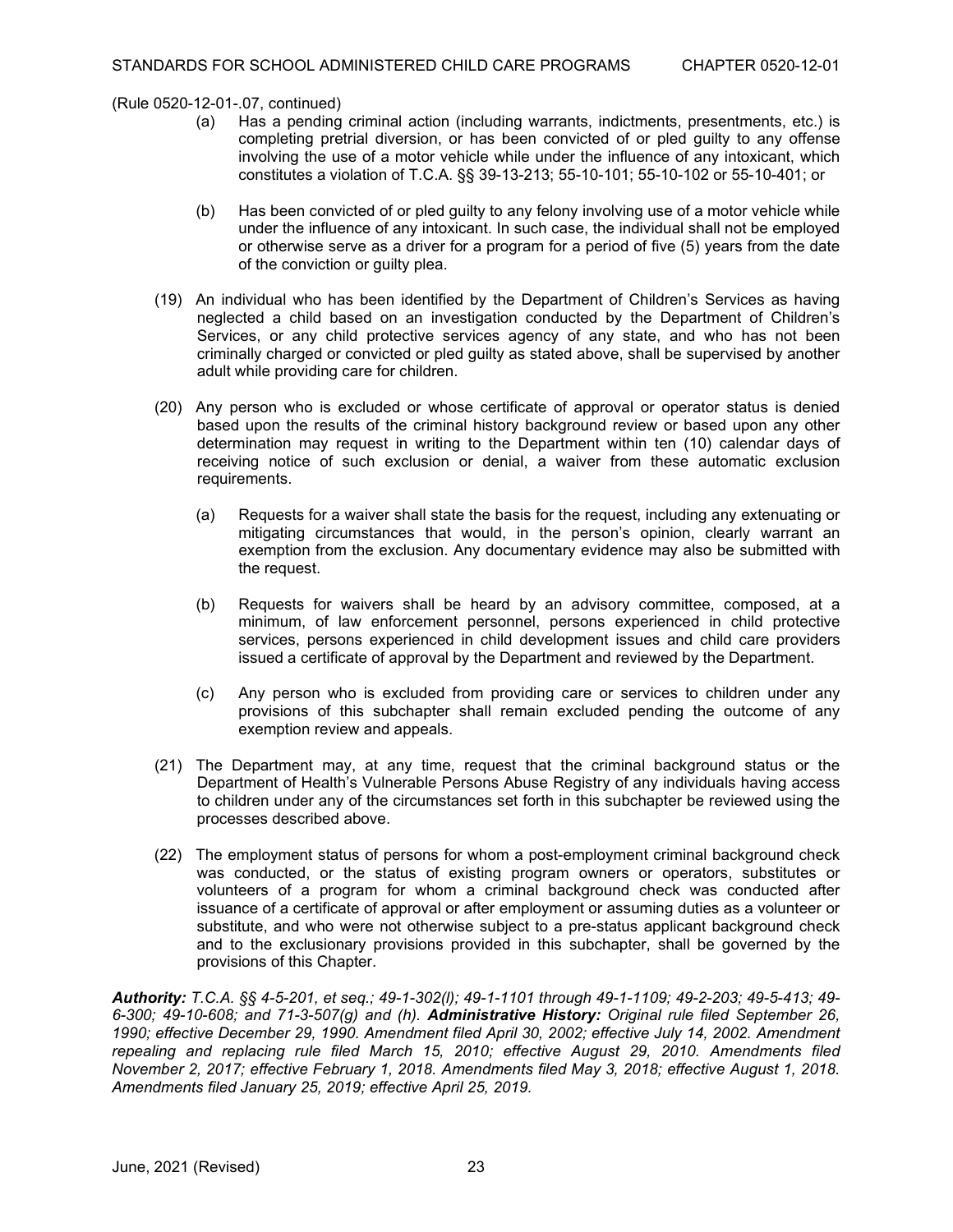(Rule 0520-12-01-.07, continued)

(a) Has a pending criminal action (including warrants, indictments, presentments, etc.) is completing pretrial diversion, or has been convicted of or pled guilty to any offense involving the use of a motor vehicle while under the influence of any intoxicant, which constitutes a violation of T.C.A. §§ 39-13-213; 55-10-101; 55-10-102 or 55-10-401; or

(b) Has been convicted of or pled guilty to any felony involving use of a motor vehicle while under the influence of any intoxicant. In such case, the individual shall not be employed or otherwise serve as a driver for a program for a period of five (5) years from the date of the conviction or guilty plea.

(19) An individual who has been identified by the Department of Children's Services as having neglected a child based on an investigation conducted by the Department of Children's Services, or any child protective services agency of any state, and who has not been criminally charged or convicted or pled guilty as stated above, shall be supervised by another adult while providing care for children.

(20) Any person who is excluded or whose certificate of approval or operator status is denied based upon the results of the criminal history background review or based upon any other determination may request in writing to the Department within ten (10) calendar days of receiving notice of such exclusion or denial, a waiver from these automatic exclusion requirements.

(a) Requests for a waiver shall state the basis for the request, including any extenuating or mitigating circumstances that would, in the person's opinion, clearly warrant an exemption from the exclusion. Any documentary evidence may also be submitted with the request.

(b) Requests for waivers shall be heard by an advisory committee, composed, at a minimum, of law enforcement personnel, persons experienced in child protective services, persons experienced in child development issues and child care providers issued a certificate of approval by the Department and reviewed by the Department.

(c) Any person who is excluded from providing care or services to children under any provisions of this subchapter shall remain excluded pending the outcome of any exemption review and appeals.

(21) The Department may, at any time, request that the criminal background status or the Department of Health's Vulnerable Persons Abuse Registry of any individuals having access to children under any of the circumstances set forth in this subchapter be reviewed using the processes described above.

(22) The employment status of persons for whom a post-employment criminal background check was conducted, or the status of existing program owners or operators, substitutes or volunteers of a program for whom a criminal background check was conducted after issuance of a certificate of approval or after employment or assuming duties as a volunteer or substitute, and who were not otherwise subject to a pre-status applicant background check and to the exclusionary provisions provided in this subchapter, shall be governed by the provisions of this Chapter.

***Authority:*** *T.C.A. §§ 4-5-201, et seq.; 49-1-302(l); 49-1-1101 through 49-1-1109; 49-2-203; 49-5-413; 49-6-300; 49-10-608; and 71-3-507(g) and (h).* ***Administrative History:*** *Original rule filed September 26, 1990; effective December 29, 1990. Amendment filed April 30, 2002; effective July 14, 2002. Amendment repealing and replacing rule filed March 15, 2010; effective August 29, 2010. Amendments filed November 2, 2017; effective February 1, 2018. Amendments filed May 3, 2018; effective August 1, 2018. Amendments filed January 25, 2019; effective April 25, 2019.*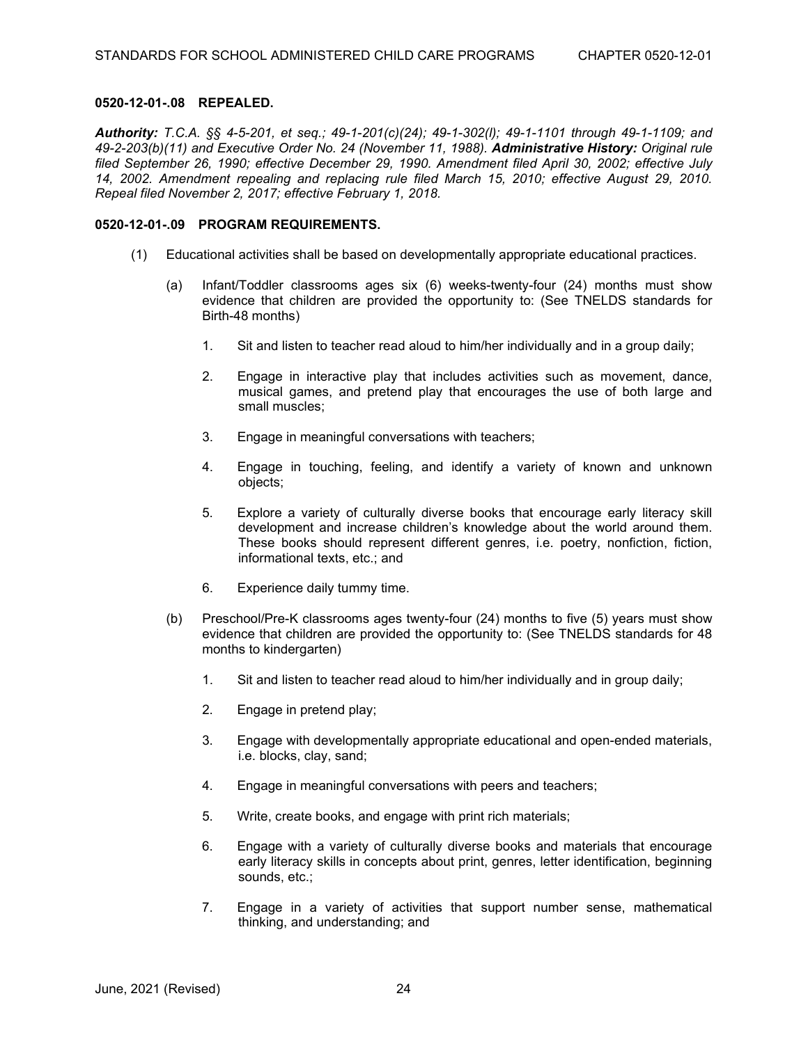**0520-12-01-.08 REPEALED.**

***Authority:*** *T.C.A. §§ 4-5-201, et seq.; 49-1-201(c)(24); 49-1-302(l); 49-1-1101 through 49-1-1109; and 49-2-203(b)(11) and Executive Order No. 24 (November 11, 1988).* ***Administrative History:*** *Original rule filed September 26, 1990; effective December 29, 1990. Amendment filed April 30, 2002; effective July 14, 2002. Amendment repealing and replacing rule filed March 15, 2010; effective August 29, 2010. Repeal filed November 2, 2017; effective February 1, 2018.*

**0520-12-01-.09 PROGRAM REQUIREMENTS.**

(1) Educational activities shall be based on developmentally appropriate educational practices.

(a) Infant/Toddler classrooms ages six (6) weeks-twenty-four (24) months must show evidence that children are provided the opportunity to: (See TNELDS standards for Birth-48 months)

1. Sit and listen to teacher read aloud to him/her individually and in a group daily;

2. Engage in interactive play that includes activities such as movement, dance, musical games, and pretend play that encourages the use of both large and small muscles;

3. Engage in meaningful conversations with teachers;

4. Engage in touching, feeling, and identify a variety of known and unknown objects;

5. Explore a variety of culturally diverse books that encourage early literacy skill development and increase children's knowledge about the world around them. These books should represent different genres, i.e. poetry, nonfiction, fiction, informational texts, etc.; and

6. Experience daily tummy time.

(b) Preschool/Pre-K classrooms ages twenty-four (24) months to five (5) years must show evidence that children are provided the opportunity to: (See TNELDS standards for 48 months to kindergarten)

1. Sit and listen to teacher read aloud to him/her individually and in group daily;

2. Engage in pretend play;

3. Engage with developmentally appropriate educational and open-ended materials, i.e. blocks, clay, sand;

4. Engage in meaningful conversations with peers and teachers;

5. Write, create books, and engage with print rich materials;

6. Engage with a variety of culturally diverse books and materials that encourage early literacy skills in concepts about print, genres, letter identification, beginning sounds, etc.;

7. Engage in a variety of activities that support number sense, mathematical thinking, and understanding; and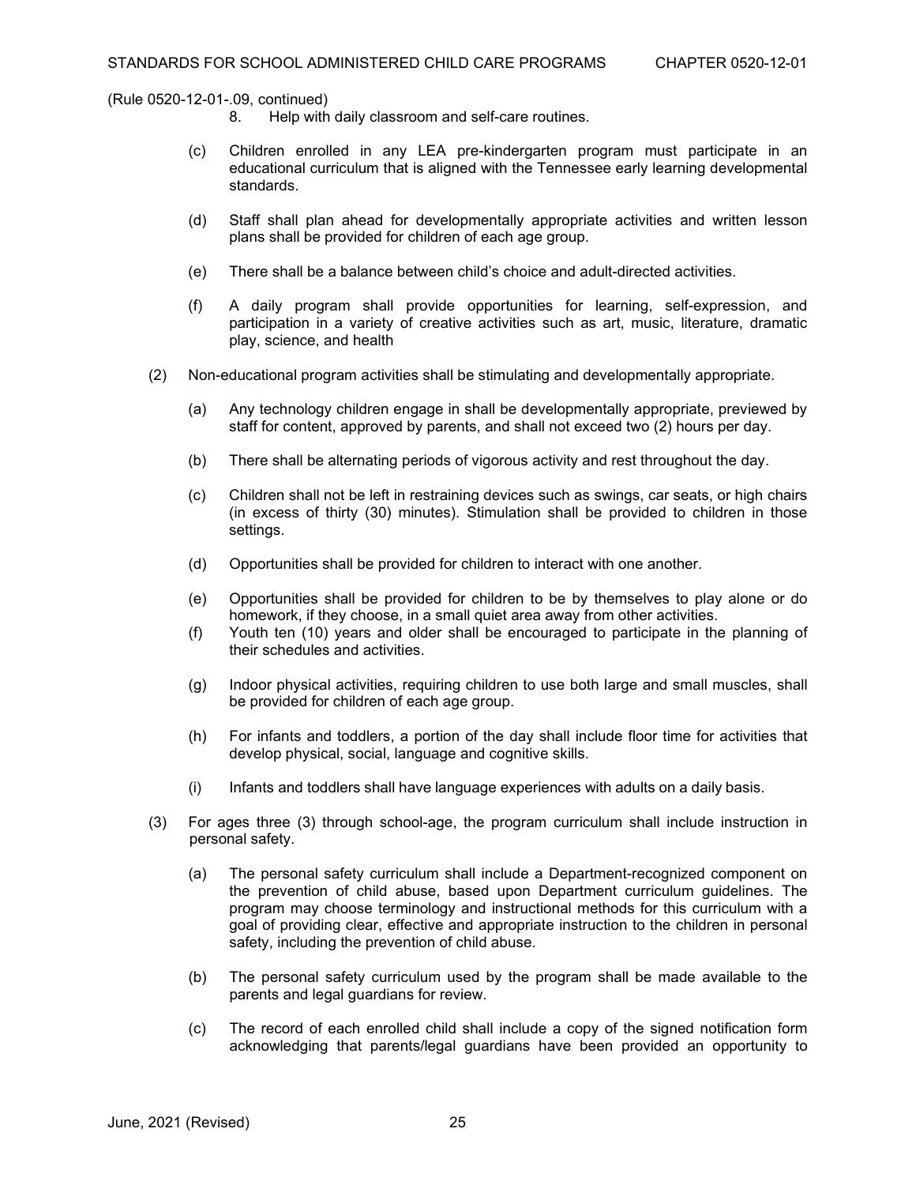(Rule 0520-12-01-.09, continued)

8. Help with daily classroom and self-care routines.

(c) Children enrolled in any LEA pre-kindergarten program must participate in an educational curriculum that is aligned with the Tennessee early learning developmental standards.

(d) Staff shall plan ahead for developmentally appropriate activities and written lesson plans shall be provided for children of each age group.

(e) There shall be a balance between child's choice and adult-directed activities.

(f) A daily program shall provide opportunities for learning, self-expression, and participation in a variety of creative activities such as art, music, literature, dramatic play, science, and health

(2) Non-educational program activities shall be stimulating and developmentally appropriate.

(a) Any technology children engage in shall be developmentally appropriate, previewed by staff for content, approved by parents, and shall not exceed two (2) hours per day.

(b) There shall be alternating periods of vigorous activity and rest throughout the day.

(c) Children shall not be left in restraining devices such as swings, car seats, or high chairs (in excess of thirty (30) minutes). Stimulation shall be provided to children in those settings.

(d) Opportunities shall be provided for children to interact with one another.

(e) Opportunities shall be provided for children to be by themselves to play alone or do homework, if they choose, in a small quiet area away from other activities.

(f) Youth ten (10) years and older shall be encouraged to participate in the planning of their schedules and activities.

(g) Indoor physical activities, requiring children to use both large and small muscles, shall be provided for children of each age group.

(h) For infants and toddlers, a portion of the day shall include floor time for activities that develop physical, social, language and cognitive skills.

(i) Infants and toddlers shall have language experiences with adults on a daily basis.

(3) For ages three (3) through school-age, the program curriculum shall include instruction in personal safety.

(a) The personal safety curriculum shall include a Department-recognized component on the prevention of child abuse, based upon Department curriculum guidelines. The program may choose terminology and instructional methods for this curriculum with a goal of providing clear, effective and appropriate instruction to the children in personal safety, including the prevention of child abuse.

(b) The personal safety curriculum used by the program shall be made available to the parents and legal guardians for review.

(c) The record of each enrolled child shall include a copy of the signed notification form acknowledging that parents/legal guardians have been provided an opportunity to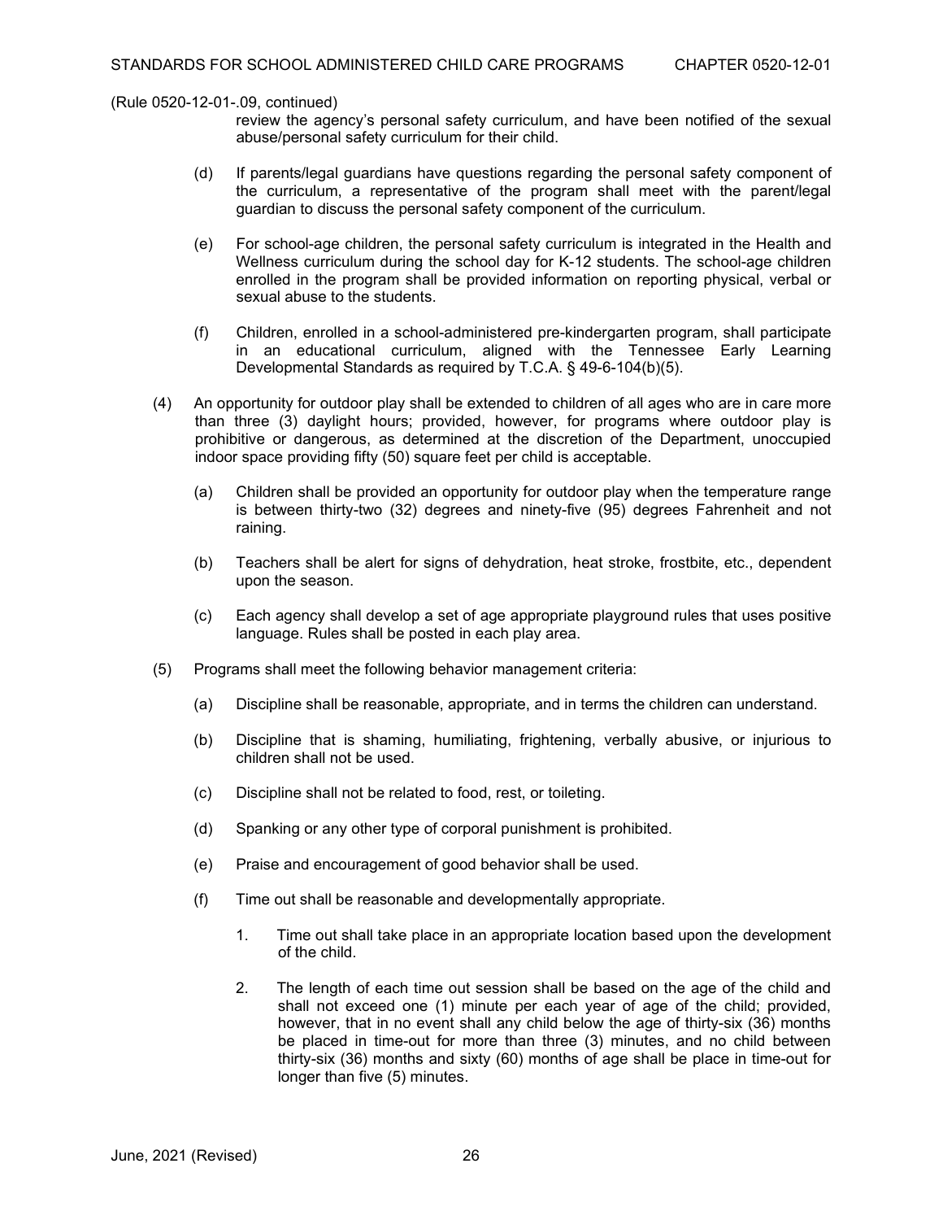(Rule 0520-12-01-.09, continued)

review the agency's personal safety curriculum, and have been notified of the sexual abuse/personal safety curriculum for their child.

(d) If parents/legal guardians have questions regarding the personal safety component of the curriculum, a representative of the program shall meet with the parent/legal guardian to discuss the personal safety component of the curriculum.

(e) For school-age children, the personal safety curriculum is integrated in the Health and Wellness curriculum during the school day for K-12 students. The school-age children enrolled in the program shall be provided information on reporting physical, verbal or sexual abuse to the students.

(f) Children, enrolled in a school-administered pre-kindergarten program, shall participate in an educational curriculum, aligned with the Tennessee Early Learning Developmental Standards as required by T.C.A. § 49-6-104(b)(5).

(4) An opportunity for outdoor play shall be extended to children of all ages who are in care more than three (3) daylight hours; provided, however, for programs where outdoor play is prohibitive or dangerous, as determined at the discretion of the Department, unoccupied indoor space providing fifty (50) square feet per child is acceptable.

(a) Children shall be provided an opportunity for outdoor play when the temperature range is between thirty-two (32) degrees and ninety-five (95) degrees Fahrenheit and not raining.

(b) Teachers shall be alert for signs of dehydration, heat stroke, frostbite, etc., dependent upon the season.

(c) Each agency shall develop a set of age appropriate playground rules that uses positive language. Rules shall be posted in each play area.

(5) Programs shall meet the following behavior management criteria:

(a) Discipline shall be reasonable, appropriate, and in terms the children can understand.

(b) Discipline that is shaming, humiliating, frightening, verbally abusive, or injurious to children shall not be used.

(c) Discipline shall not be related to food, rest, or toileting.

(d) Spanking or any other type of corporal punishment is prohibited.

(e) Praise and encouragement of good behavior shall be used.

(f) Time out shall be reasonable and developmentally appropriate.

1. Time out shall take place in an appropriate location based upon the development of the child.

2. The length of each time out session shall be based on the age of the child and shall not exceed one (1) minute per each year of age of the child; provided, however, that in no event shall any child below the age of thirty-six (36) months be placed in time-out for more than three (3) minutes, and no child between thirty-six (36) months and sixty (60) months of age shall be place in time-out for longer than five (5) minutes.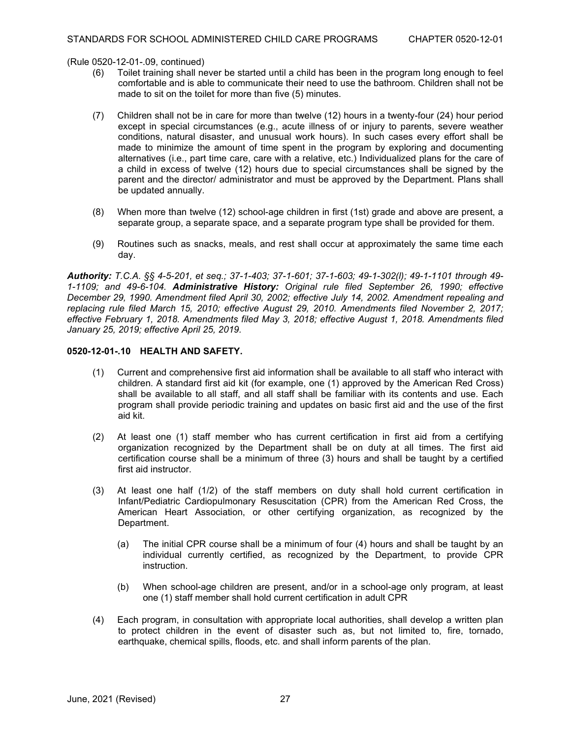(Rule 0520-12-01-.09, continued)

(6) Toilet training shall never be started until a child has been in the program long enough to feel comfortable and is able to communicate their need to use the bathroom. Children shall not be made to sit on the toilet for more than five (5) minutes.

(7) Children shall not be in care for more than twelve (12) hours in a twenty-four (24) hour period except in special circumstances (e.g., acute illness of or injury to parents, severe weather conditions, natural disaster, and unusual work hours). In such cases every effort shall be made to minimize the amount of time spent in the program by exploring and documenting alternatives (i.e., part time care, care with a relative, etc.) Individualized plans for the care of a child in excess of twelve (12) hours due to special circumstances shall be signed by the parent and the director/ administrator and must be approved by the Department. Plans shall be updated annually.

(8) When more than twelve (12) school-age children in first (1st) grade and above are present, a separate group, a separate space, and a separate program type shall be provided for them.

(9) Routines such as snacks, meals, and rest shall occur at approximately the same time each day.

***Authority:*** *T.C.A. §§ 4-5-201, et seq.; 37-1-403; 37-1-601; 37-1-603; 49-1-302(l); 49-1-1101 through 49-1-1109; and 49-6-104.* ***Administrative History:*** *Original rule filed September 26, 1990; effective December 29, 1990. Amendment filed April 30, 2002; effective July 14, 2002. Amendment repealing and replacing rule filed March 15, 2010; effective August 29, 2010. Amendments filed November 2, 2017; effective February 1, 2018. Amendments filed May 3, 2018; effective August 1, 2018. Amendments filed January 25, 2019; effective April 25, 2019.*

**0520-12-01-.10 HEALTH AND SAFETY.**

(1) Current and comprehensive first aid information shall be available to all staff who interact with children. A standard first aid kit (for example, one (1) approved by the American Red Cross) shall be available to all staff, and all staff shall be familiar with its contents and use. Each program shall provide periodic training and updates on basic first aid and the use of the first aid kit.

(2) At least one (1) staff member who has current certification in first aid from a certifying organization recognized by the Department shall be on duty at all times. The first aid certification course shall be a minimum of three (3) hours and shall be taught by a certified first aid instructor.

(3) At least one half (1/2) of the staff members on duty shall hold current certification in Infant/Pediatric Cardiopulmonary Resuscitation (CPR) from the American Red Cross, the American Heart Association, or other certifying organization, as recognized by the Department.

(a) The initial CPR course shall be a minimum of four (4) hours and shall be taught by an individual currently certified, as recognized by the Department, to provide CPR instruction.

(b) When school-age children are present, and/or in a school-age only program, at least one (1) staff member shall hold current certification in adult CPR

(4) Each program, in consultation with appropriate local authorities, shall develop a written plan to protect children in the event of disaster such as, but not limited to, fire, tornado, earthquake, chemical spills, floods, etc. and shall inform parents of the plan.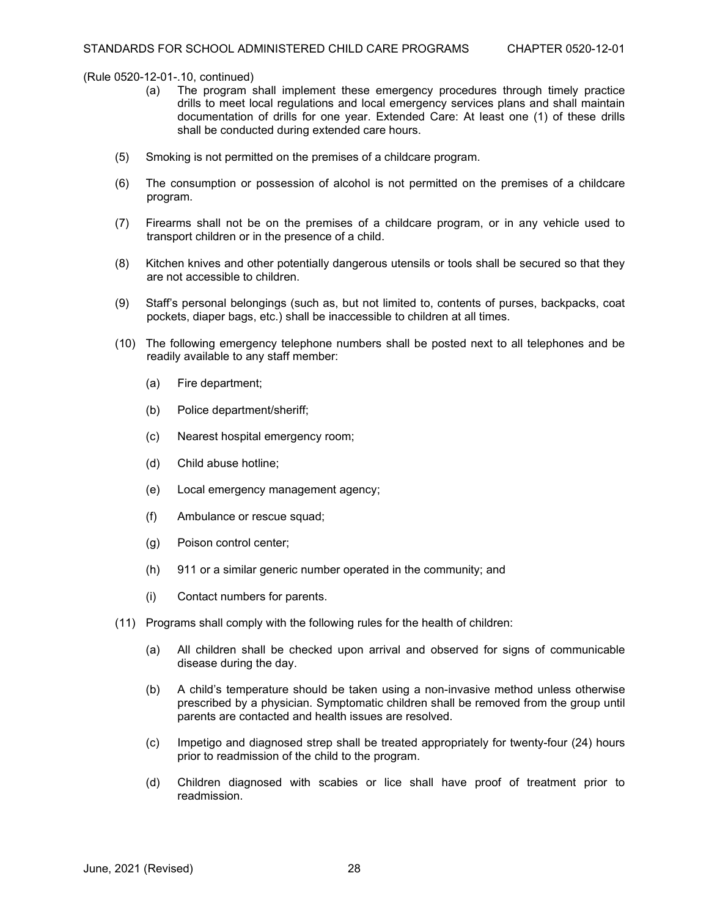(Rule 0520-12-01-.10, continued)

(a) The program shall implement these emergency procedures through timely practice drills to meet local regulations and local emergency services plans and shall maintain documentation of drills for one year. Extended Care: At least one (1) of these drills shall be conducted during extended care hours.

(5) Smoking is not permitted on the premises of a childcare program.

(6) The consumption or possession of alcohol is not permitted on the premises of a childcare program.

(7) Firearms shall not be on the premises of a childcare program, or in any vehicle used to transport children or in the presence of a child.

(8) Kitchen knives and other potentially dangerous utensils or tools shall be secured so that they are not accessible to children.

(9) Staff's personal belongings (such as, but not limited to, contents of purses, backpacks, coat pockets, diaper bags, etc.) shall be inaccessible to children at all times.

(10) The following emergency telephone numbers shall be posted next to all telephones and be readily available to any staff member:

(a) Fire department;

(b) Police department/sheriff;

(c) Nearest hospital emergency room;

(d) Child abuse hotline;

(e) Local emergency management agency;

(f) Ambulance or rescue squad;

(g) Poison control center;

(h) 911 or a similar generic number operated in the community; and

(i) Contact numbers for parents.

(11) Programs shall comply with the following rules for the health of children:

(a) All children shall be checked upon arrival and observed for signs of communicable disease during the day.

(b) A child's temperature should be taken using a non-invasive method unless otherwise prescribed by a physician. Symptomatic children shall be removed from the group until parents are contacted and health issues are resolved.

(c) Impetigo and diagnosed strep shall be treated appropriately for twenty-four (24) hours prior to readmission of the child to the program.

(d) Children diagnosed with scabies or lice shall have proof of treatment prior to readmission.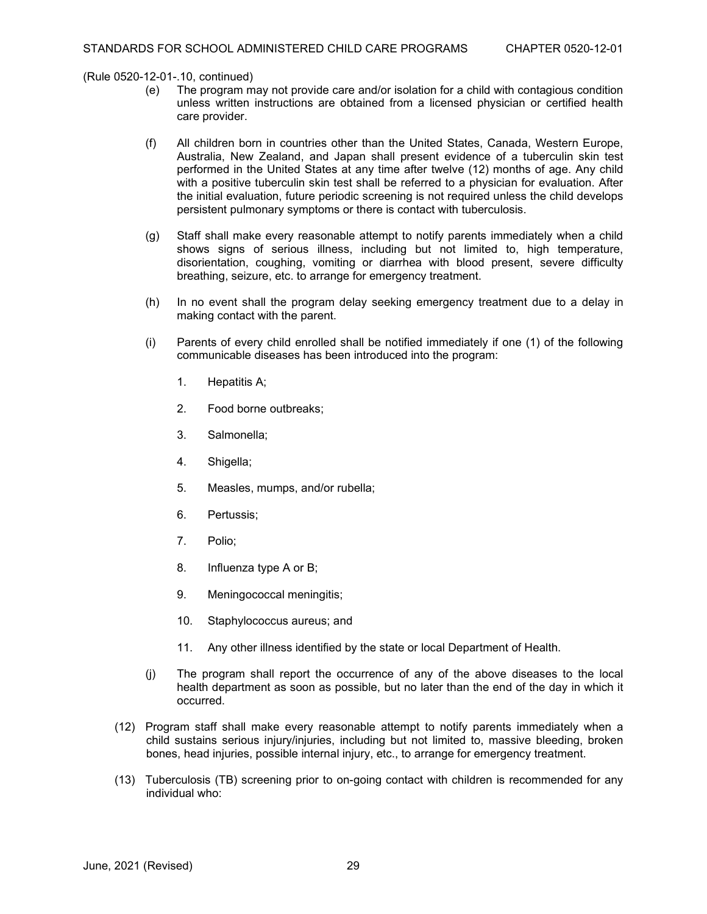(Rule 0520-12-01-.10, continued)

(e) The program may not provide care and/or isolation for a child with contagious condition unless written instructions are obtained from a licensed physician or certified health care provider.

(f) All children born in countries other than the United States, Canada, Western Europe, Australia, New Zealand, and Japan shall present evidence of a tuberculin skin test performed in the United States at any time after twelve (12) months of age. Any child with a positive tuberculin skin test shall be referred to a physician for evaluation. After the initial evaluation, future periodic screening is not required unless the child develops persistent pulmonary symptoms or there is contact with tuberculosis.

(g) Staff shall make every reasonable attempt to notify parents immediately when a child shows signs of serious illness, including but not limited to, high temperature, disorientation, coughing, vomiting or diarrhea with blood present, severe difficulty breathing, seizure, etc. to arrange for emergency treatment.

(h) In no event shall the program delay seeking emergency treatment due to a delay in making contact with the parent.

(i) Parents of every child enrolled shall be notified immediately if one (1) of the following communicable diseases has been introduced into the program:

1. Hepatitis A;

2. Food borne outbreaks;

3. Salmonella;

4. Shigella;

5. Measles, mumps, and/or rubella;

6. Pertussis;

7. Polio;

8. Influenza type A or B;

9. Meningococcal meningitis;

10. Staphylococcus aureus; and

11. Any other illness identified by the state or local Department of Health.

(j) The program shall report the occurrence of any of the above diseases to the local health department as soon as possible, but no later than the end of the day in which it occurred.

(12) Program staff shall make every reasonable attempt to notify parents immediately when a child sustains serious injury/injuries, including but not limited to, massive bleeding, broken bones, head injuries, possible internal injury, etc., to arrange for emergency treatment.

(13) Tuberculosis (TB) screening prior to on-going contact with children is recommended for any individual who: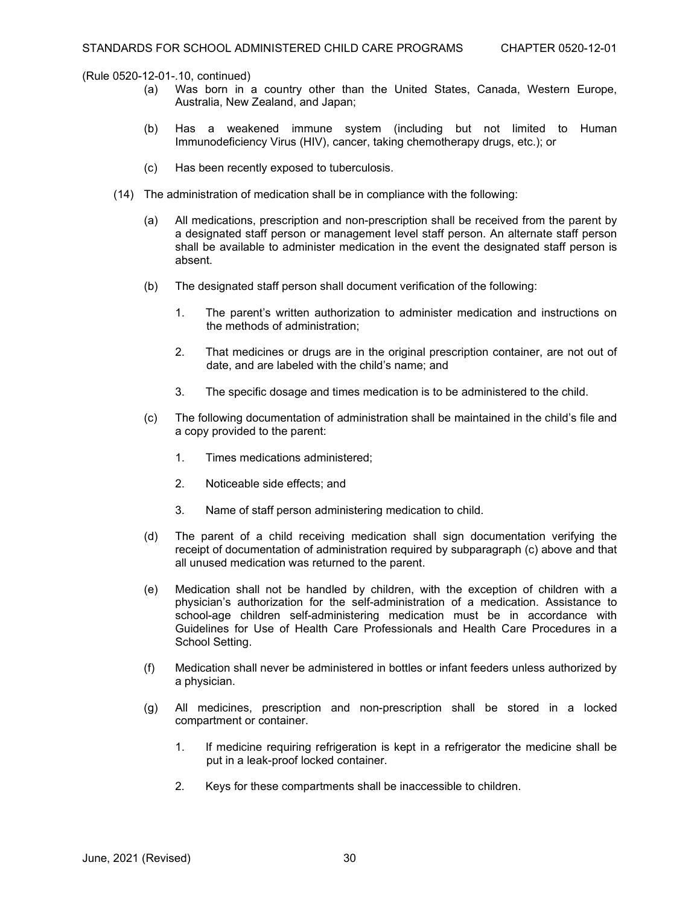(Rule 0520-12-01-.10, continued)

(a) Was born in a country other than the United States, Canada, Western Europe, Australia, New Zealand, and Japan;

(b) Has a weakened immune system (including but not limited to Human Immunodeficiency Virus (HIV), cancer, taking chemotherapy drugs, etc.); or

(c) Has been recently exposed to tuberculosis.

(14) The administration of medication shall be in compliance with the following:

(a) All medications, prescription and non-prescription shall be received from the parent by a designated staff person or management level staff person. An alternate staff person shall be available to administer medication in the event the designated staff person is absent.

(b) The designated staff person shall document verification of the following:

1. The parent's written authorization to administer medication and instructions on the methods of administration;

2. That medicines or drugs are in the original prescription container, are not out of date, and are labeled with the child's name; and

3. The specific dosage and times medication is to be administered to the child.

(c) The following documentation of administration shall be maintained in the child's file and a copy provided to the parent:

1. Times medications administered;

2. Noticeable side effects; and

3. Name of staff person administering medication to child.

(d) The parent of a child receiving medication shall sign documentation verifying the receipt of documentation of administration required by subparagraph (c) above and that all unused medication was returned to the parent.

(e) Medication shall not be handled by children, with the exception of children with a physician's authorization for the self-administration of a medication. Assistance to school-age children self-administering medication must be in accordance with Guidelines for Use of Health Care Professionals and Health Care Procedures in a School Setting.

(f) Medication shall never be administered in bottles or infant feeders unless authorized by a physician.

(g) All medicines, prescription and non-prescription shall be stored in a locked compartment or container.

1. If medicine requiring refrigeration is kept in a refrigerator the medicine shall be put in a leak-proof locked container.

2. Keys for these compartments shall be inaccessible to children.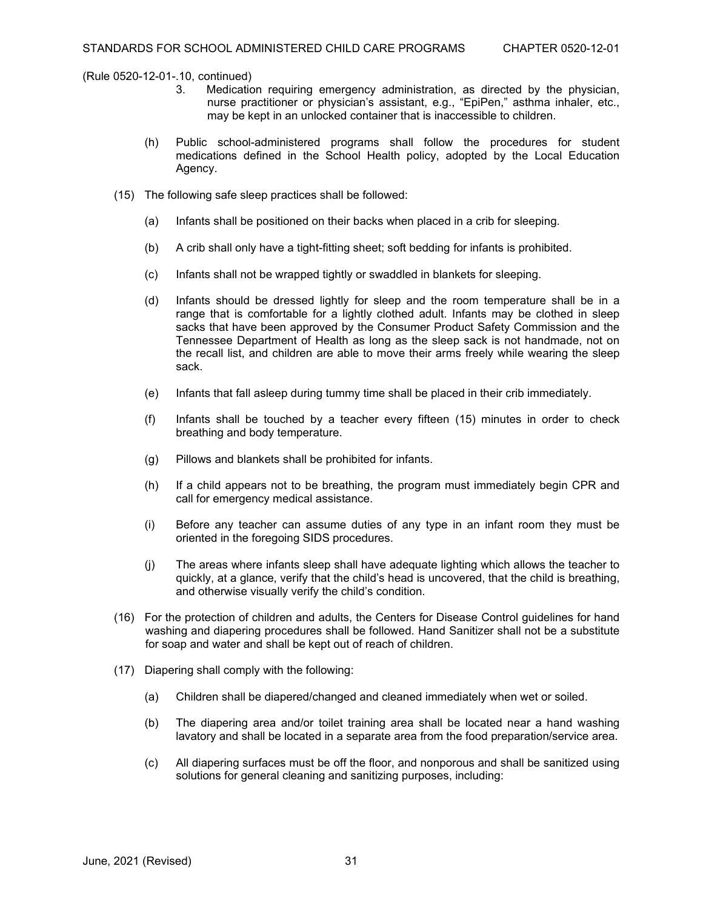(Rule 0520-12-01-.10, continued)

3. Medication requiring emergency administration, as directed by the physician, nurse practitioner or physician's assistant, e.g., "EpiPen," asthma inhaler, etc., may be kept in an unlocked container that is inaccessible to children.

(h) Public school-administered programs shall follow the procedures for student medications defined in the School Health policy, adopted by the Local Education Agency.

(15) The following safe sleep practices shall be followed:

(a) Infants shall be positioned on their backs when placed in a crib for sleeping.

(b) A crib shall only have a tight-fitting sheet; soft bedding for infants is prohibited.

(c) Infants shall not be wrapped tightly or swaddled in blankets for sleeping.

(d) Infants should be dressed lightly for sleep and the room temperature shall be in a range that is comfortable for a lightly clothed adult. Infants may be clothed in sleep sacks that have been approved by the Consumer Product Safety Commission and the Tennessee Department of Health as long as the sleep sack is not handmade, not on the recall list, and children are able to move their arms freely while wearing the sleep sack.

(e) Infants that fall asleep during tummy time shall be placed in their crib immediately.

(f) Infants shall be touched by a teacher every fifteen (15) minutes in order to check breathing and body temperature.

(g) Pillows and blankets shall be prohibited for infants.

(h) If a child appears not to be breathing, the program must immediately begin CPR and call for emergency medical assistance.

(i) Before any teacher can assume duties of any type in an infant room they must be oriented in the foregoing SIDS procedures.

(j) The areas where infants sleep shall have adequate lighting which allows the teacher to quickly, at a glance, verify that the child's head is uncovered, that the child is breathing, and otherwise visually verify the child's condition.

(16) For the protection of children and adults, the Centers for Disease Control guidelines for hand washing and diapering procedures shall be followed. Hand Sanitizer shall not be a substitute for soap and water and shall be kept out of reach of children.

(17) Diapering shall comply with the following:

(a) Children shall be diapered/changed and cleaned immediately when wet or soiled.

(b) The diapering area and/or toilet training area shall be located near a hand washing lavatory and shall be located in a separate area from the food preparation/service area.

(c) All diapering surfaces must be off the floor, and nonporous and shall be sanitized using solutions for general cleaning and sanitizing purposes, including: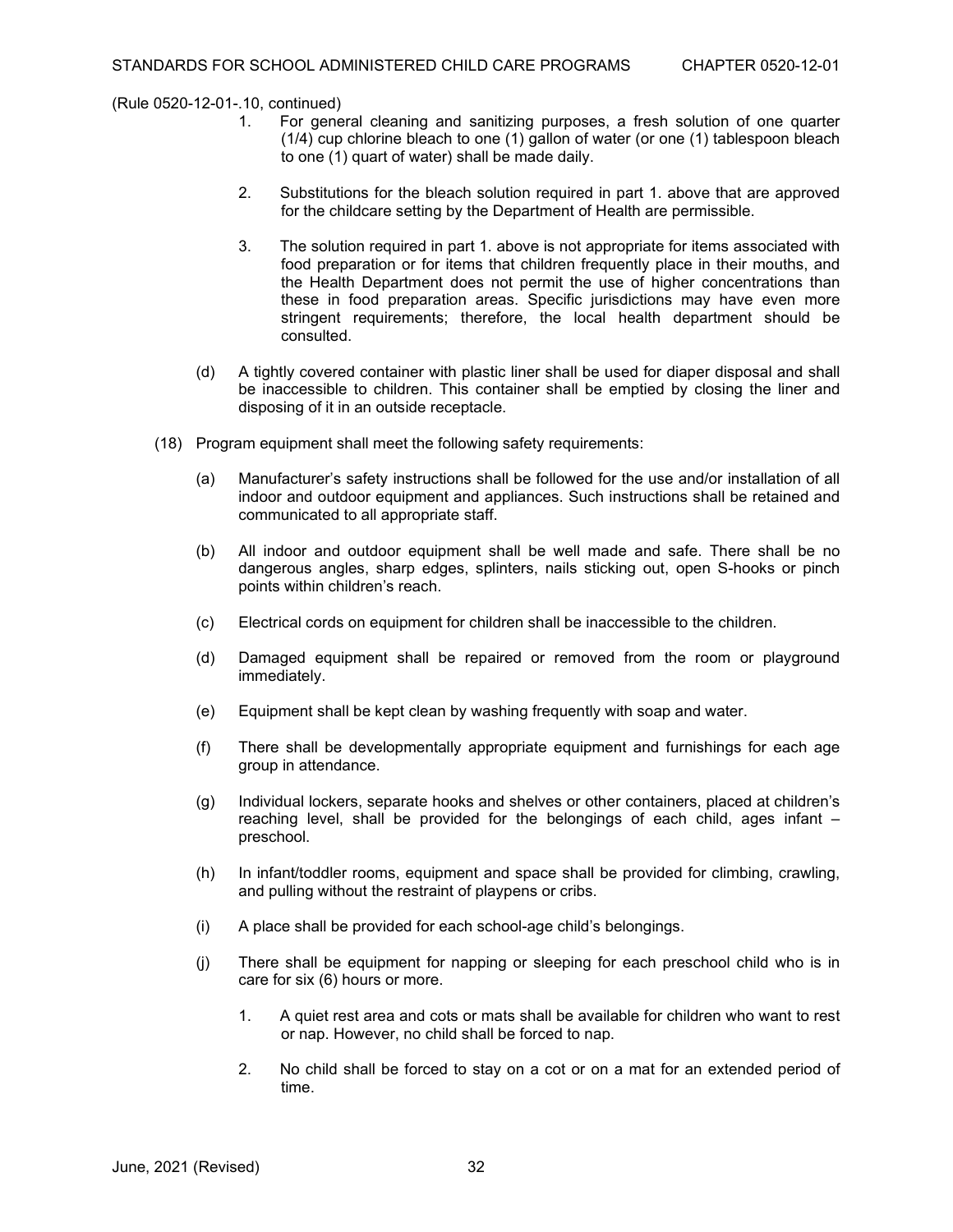(Rule 0520-12-01-.10, continued)

1. For general cleaning and sanitizing purposes, a fresh solution of one quarter (1/4) cup chlorine bleach to one (1) gallon of water (or one (1) tablespoon bleach to one (1) quart of water) shall be made daily.

2. Substitutions for the bleach solution required in part 1. above that are approved for the childcare setting by the Department of Health are permissible.

3. The solution required in part 1. above is not appropriate for items associated with food preparation or for items that children frequently place in their mouths, and the Health Department does not permit the use of higher concentrations than these in food preparation areas. Specific jurisdictions may have even more stringent requirements; therefore, the local health department should be consulted.

(d) A tightly covered container with plastic liner shall be used for diaper disposal and shall be inaccessible to children. This container shall be emptied by closing the liner and disposing of it in an outside receptacle.

(18) Program equipment shall meet the following safety requirements:

(a) Manufacturer's safety instructions shall be followed for the use and/or installation of all indoor and outdoor equipment and appliances. Such instructions shall be retained and communicated to all appropriate staff.

(b) All indoor and outdoor equipment shall be well made and safe. There shall be no dangerous angles, sharp edges, splinters, nails sticking out, open S-hooks or pinch points within children's reach.

(c) Electrical cords on equipment for children shall be inaccessible to the children.

(d) Damaged equipment shall be repaired or removed from the room or playground immediately.

(e) Equipment shall be kept clean by washing frequently with soap and water.

(f) There shall be developmentally appropriate equipment and furnishings for each age group in attendance.

(g) Individual lockers, separate hooks and shelves or other containers, placed at children's reaching level, shall be provided for the belongings of each child, ages infant – preschool.

(h) In infant/toddler rooms, equipment and space shall be provided for climbing, crawling, and pulling without the restraint of playpens or cribs.

(i) A place shall be provided for each school-age child's belongings.

(j) There shall be equipment for napping or sleeping for each preschool child who is in care for six (6) hours or more.

1. A quiet rest area and cots or mats shall be available for children who want to rest or nap. However, no child shall be forced to nap.

2. No child shall be forced to stay on a cot or on a mat for an extended period of time.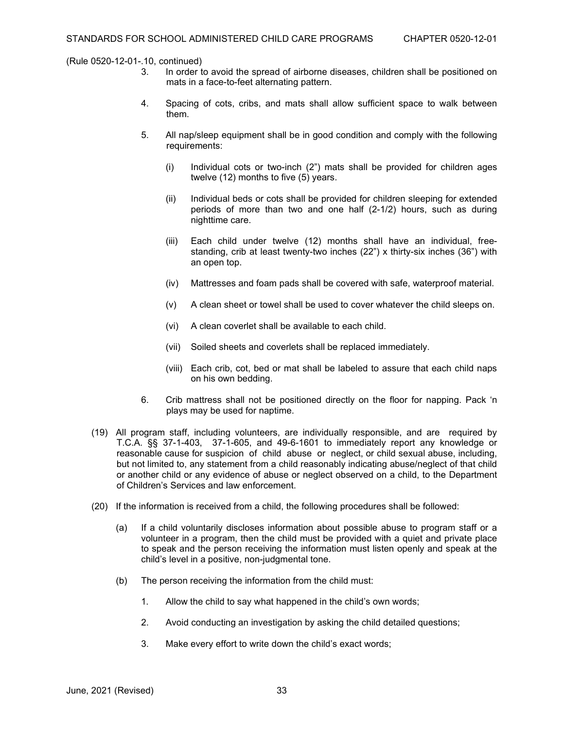(Rule 0520-12-01-.10, continued)

3. In order to avoid the spread of airborne diseases, children shall be positioned on mats in a face-to-feet alternating pattern.

4. Spacing of cots, cribs, and mats shall allow sufficient space to walk between them.

5. All nap/sleep equipment shall be in good condition and comply with the following requirements:

   (i) Individual cots or two-inch (2") mats shall be provided for children ages twelve (12) months to five (5) years.

   (ii) Individual beds or cots shall be provided for children sleeping for extended periods of more than two and one half (2-1/2) hours, such as during nighttime care.

   (iii) Each child under twelve (12) months shall have an individual, free-standing, crib at least twenty-two inches (22") x thirty-six inches (36") with an open top.

   (iv) Mattresses and foam pads shall be covered with safe, waterproof material.

   (v) A clean sheet or towel shall be used to cover whatever the child sleeps on.

   (vi) A clean coverlet shall be available to each child.

   (vii) Soiled sheets and coverlets shall be replaced immediately.

   (viii) Each crib, cot, bed or mat shall be labeled to assure that each child naps on his own bedding.

6. Crib mattress shall not be positioned directly on the floor for napping. Pack 'n plays may be used for naptime.

(19) All program staff, including volunteers, are individually responsible, and are required by T.C.A. §§ 37-1-403, 37-1-605, and 49-6-1601 to immediately report any knowledge or reasonable cause for suspicion of child abuse or neglect, or child sexual abuse, including, but not limited to, any statement from a child reasonably indicating abuse/neglect of that child or another child or any evidence of abuse or neglect observed on a child, to the Department of Children's Services and law enforcement.

(20) If the information is received from a child, the following procedures shall be followed:

(a) If a child voluntarily discloses information about possible abuse to program staff or a volunteer in a program, then the child must be provided with a quiet and private place to speak and the person receiving the information must listen openly and speak at the child's level in a positive, non-judgmental tone.

(b) The person receiving the information from the child must:

1. Allow the child to say what happened in the child's own words;

2. Avoid conducting an investigation by asking the child detailed questions;

3. Make every effort to write down the child's exact words;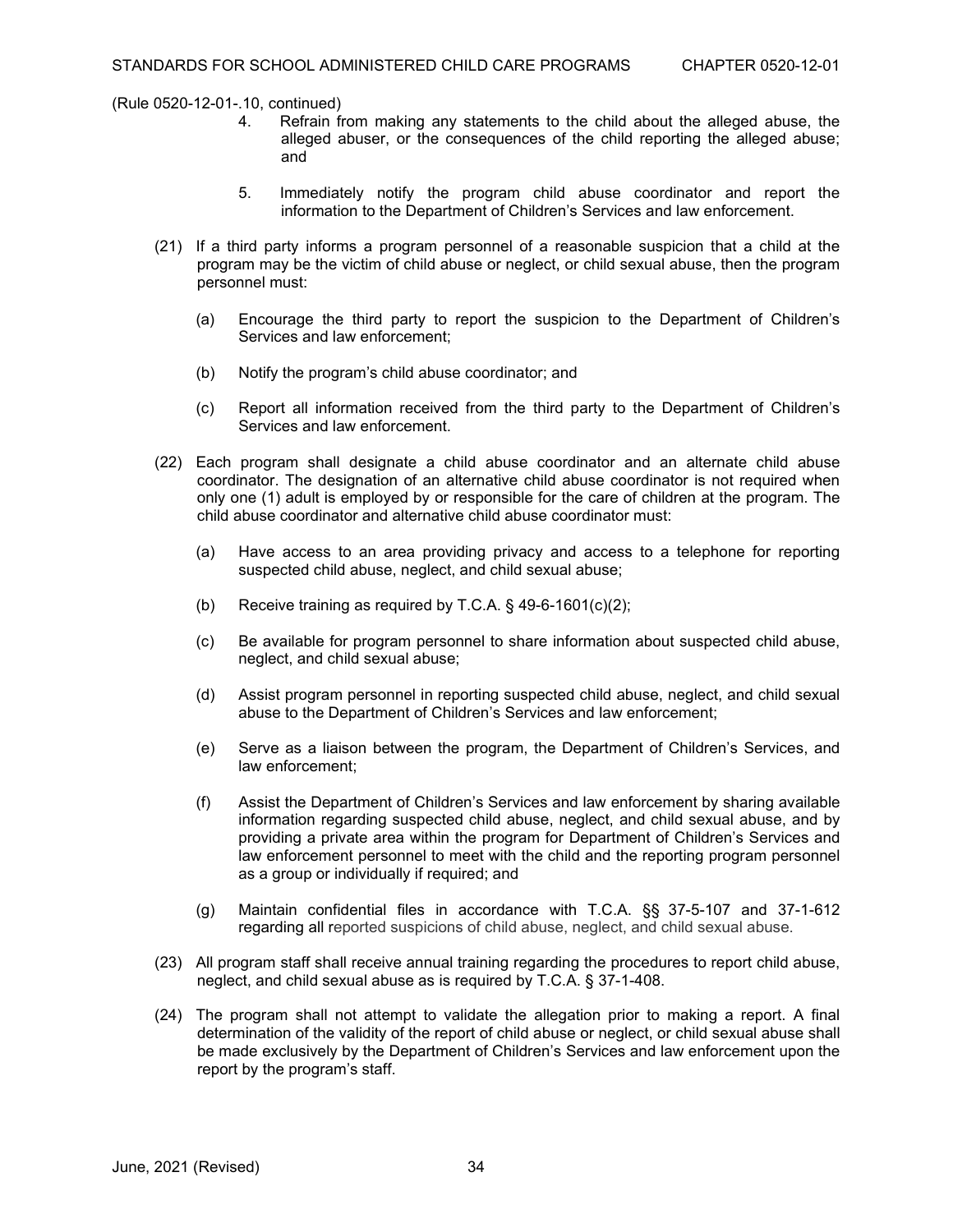(Rule 0520-12-01-.10, continued)

4. Refrain from making any statements to the child about the alleged abuse, the alleged abuser, or the consequences of the child reporting the alleged abuse; and

5. Immediately notify the program child abuse coordinator and report the information to the Department of Children's Services and law enforcement.

(21) If a third party informs a program personnel of a reasonable suspicion that a child at the program may be the victim of child abuse or neglect, or child sexual abuse, then the program personnel must:

(a) Encourage the third party to report the suspicion to the Department of Children's Services and law enforcement;

(b) Notify the program's child abuse coordinator; and

(c) Report all information received from the third party to the Department of Children's Services and law enforcement.

(22) Each program shall designate a child abuse coordinator and an alternate child abuse coordinator. The designation of an alternative child abuse coordinator is not required when only one (1) adult is employed by or responsible for the care of children at the program. The child abuse coordinator and alternative child abuse coordinator must:

(a) Have access to an area providing privacy and access to a telephone for reporting suspected child abuse, neglect, and child sexual abuse;

(b) Receive training as required by T.C.A. § 49-6-1601(c)(2);

(c) Be available for program personnel to share information about suspected child abuse, neglect, and child sexual abuse;

(d) Assist program personnel in reporting suspected child abuse, neglect, and child sexual abuse to the Department of Children's Services and law enforcement;

(e) Serve as a liaison between the program, the Department of Children's Services, and law enforcement;

(f) Assist the Department of Children's Services and law enforcement by sharing available information regarding suspected child abuse, neglect, and child sexual abuse, and by providing a private area within the program for Department of Children's Services and law enforcement personnel to meet with the child and the reporting program personnel as a group or individually if required; and

(g) Maintain confidential files in accordance with T.C.A. §§ 37-5-107 and 37-1-612 regarding all reported suspicions of child abuse, neglect, and child sexual abuse.

(23) All program staff shall receive annual training regarding the procedures to report child abuse, neglect, and child sexual abuse as is required by T.C.A. § 37-1-408.

(24) The program shall not attempt to validate the allegation prior to making a report. A final determination of the validity of the report of child abuse or neglect, or child sexual abuse shall be made exclusively by the Department of Children's Services and law enforcement upon the report by the program's staff.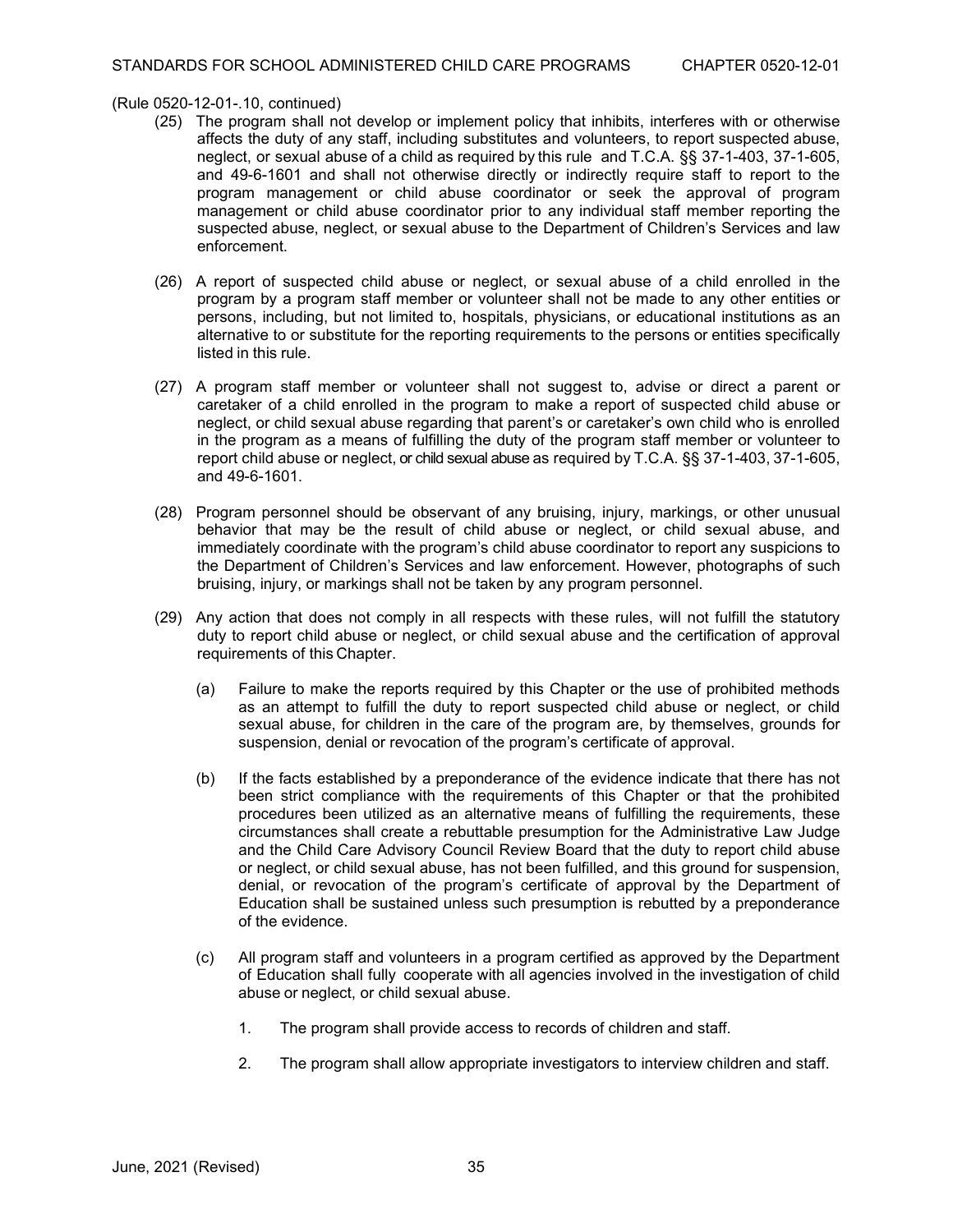(Rule 0520-12-01-.10, continued)

(25) The program shall not develop or implement policy that inhibits, interferes with or otherwise affects the duty of any staff, including substitutes and volunteers, to report suspected abuse, neglect, or sexual abuse of a child as required by this rule and T.C.A. §§ 37-1-403, 37-1-605, and 49-6-1601 and shall not otherwise directly or indirectly require staff to report to the program management or child abuse coordinator or seek the approval of program management or child abuse coordinator prior to any individual staff member reporting the suspected abuse, neglect, or sexual abuse to the Department of Children's Services and law enforcement.

(26) A report of suspected child abuse or neglect, or sexual abuse of a child enrolled in the program by a program staff member or volunteer shall not be made to any other entities or persons, including, but not limited to, hospitals, physicians, or educational institutions as an alternative to or substitute for the reporting requirements to the persons or entities specifically listed in this rule.

(27) A program staff member or volunteer shall not suggest to, advise or direct a parent or caretaker of a child enrolled in the program to make a report of suspected child abuse or neglect, or child sexual abuse regarding that parent's or caretaker's own child who is enrolled in the program as a means of fulfilling the duty of the program staff member or volunteer to report child abuse or neglect, or child sexual abuse as required by T.C.A. §§ 37-1-403, 37-1-605, and 49-6-1601.

(28) Program personnel should be observant of any bruising, injury, markings, or other unusual behavior that may be the result of child abuse or neglect, or child sexual abuse, and immediately coordinate with the program's child abuse coordinator to report any suspicions to the Department of Children's Services and law enforcement. However, photographs of such bruising, injury, or markings shall not be taken by any program personnel.

(29) Any action that does not comply in all respects with these rules, will not fulfill the statutory duty to report child abuse or neglect, or child sexual abuse and the certification of approval requirements of this Chapter.

(a) Failure to make the reports required by this Chapter or the use of prohibited methods as an attempt to fulfill the duty to report suspected child abuse or neglect, or child sexual abuse, for children in the care of the program are, by themselves, grounds for suspension, denial or revocation of the program's certificate of approval.

(b) If the facts established by a preponderance of the evidence indicate that there has not been strict compliance with the requirements of this Chapter or that the prohibited procedures been utilized as an alternative means of fulfilling the requirements, these circumstances shall create a rebuttable presumption for the Administrative Law Judge and the Child Care Advisory Council Review Board that the duty to report child abuse or neglect, or child sexual abuse, has not been fulfilled, and this ground for suspension, denial, or revocation of the program's certificate of approval by the Department of Education shall be sustained unless such presumption is rebutted by a preponderance of the evidence.

(c) All program staff and volunteers in a program certified as approved by the Department of Education shall fully cooperate with all agencies involved in the investigation of child abuse or neglect, or child sexual abuse.

1. The program shall provide access to records of children and staff.

2. The program shall allow appropriate investigators to interview children and staff.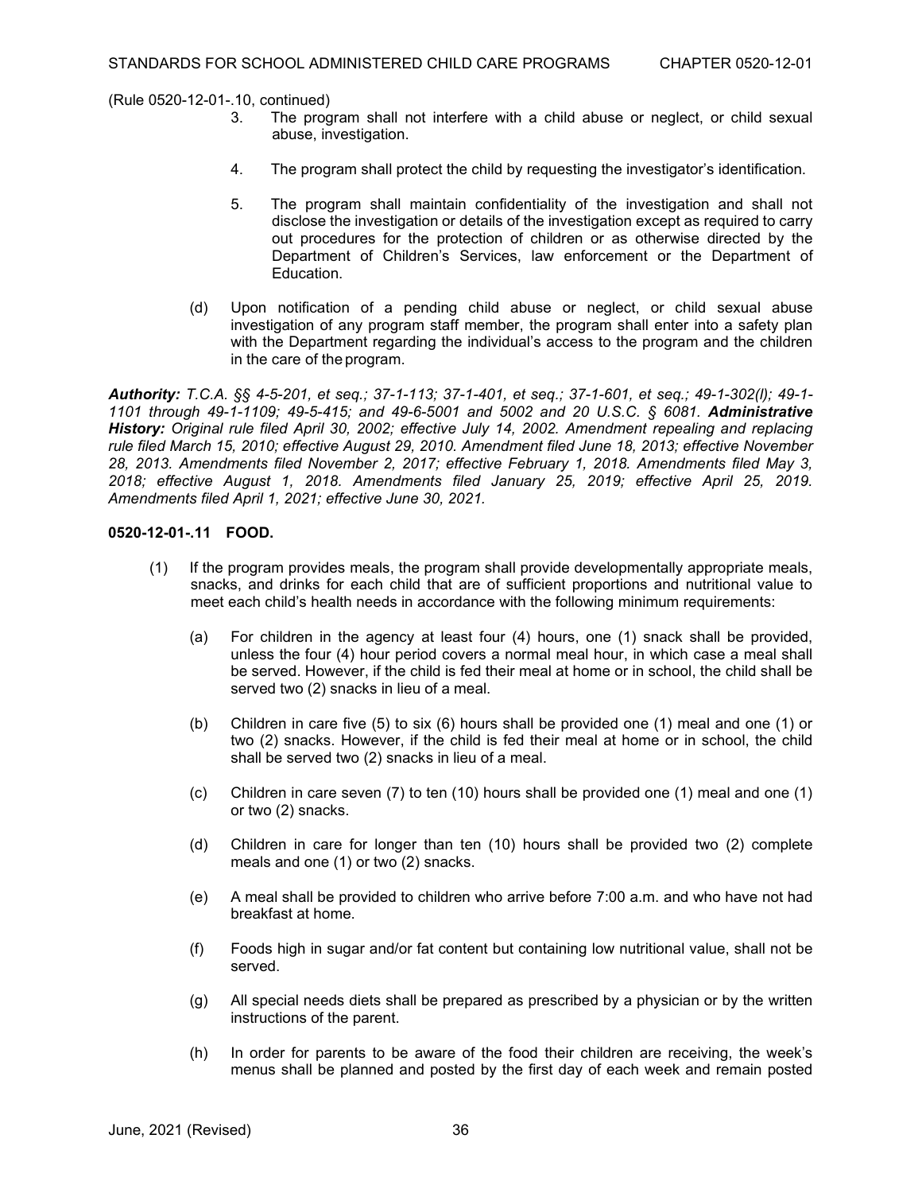(Rule 0520-12-01-.10, continued)

3. The program shall not interfere with a child abuse or neglect, or child sexual abuse, investigation.

4. The program shall protect the child by requesting the investigator's identification.

5. The program shall maintain confidentiality of the investigation and shall not disclose the investigation or details of the investigation except as required to carry out procedures for the protection of children or as otherwise directed by the Department of Children's Services, law enforcement or the Department of Education.

(d) Upon notification of a pending child abuse or neglect, or child sexual abuse investigation of any program staff member, the program shall enter into a safety plan with the Department regarding the individual's access to the program and the children in the care of the program.

***Authority:** T.C.A. §§ 4-5-201, et seq.; 37-1-113; 37-1-401, et seq.; 37-1-601, et seq.; 49-1-302(l); 49-1-1101 through 49-1-1109; 49-5-415; and 49-6-5001 and 5002 and 20 U.S.C. § 6081. **Administrative History:** Original rule filed April 30, 2002; effective July 14, 2002. Amendment repealing and replacing rule filed March 15, 2010; effective August 29, 2010. Amendment filed June 18, 2013; effective November 28, 2013. Amendments filed November 2, 2017; effective February 1, 2018. Amendments filed May 3, 2018; effective August 1, 2018. Amendments filed January 25, 2019; effective April 25, 2019. Amendments filed April 1, 2021; effective June 30, 2021.*

**0520-12-01-.11 FOOD.**

(1) If the program provides meals, the program shall provide developmentally appropriate meals, snacks, and drinks for each child that are of sufficient proportions and nutritional value to meet each child's health needs in accordance with the following minimum requirements:

(a) For children in the agency at least four (4) hours, one (1) snack shall be provided, unless the four (4) hour period covers a normal meal hour, in which case a meal shall be served. However, if the child is fed their meal at home or in school, the child shall be served two (2) snacks in lieu of a meal.

(b) Children in care five (5) to six (6) hours shall be provided one (1) meal and one (1) or two (2) snacks. However, if the child is fed their meal at home or in school, the child shall be served two (2) snacks in lieu of a meal.

(c) Children in care seven (7) to ten (10) hours shall be provided one (1) meal and one (1) or two (2) snacks.

(d) Children in care for longer than ten (10) hours shall be provided two (2) complete meals and one (1) or two (2) snacks.

(e) A meal shall be provided to children who arrive before 7:00 a.m. and who have not had breakfast at home.

(f) Foods high in sugar and/or fat content but containing low nutritional value, shall not be served.

(g) All special needs diets shall be prepared as prescribed by a physician or by the written instructions of the parent.

(h) In order for parents to be aware of the food their children are receiving, the week's menus shall be planned and posted by the first day of each week and remain posted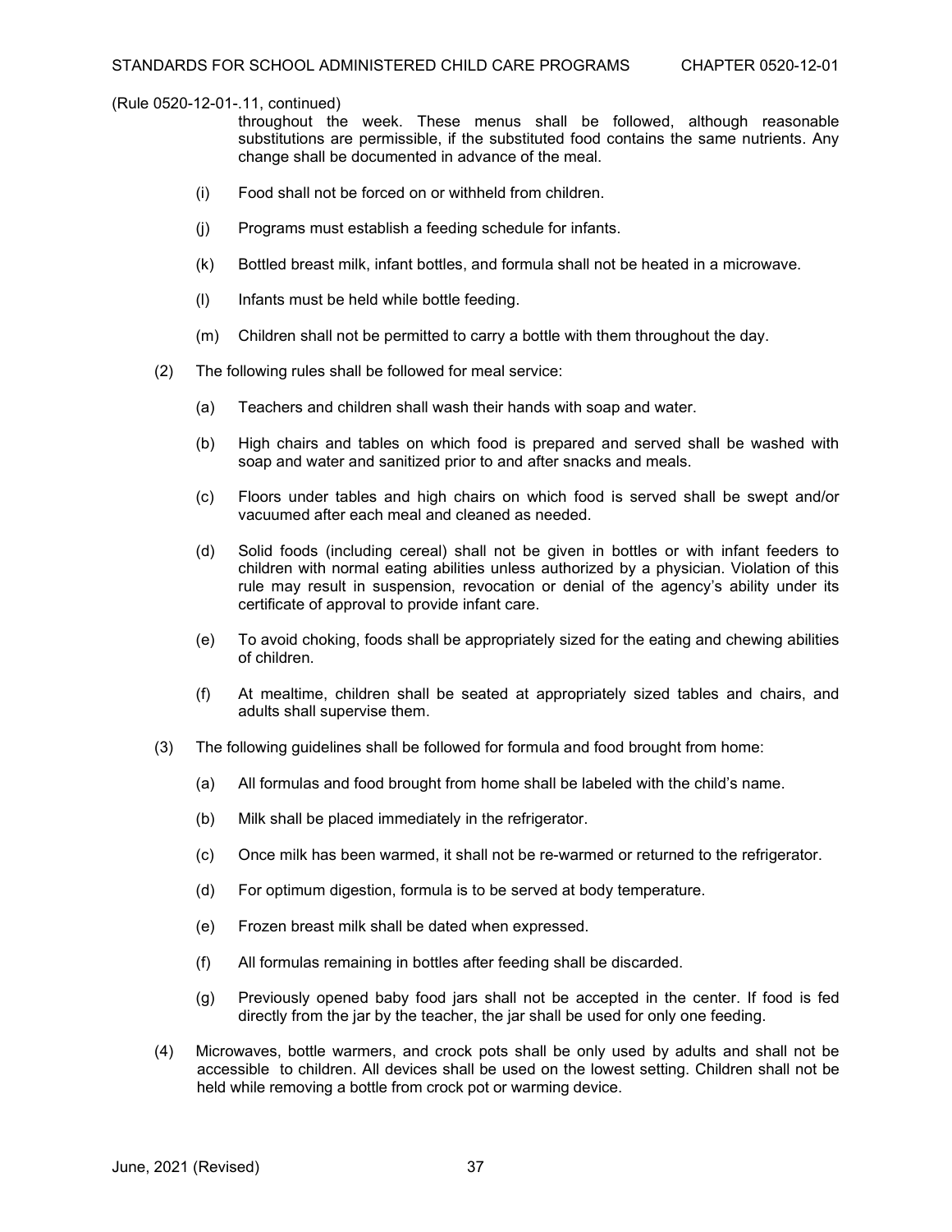(Rule 0520-12-01-.11, continued)

throughout the week. These menus shall be followed, although reasonable substitutions are permissible, if the substituted food contains the same nutrients. Any change shall be documented in advance of the meal.

(i) Food shall not be forced on or withheld from children.

(j) Programs must establish a feeding schedule for infants.

(k) Bottled breast milk, infant bottles, and formula shall not be heated in a microwave.

(l) Infants must be held while bottle feeding.

(m) Children shall not be permitted to carry a bottle with them throughout the day.

(2) The following rules shall be followed for meal service:

(a) Teachers and children shall wash their hands with soap and water.

(b) High chairs and tables on which food is prepared and served shall be washed with soap and water and sanitized prior to and after snacks and meals.

(c) Floors under tables and high chairs on which food is served shall be swept and/or vacuumed after each meal and cleaned as needed.

(d) Solid foods (including cereal) shall not be given in bottles or with infant feeders to children with normal eating abilities unless authorized by a physician. Violation of this rule may result in suspension, revocation or denial of the agency's ability under its certificate of approval to provide infant care.

(e) To avoid choking, foods shall be appropriately sized for the eating and chewing abilities of children.

(f) At mealtime, children shall be seated at appropriately sized tables and chairs, and adults shall supervise them.

(3) The following guidelines shall be followed for formula and food brought from home:

(a) All formulas and food brought from home shall be labeled with the child's name.

(b) Milk shall be placed immediately in the refrigerator.

(c) Once milk has been warmed, it shall not be re-warmed or returned to the refrigerator.

(d) For optimum digestion, formula is to be served at body temperature.

(e) Frozen breast milk shall be dated when expressed.

(f) All formulas remaining in bottles after feeding shall be discarded.

(g) Previously opened baby food jars shall not be accepted in the center. If food is fed directly from the jar by the teacher, the jar shall be used for only one feeding.

(4) Microwaves, bottle warmers, and crock pots shall be only used by adults and shall not be accessible to children. All devices shall be used on the lowest setting. Children shall not be held while removing a bottle from crock pot or warming device.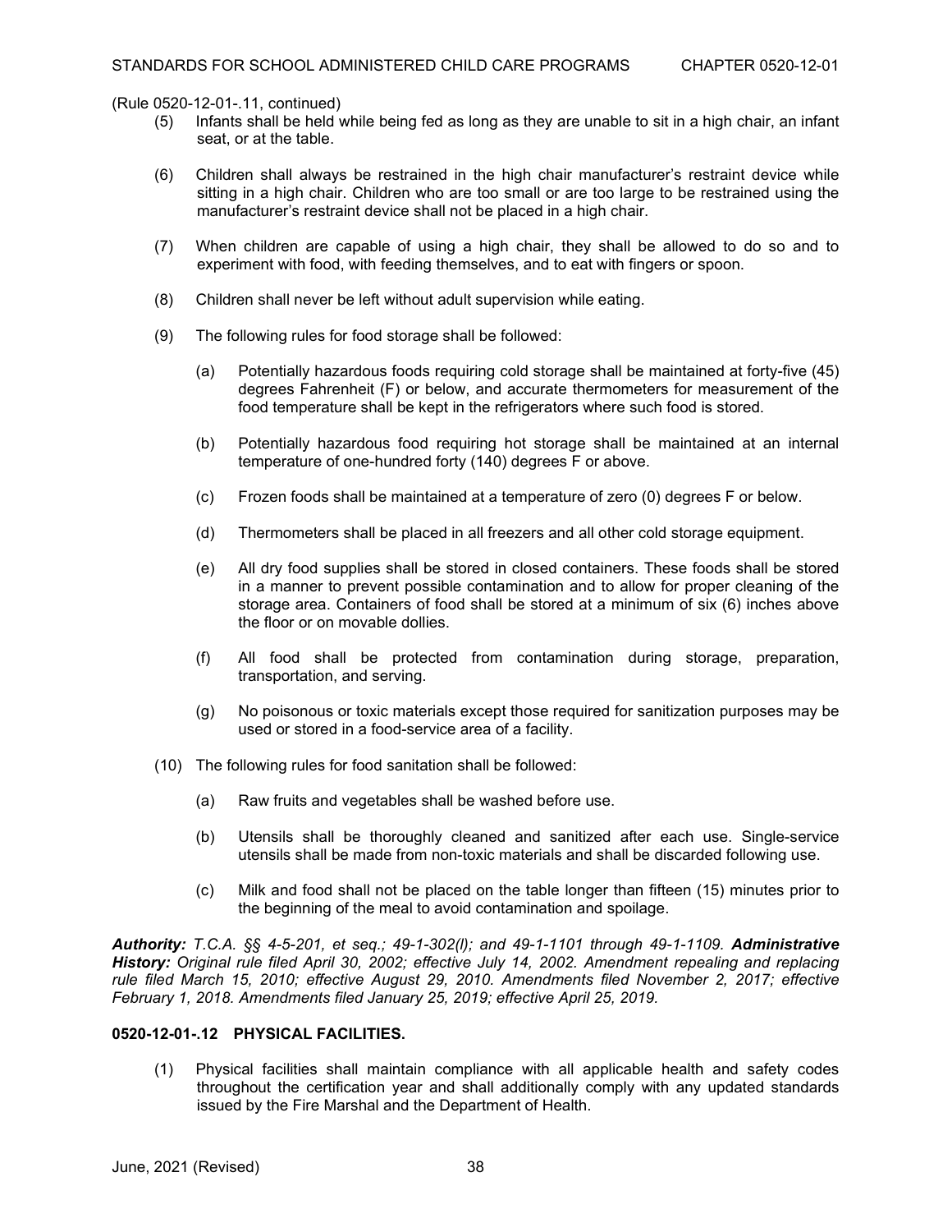(Rule 0520-12-01-.11, continued)

(5) Infants shall be held while being fed as long as they are unable to sit in a high chair, an infant seat, or at the table.

(6) Children shall always be restrained in the high chair manufacturer's restraint device while sitting in a high chair. Children who are too small or are too large to be restrained using the manufacturer's restraint device shall not be placed in a high chair.

(7) When children are capable of using a high chair, they shall be allowed to do so and to experiment with food, with feeding themselves, and to eat with fingers or spoon.

(8) Children shall never be left without adult supervision while eating.

(9) The following rules for food storage shall be followed:

(a) Potentially hazardous foods requiring cold storage shall be maintained at forty-five (45) degrees Fahrenheit (F) or below, and accurate thermometers for measurement of the food temperature shall be kept in the refrigerators where such food is stored.

(b) Potentially hazardous food requiring hot storage shall be maintained at an internal temperature of one-hundred forty (140) degrees F or above.

(c) Frozen foods shall be maintained at a temperature of zero (0) degrees F or below.

(d) Thermometers shall be placed in all freezers and all other cold storage equipment.

(e) All dry food supplies shall be stored in closed containers. These foods shall be stored in a manner to prevent possible contamination and to allow for proper cleaning of the storage area. Containers of food shall be stored at a minimum of six (6) inches above the floor or on movable dollies.

(f) All food shall be protected from contamination during storage, preparation, transportation, and serving.

(g) No poisonous or toxic materials except those required for sanitization purposes may be used or stored in a food-service area of a facility.

(10) The following rules for food sanitation shall be followed:

(a) Raw fruits and vegetables shall be washed before use.

(b) Utensils shall be thoroughly cleaned and sanitized after each use. Single-service utensils shall be made from non-toxic materials and shall be discarded following use.

(c) Milk and food shall not be placed on the table longer than fifteen (15) minutes prior to the beginning of the meal to avoid contamination and spoilage.

***Authority:*** *T.C.A. §§ 4-5-201, et seq.; 49-1-302(l); and 49-1-1101 through 49-1-1109.* ***Administrative History:*** *Original rule filed April 30, 2002; effective July 14, 2002. Amendment repealing and replacing rule filed March 15, 2010; effective August 29, 2010. Amendments filed November 2, 2017; effective February 1, 2018. Amendments filed January 25, 2019; effective April 25, 2019.*

**0520-12-01-.12 PHYSICAL FACILITIES.**

(1) Physical facilities shall maintain compliance with all applicable health and safety codes throughout the certification year and shall additionally comply with any updated standards issued by the Fire Marshal and the Department of Health.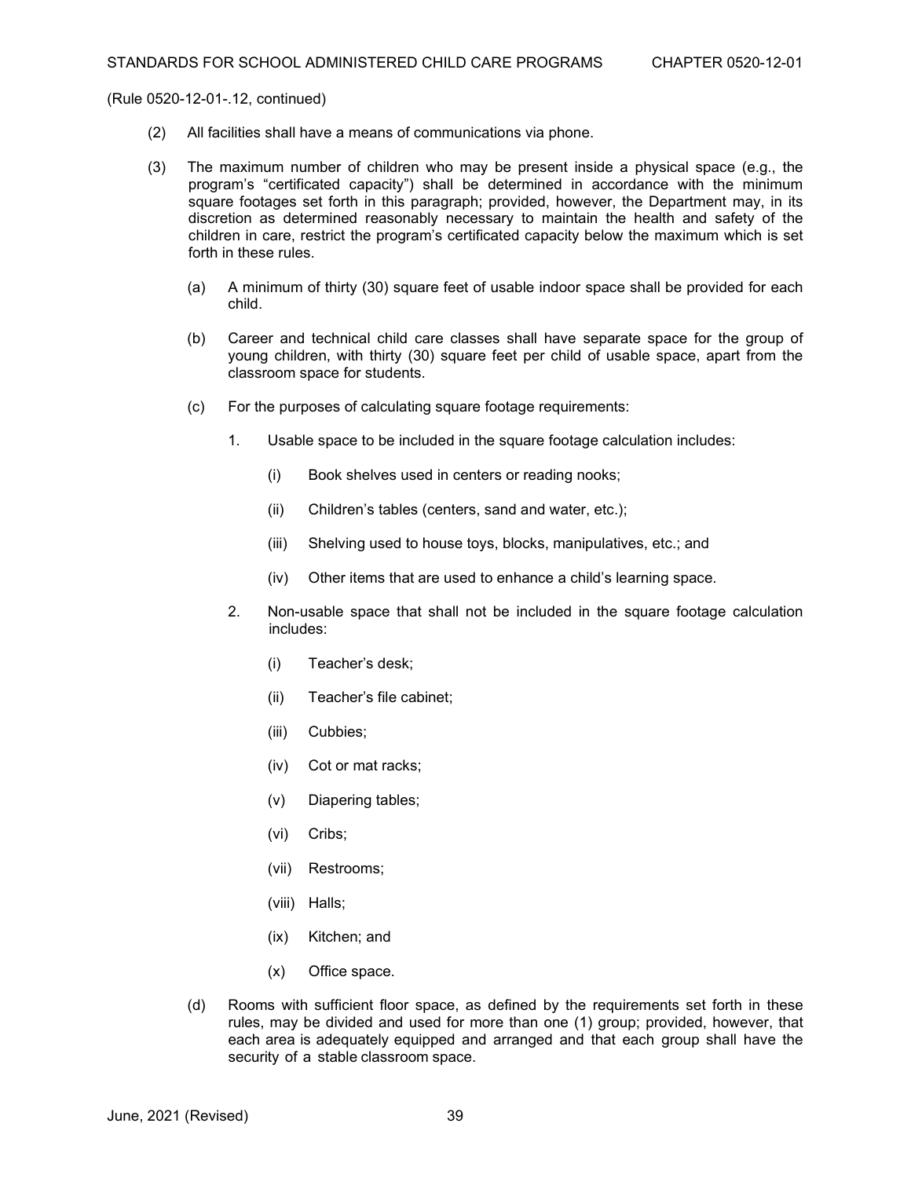(Rule 0520-12-01-.12, continued)

(2) All facilities shall have a means of communications via phone.

(3) The maximum number of children who may be present inside a physical space (e.g., the program's "certificated capacity") shall be determined in accordance with the minimum square footages set forth in this paragraph; provided, however, the Department may, in its discretion as determined reasonably necessary to maintain the health and safety of the children in care, restrict the program's certificated capacity below the maximum which is set forth in these rules.

  (a) A minimum of thirty (30) square feet of usable indoor space shall be provided for each child.

  (b) Career and technical child care classes shall have separate space for the group of young children, with thirty (30) square feet per child of usable space, apart from the classroom space for students.

  (c) For the purposes of calculating square footage requirements:

    1. Usable space to be included in the square footage calculation includes:

      (i) Book shelves used in centers or reading nooks;

      (ii) Children's tables (centers, sand and water, etc.);

      (iii) Shelving used to house toys, blocks, manipulatives, etc.; and

      (iv) Other items that are used to enhance a child's learning space.

    2. Non-usable space that shall not be included in the square footage calculation includes:

      (i) Teacher's desk;

      (ii) Teacher's file cabinet;

      (iii) Cubbies;

      (iv) Cot or mat racks;

      (v) Diapering tables;

      (vi) Cribs;

      (vii) Restrooms;

      (viii) Halls;

      (ix) Kitchen; and

      (x) Office space.

  (d) Rooms with sufficient floor space, as defined by the requirements set forth in these rules, may be divided and used for more than one (1) group; provided, however, that each area is adequately equipped and arranged and that each group shall have the security of a stable classroom space.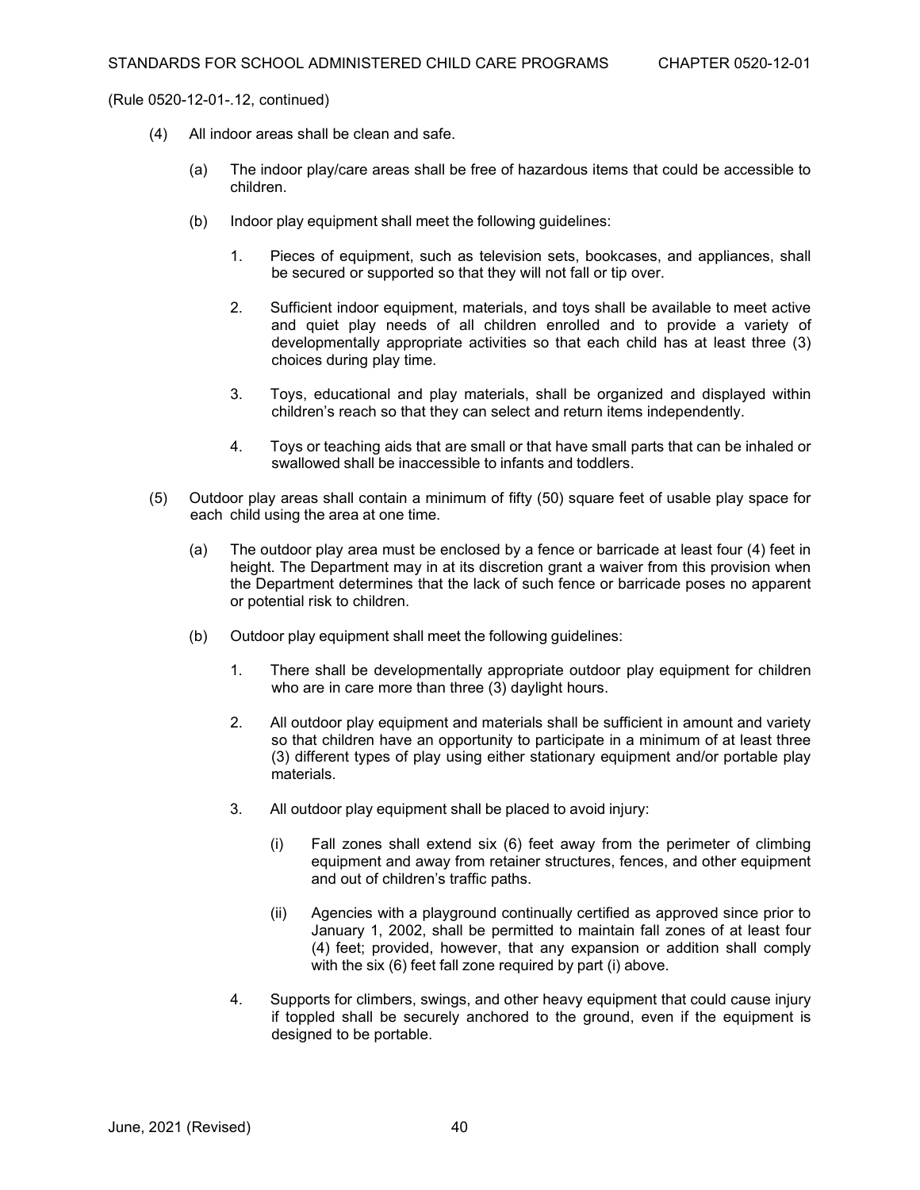(Rule 0520-12-01-.12, continued)

(4) All indoor areas shall be clean and safe.

(a) The indoor play/care areas shall be free of hazardous items that could be accessible to children.

(b) Indoor play equipment shall meet the following guidelines:

1. Pieces of equipment, such as television sets, bookcases, and appliances, shall be secured or supported so that they will not fall or tip over.

2. Sufficient indoor equipment, materials, and toys shall be available to meet active and quiet play needs of all children enrolled and to provide a variety of developmentally appropriate activities so that each child has at least three (3) choices during play time.

3. Toys, educational and play materials, shall be organized and displayed within children's reach so that they can select and return items independently.

4. Toys or teaching aids that are small or that have small parts that can be inhaled or swallowed shall be inaccessible to infants and toddlers.

(5) Outdoor play areas shall contain a minimum of fifty (50) square feet of usable play space for each child using the area at one time.

(a) The outdoor play area must be enclosed by a fence or barricade at least four (4) feet in height. The Department may in at its discretion grant a waiver from this provision when the Department determines that the lack of such fence or barricade poses no apparent or potential risk to children.

(b) Outdoor play equipment shall meet the following guidelines:

1. There shall be developmentally appropriate outdoor play equipment for children who are in care more than three (3) daylight hours.

2. All outdoor play equipment and materials shall be sufficient in amount and variety so that children have an opportunity to participate in a minimum of at least three (3) different types of play using either stationary equipment and/or portable play materials.

3. All outdoor play equipment shall be placed to avoid injury:

(i) Fall zones shall extend six (6) feet away from the perimeter of climbing equipment and away from retainer structures, fences, and other equipment and out of children's traffic paths.

(ii) Agencies with a playground continually certified as approved since prior to January 1, 2002, shall be permitted to maintain fall zones of at least four (4) feet; provided, however, that any expansion or addition shall comply with the six (6) feet fall zone required by part (i) above.

4. Supports for climbers, swings, and other heavy equipment that could cause injury if toppled shall be securely anchored to the ground, even if the equipment is designed to be portable.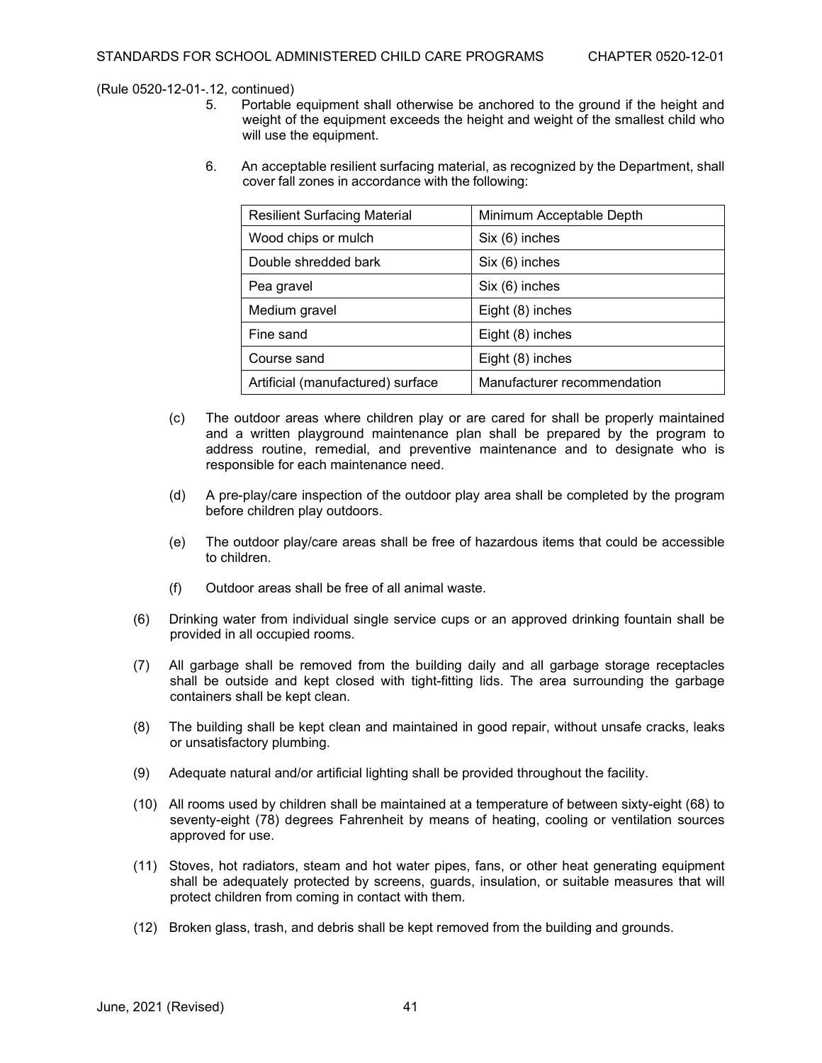(Rule 0520-12-01-.12, continued)

5. Portable equipment shall otherwise be anchored to the ground if the height and weight of the equipment exceeds the height and weight of the smallest child who will use the equipment.

6. An acceptable resilient surfacing material, as recognized by the Department, shall cover fall zones in accordance with the following:

| Resilient Surfacing Material | Minimum Acceptable Depth |
|---|---|
| Wood chips or mulch | Six (6) inches |
| Double shredded bark | Six (6) inches |
| Pea gravel | Six (6) inches |
| Medium gravel | Eight (8) inches |
| Fine sand | Eight (8) inches |
| Course sand | Eight (8) inches |
| Artificial (manufactured) surface | Manufacturer recommendation |

(c) The outdoor areas where children play or are cared for shall be properly maintained and a written playground maintenance plan shall be prepared by the program to address routine, remedial, and preventive maintenance and to designate who is responsible for each maintenance need.

(d) A pre-play/care inspection of the outdoor play area shall be completed by the program before children play outdoors.

(e) The outdoor play/care areas shall be free of hazardous items that could be accessible to children.

(f) Outdoor areas shall be free of all animal waste.

(6) Drinking water from individual single service cups or an approved drinking fountain shall be provided in all occupied rooms.

(7) All garbage shall be removed from the building daily and all garbage storage receptacles shall be outside and kept closed with tight-fitting lids. The area surrounding the garbage containers shall be kept clean.

(8) The building shall be kept clean and maintained in good repair, without unsafe cracks, leaks or unsatisfactory plumbing.

(9) Adequate natural and/or artificial lighting shall be provided throughout the facility.

(10) All rooms used by children shall be maintained at a temperature of between sixty-eight (68) to seventy-eight (78) degrees Fahrenheit by means of heating, cooling or ventilation sources approved for use.

(11) Stoves, hot radiators, steam and hot water pipes, fans, or other heat generating equipment shall be adequately protected by screens, guards, insulation, or suitable measures that will protect children from coming in contact with them.

(12) Broken glass, trash, and debris shall be kept removed from the building and grounds.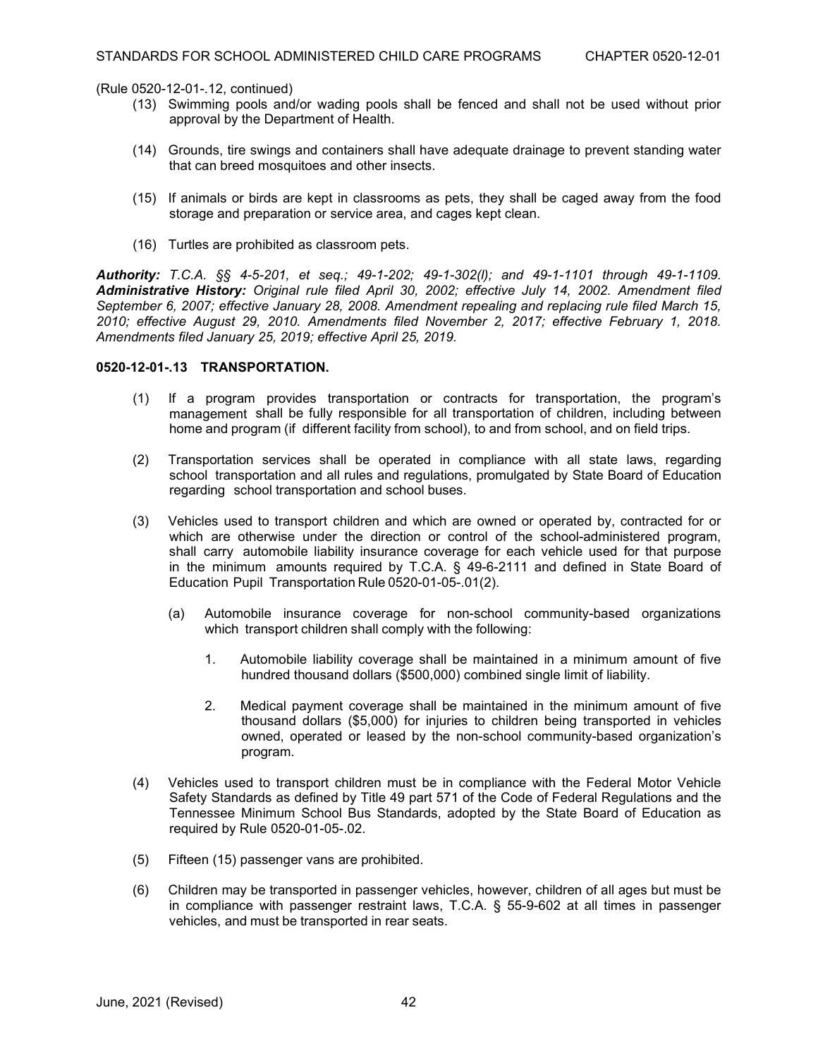(Rule 0520-12-01-.12, continued)

(13) Swimming pools and/or wading pools shall be fenced and shall not be used without prior approval by the Department of Health.

(14) Grounds, tire swings and containers shall have adequate drainage to prevent standing water that can breed mosquitoes and other insects.

(15) If animals or birds are kept in classrooms as pets, they shall be caged away from the food storage and preparation or service area, and cages kept clean.

(16) Turtles are prohibited as classroom pets.

***Authority:*** *T.C.A. §§ 4-5-201, et seq.; 49-1-202; 49-1-302(l); and 49-1-1101 through 49-1-1109.* ***Administrative History:*** *Original rule filed April 30, 2002; effective July 14, 2002. Amendment filed September 6, 2007; effective January 28, 2008. Amendment repealing and replacing rule filed March 15, 2010; effective August 29, 2010. Amendments filed November 2, 2017; effective February 1, 2018. Amendments filed January 25, 2019; effective April 25, 2019.*

**0520-12-01-.13 TRANSPORTATION.**

(1) If a program provides transportation or contracts for transportation, the program's management shall be fully responsible for all transportation of children, including between home and program (if different facility from school), to and from school, and on field trips.

(2) Transportation services shall be operated in compliance with all state laws, regarding school transportation and all rules and regulations, promulgated by State Board of Education regarding school transportation and school buses.

(3) Vehicles used to transport children and which are owned or operated by, contracted for or which are otherwise under the direction or control of the school-administered program, shall carry automobile liability insurance coverage for each vehicle used for that purpose in the minimum amounts required by T.C.A. § 49-6-2111 and defined in State Board of Education Pupil Transportation Rule 0520-01-05-.01(2).

   (a) Automobile insurance coverage for non-school community-based organizations which transport children shall comply with the following:

      1. Automobile liability coverage shall be maintained in a minimum amount of five hundred thousand dollars ($500,000) combined single limit of liability.

      2. Medical payment coverage shall be maintained in the minimum amount of five thousand dollars ($5,000) for injuries to children being transported in vehicles owned, operated or leased by the non-school community-based organization's program.

(4) Vehicles used to transport children must be in compliance with the Federal Motor Vehicle Safety Standards as defined by Title 49 part 571 of the Code of Federal Regulations and the Tennessee Minimum School Bus Standards, adopted by the State Board of Education as required by Rule 0520-01-05-.02.

(5) Fifteen (15) passenger vans are prohibited.

(6) Children may be transported in passenger vehicles, however, children of all ages but must be in compliance with passenger restraint laws, T.C.A. § 55-9-602 at all times in passenger vehicles, and must be transported in rear seats.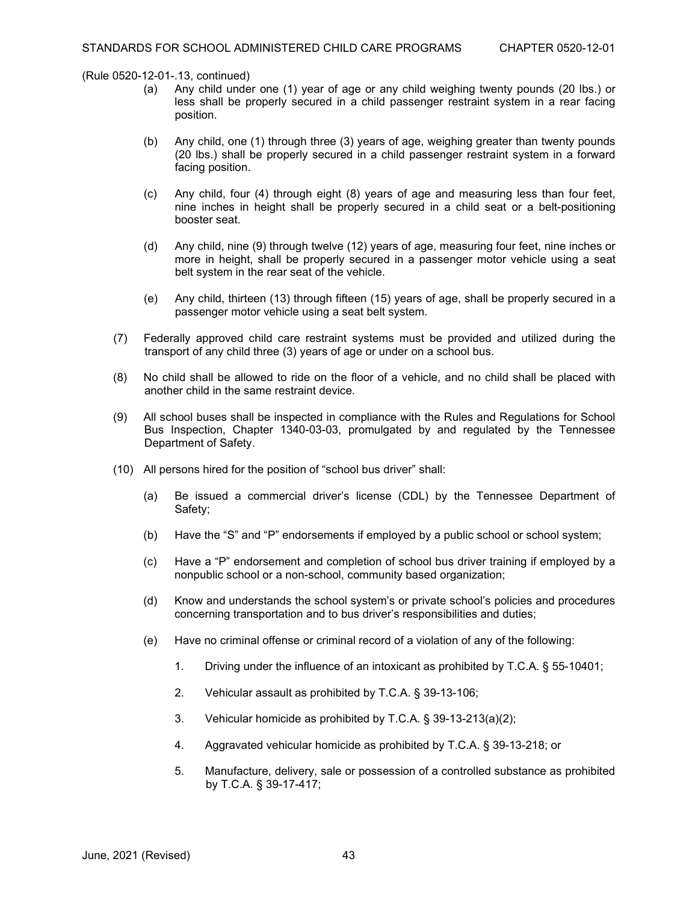(Rule 0520-12-01-.13, continued)

(a) Any child under one (1) year of age or any child weighing twenty pounds (20 lbs.) or less shall be properly secured in a child passenger restraint system in a rear facing position.

(b) Any child, one (1) through three (3) years of age, weighing greater than twenty pounds (20 lbs.) shall be properly secured in a child passenger restraint system in a forward facing position.

(c) Any child, four (4) through eight (8) years of age and measuring less than four feet, nine inches in height shall be properly secured in a child seat or a belt-positioning booster seat.

(d) Any child, nine (9) through twelve (12) years of age, measuring four feet, nine inches or more in height, shall be properly secured in a passenger motor vehicle using a seat belt system in the rear seat of the vehicle.

(e) Any child, thirteen (13) through fifteen (15) years of age, shall be properly secured in a passenger motor vehicle using a seat belt system.

(7) Federally approved child care restraint systems must be provided and utilized during the transport of any child three (3) years of age or under on a school bus.

(8) No child shall be allowed to ride on the floor of a vehicle, and no child shall be placed with another child in the same restraint device.

(9) All school buses shall be inspected in compliance with the Rules and Regulations for School Bus Inspection, Chapter 1340-03-03, promulgated by and regulated by the Tennessee Department of Safety.

(10) All persons hired for the position of "school bus driver" shall:

(a) Be issued a commercial driver's license (CDL) by the Tennessee Department of Safety;

(b) Have the "S" and "P" endorsements if employed by a public school or school system;

(c) Have a "P" endorsement and completion of school bus driver training if employed by a nonpublic school or a non-school, community based organization;

(d) Know and understands the school system's or private school's policies and procedures concerning transportation and to bus driver's responsibilities and duties;

(e) Have no criminal offense or criminal record of a violation of any of the following:

1. Driving under the influence of an intoxicant as prohibited by T.C.A. § 55-10401;

2. Vehicular assault as prohibited by T.C.A. § 39-13-106;

3. Vehicular homicide as prohibited by T.C.A. § 39-13-213(a)(2);

4. Aggravated vehicular homicide as prohibited by T.C.A. § 39-13-218; or

5. Manufacture, delivery, sale or possession of a controlled substance as prohibited by T.C.A. § 39-17-417;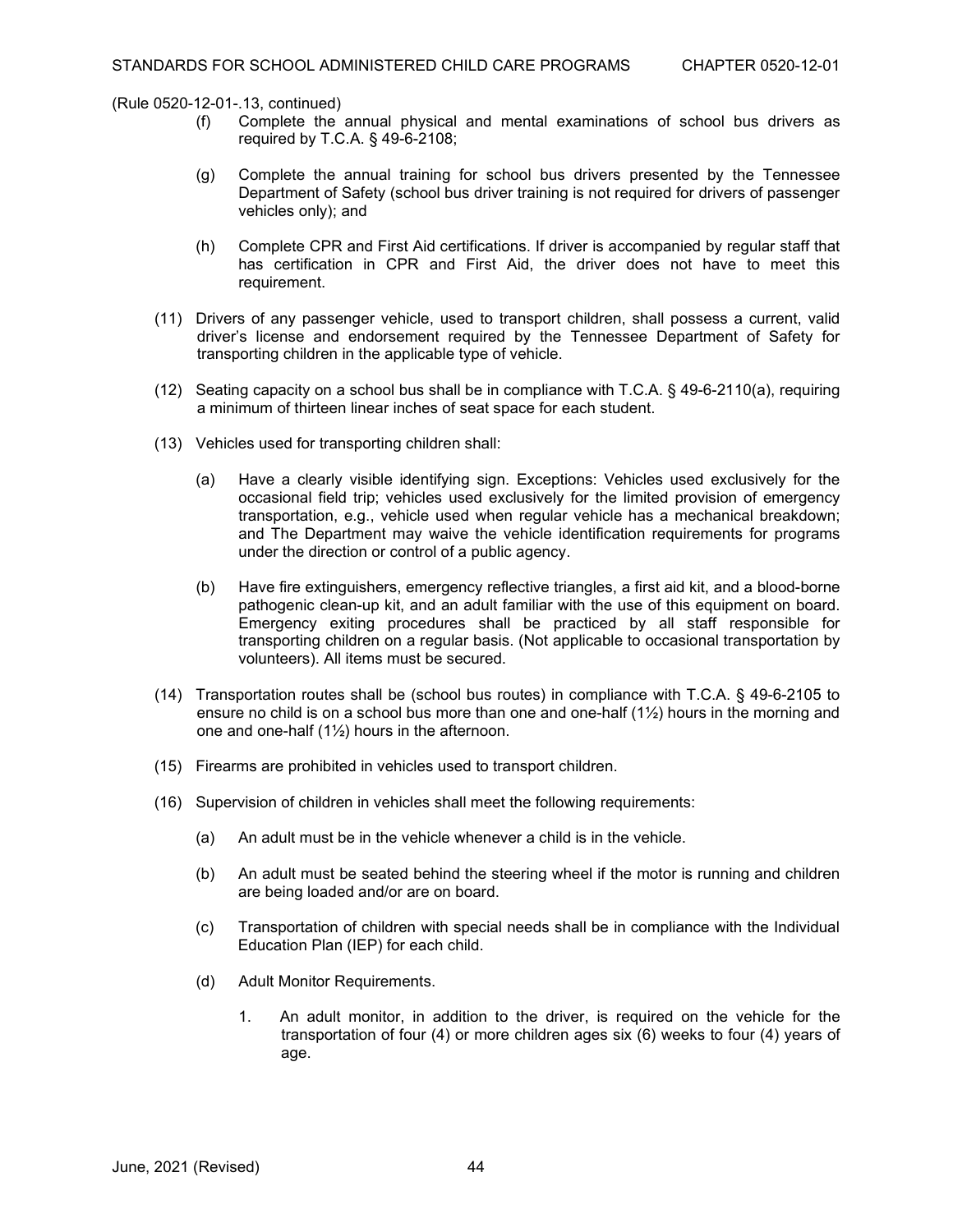(Rule 0520-12-01-.13, continued)

(f) Complete the annual physical and mental examinations of school bus drivers as required by T.C.A. § 49-6-2108;

(g) Complete the annual training for school bus drivers presented by the Tennessee Department of Safety (school bus driver training is not required for drivers of passenger vehicles only); and

(h) Complete CPR and First Aid certifications. If driver is accompanied by regular staff that has certification in CPR and First Aid, the driver does not have to meet this requirement.

(11) Drivers of any passenger vehicle, used to transport children, shall possess a current, valid driver's license and endorsement required by the Tennessee Department of Safety for transporting children in the applicable type of vehicle.

(12) Seating capacity on a school bus shall be in compliance with T.C.A. § 49-6-2110(a), requiring a minimum of thirteen linear inches of seat space for each student.

(13) Vehicles used for transporting children shall:

(a) Have a clearly visible identifying sign. Exceptions: Vehicles used exclusively for the occasional field trip; vehicles used exclusively for the limited provision of emergency transportation, e.g., vehicle used when regular vehicle has a mechanical breakdown; and The Department may waive the vehicle identification requirements for programs under the direction or control of a public agency.

(b) Have fire extinguishers, emergency reflective triangles, a first aid kit, and a blood-borne pathogenic clean-up kit, and an adult familiar with the use of this equipment on board. Emergency exiting procedures shall be practiced by all staff responsible for transporting children on a regular basis. (Not applicable to occasional transportation by volunteers). All items must be secured.

(14) Transportation routes shall be (school bus routes) in compliance with T.C.A. § 49-6-2105 to ensure no child is on a school bus more than one and one-half (1½) hours in the morning and one and one-half (1½) hours in the afternoon.

(15) Firearms are prohibited in vehicles used to transport children.

(16) Supervision of children in vehicles shall meet the following requirements:

(a) An adult must be in the vehicle whenever a child is in the vehicle.

(b) An adult must be seated behind the steering wheel if the motor is running and children are being loaded and/or are on board.

(c) Transportation of children with special needs shall be in compliance with the Individual Education Plan (IEP) for each child.

(d) Adult Monitor Requirements.

1. An adult monitor, in addition to the driver, is required on the vehicle for the transportation of four (4) or more children ages six (6) weeks to four (4) years of age.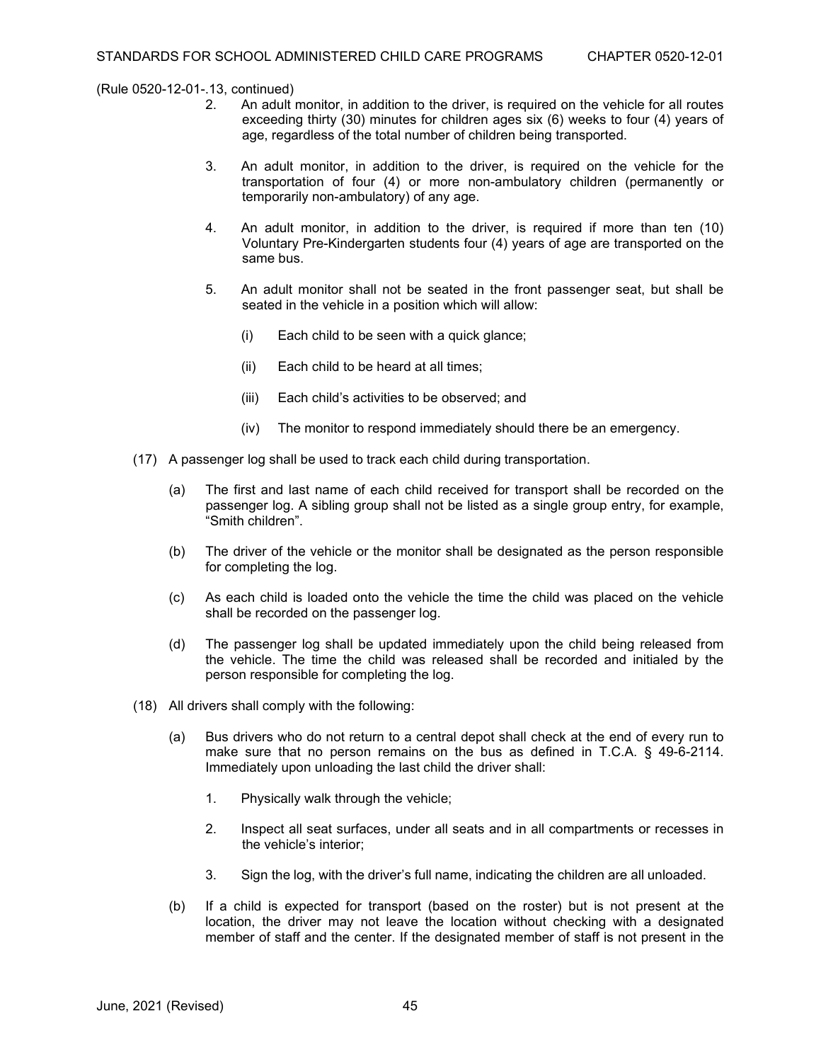(Rule 0520-12-01-.13, continued)

2. An adult monitor, in addition to the driver, is required on the vehicle for all routes exceeding thirty (30) minutes for children ages six (6) weeks to four (4) years of age, regardless of the total number of children being transported.

3. An adult monitor, in addition to the driver, is required on the vehicle for the transportation of four (4) or more non-ambulatory children (permanently or temporarily non-ambulatory) of any age.

4. An adult monitor, in addition to the driver, is required if more than ten (10) Voluntary Pre-Kindergarten students four (4) years of age are transported on the same bus.

5. An adult monitor shall not be seated in the front passenger seat, but shall be seated in the vehicle in a position which will allow:

   (i) Each child to be seen with a quick glance;

   (ii) Each child to be heard at all times;

   (iii) Each child's activities to be observed; and

   (iv) The monitor to respond immediately should there be an emergency.

(17) A passenger log shall be used to track each child during transportation.

(a) The first and last name of each child received for transport shall be recorded on the passenger log. A sibling group shall not be listed as a single group entry, for example, "Smith children".

(b) The driver of the vehicle or the monitor shall be designated as the person responsible for completing the log.

(c) As each child is loaded onto the vehicle the time the child was placed on the vehicle shall be recorded on the passenger log.

(d) The passenger log shall be updated immediately upon the child being released from the vehicle. The time the child was released shall be recorded and initialed by the person responsible for completing the log.

(18) All drivers shall comply with the following:

(a) Bus drivers who do not return to a central depot shall check at the end of every run to make sure that no person remains on the bus as defined in T.C.A. § 49-6-2114. Immediately upon unloading the last child the driver shall:

1. Physically walk through the vehicle;

2. Inspect all seat surfaces, under all seats and in all compartments or recesses in the vehicle's interior;

3. Sign the log, with the driver's full name, indicating the children are all unloaded.

(b) If a child is expected for transport (based on the roster) but is not present at the location, the driver may not leave the location without checking with a designated member of staff and the center. If the designated member of staff is not present in the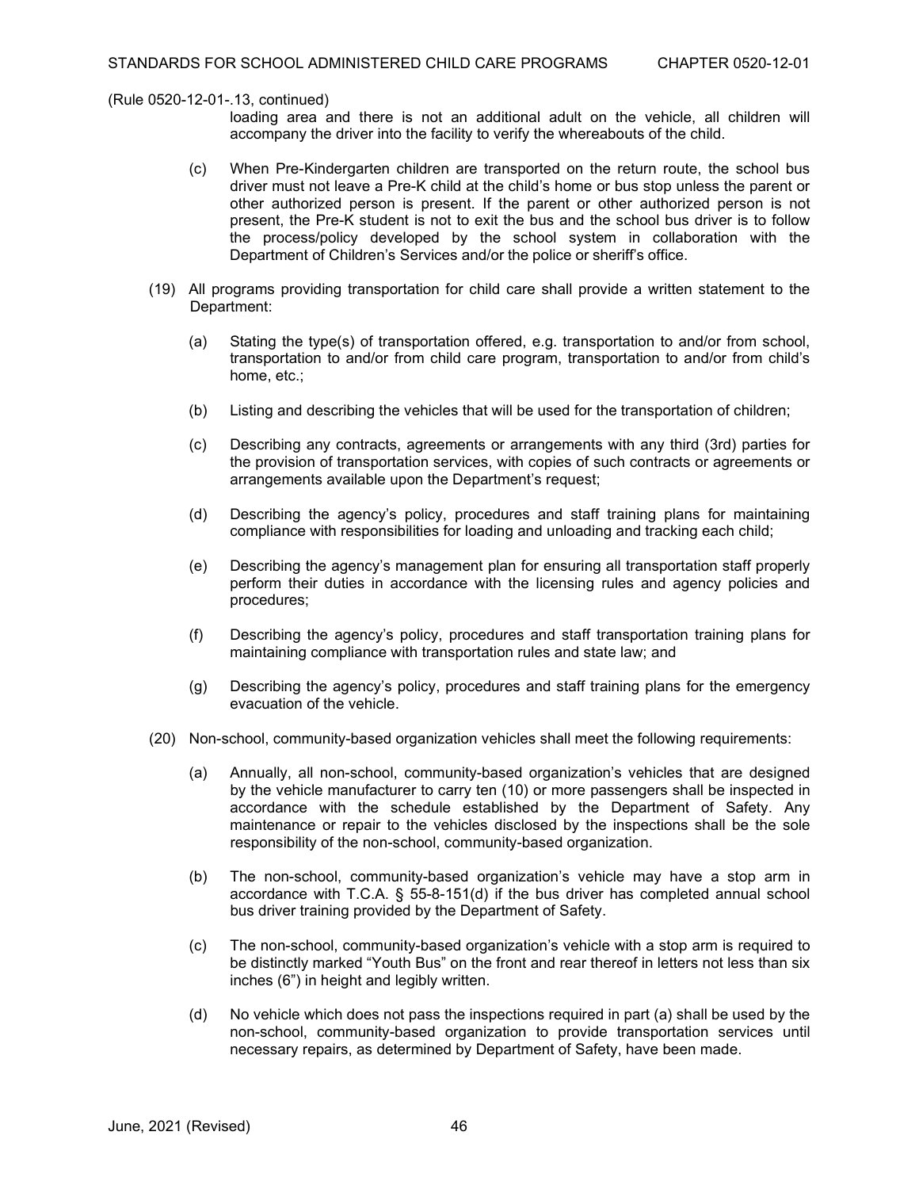(Rule 0520-12-01-.13, continued)

loading area and there is not an additional adult on the vehicle, all children will accompany the driver into the facility to verify the whereabouts of the child.

(c) When Pre-Kindergarten children are transported on the return route, the school bus driver must not leave a Pre-K child at the child's home or bus stop unless the parent or other authorized person is present. If the parent or other authorized person is not present, the Pre-K student is not to exit the bus and the school bus driver is to follow the process/policy developed by the school system in collaboration with the Department of Children's Services and/or the police or sheriff's office.

(19) All programs providing transportation for child care shall provide a written statement to the Department:

(a) Stating the type(s) of transportation offered, e.g. transportation to and/or from school, transportation to and/or from child care program, transportation to and/or from child's home, etc.;

(b) Listing and describing the vehicles that will be used for the transportation of children;

(c) Describing any contracts, agreements or arrangements with any third (3rd) parties for the provision of transportation services, with copies of such contracts or agreements or arrangements available upon the Department's request;

(d) Describing the agency's policy, procedures and staff training plans for maintaining compliance with responsibilities for loading and unloading and tracking each child;

(e) Describing the agency's management plan for ensuring all transportation staff properly perform their duties in accordance with the licensing rules and agency policies and procedures;

(f) Describing the agency's policy, procedures and staff transportation training plans for maintaining compliance with transportation rules and state law; and

(g) Describing the agency's policy, procedures and staff training plans for the emergency evacuation of the vehicle.

(20) Non-school, community-based organization vehicles shall meet the following requirements:

(a) Annually, all non-school, community-based organization's vehicles that are designed by the vehicle manufacturer to carry ten (10) or more passengers shall be inspected in accordance with the schedule established by the Department of Safety. Any maintenance or repair to the vehicles disclosed by the inspections shall be the sole responsibility of the non-school, community-based organization.

(b) The non-school, community-based organization's vehicle may have a stop arm in accordance with T.C.A. § 55-8-151(d) if the bus driver has completed annual school bus driver training provided by the Department of Safety.

(c) The non-school, community-based organization's vehicle with a stop arm is required to be distinctly marked "Youth Bus" on the front and rear thereof in letters not less than six inches (6") in height and legibly written.

(d) No vehicle which does not pass the inspections required in part (a) shall be used by the non-school, community-based organization to provide transportation services until necessary repairs, as determined by Department of Safety, have been made.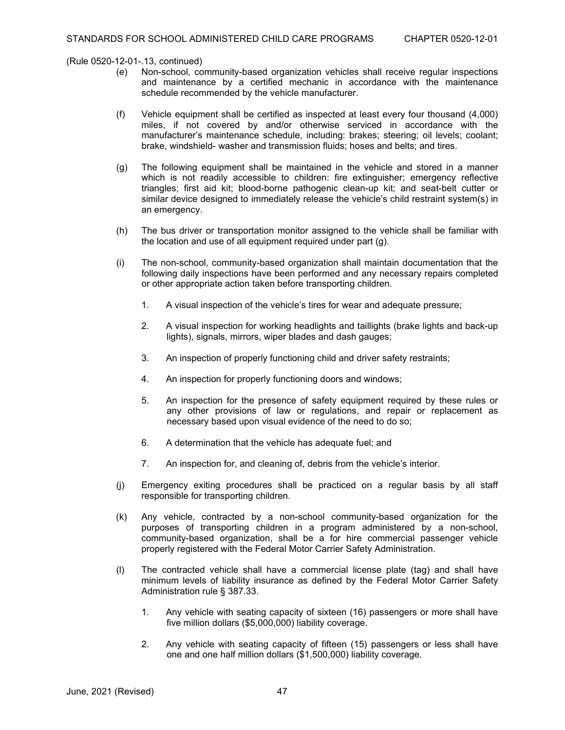(Rule 0520-12-01-.13, continued)

(e) Non-school, community-based organization vehicles shall receive regular inspections and maintenance by a certified mechanic in accordance with the maintenance schedule recommended by the vehicle manufacturer.

(f) Vehicle equipment shall be certified as inspected at least every four thousand (4,000) miles, if not covered by and/or otherwise serviced in accordance with the manufacturer's maintenance schedule, including: brakes; steering; oil levels; coolant; brake, windshield- washer and transmission fluids; hoses and belts; and tires.

(g) The following equipment shall be maintained in the vehicle and stored in a manner which is not readily accessible to children: fire extinguisher; emergency reflective triangles; first aid kit; blood-borne pathogenic clean-up kit; and seat-belt cutter or similar device designed to immediately release the vehicle's child restraint system(s) in an emergency.

(h) The bus driver or transportation monitor assigned to the vehicle shall be familiar with the location and use of all equipment required under part (g).

(i) The non-school, community-based organization shall maintain documentation that the following daily inspections have been performed and any necessary repairs completed or other appropriate action taken before transporting children.

1. A visual inspection of the vehicle's tires for wear and adequate pressure;

2. A visual inspection for working headlights and taillights (brake lights and back-up lights), signals, mirrors, wiper blades and dash gauges;

3. An inspection of properly functioning child and driver safety restraints;

4. An inspection for properly functioning doors and windows;

5. An inspection for the presence of safety equipment required by these rules or any other provisions of law or regulations, and repair or replacement as necessary based upon visual evidence of the need to do so;

6. A determination that the vehicle has adequate fuel; and

7. An inspection for, and cleaning of, debris from the vehicle's interior.

(j) Emergency exiting procedures shall be practiced on a regular basis by all staff responsible for transporting children.

(k) Any vehicle, contracted by a non-school community-based organization for the purposes of transporting children in a program administered by a non-school, community-based organization, shall be a for hire commercial passenger vehicle properly registered with the Federal Motor Carrier Safety Administration.

(l) The contracted vehicle shall have a commercial license plate (tag) and shall have minimum levels of liability insurance as defined by the Federal Motor Carrier Safety Administration rule § 387.33.

1. Any vehicle with seating capacity of sixteen (16) passengers or more shall have five million dollars ($5,000,000) liability coverage.

2. Any vehicle with seating capacity of fifteen (15) passengers or less shall have one and one half million dollars ($1,500,000) liability coverage.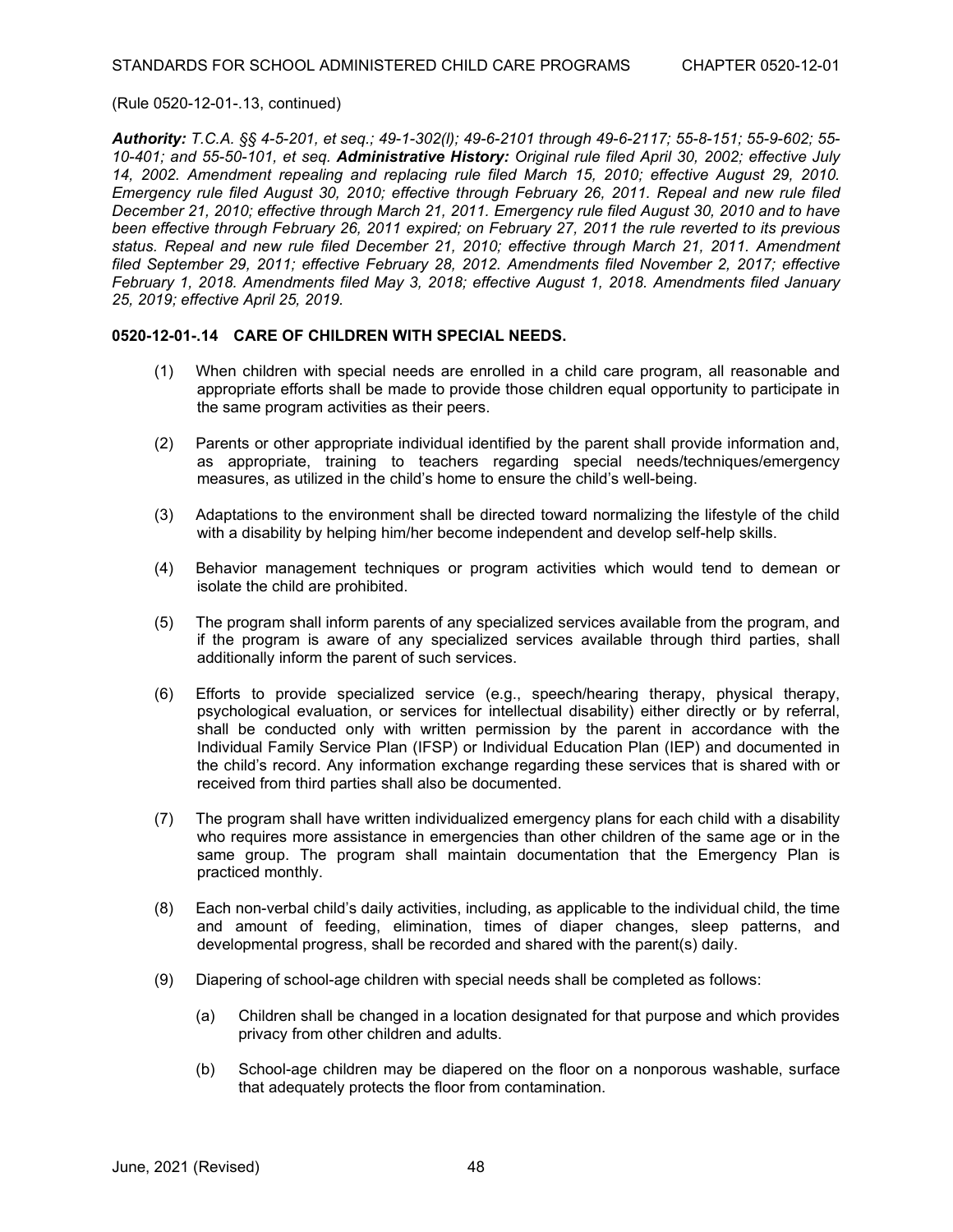(Rule 0520-12-01-.13, continued)

***Authority:*** *T.C.A. §§ 4-5-201, et seq.; 49-1-302(l); 49-6-2101 through 49-6-2117; 55-8-151; 55-9-602; 55-10-401; and 55-50-101, et seq.* ***Administrative History:*** *Original rule filed April 30, 2002; effective July 14, 2002. Amendment repealing and replacing rule filed March 15, 2010; effective August 29, 2010. Emergency rule filed August 30, 2010; effective through February 26, 2011. Repeal and new rule filed December 21, 2010; effective through March 21, 2011. Emergency rule filed August 30, 2010 and to have been effective through February 26, 2011 expired; on February 27, 2011 the rule reverted to its previous status. Repeal and new rule filed December 21, 2010; effective through March 21, 2011. Amendment filed September 29, 2011; effective February 28, 2012. Amendments filed November 2, 2017; effective February 1, 2018. Amendments filed May 3, 2018; effective August 1, 2018. Amendments filed January 25, 2019; effective April 25, 2019.*

**0520-12-01-.14 CARE OF CHILDREN WITH SPECIAL NEEDS.**

(1) When children with special needs are enrolled in a child care program, all reasonable and appropriate efforts shall be made to provide those children equal opportunity to participate in the same program activities as their peers.

(2) Parents or other appropriate individual identified by the parent shall provide information and, as appropriate, training to teachers regarding special needs/techniques/emergency measures, as utilized in the child's home to ensure the child's well-being.

(3) Adaptations to the environment shall be directed toward normalizing the lifestyle of the child with a disability by helping him/her become independent and develop self-help skills.

(4) Behavior management techniques or program activities which would tend to demean or isolate the child are prohibited.

(5) The program shall inform parents of any specialized services available from the program, and if the program is aware of any specialized services available through third parties, shall additionally inform the parent of such services.

(6) Efforts to provide specialized service (e.g., speech/hearing therapy, physical therapy, psychological evaluation, or services for intellectual disability) either directly or by referral, shall be conducted only with written permission by the parent in accordance with the Individual Family Service Plan (IFSP) or Individual Education Plan (IEP) and documented in the child's record. Any information exchange regarding these services that is shared with or received from third parties shall also be documented.

(7) The program shall have written individualized emergency plans for each child with a disability who requires more assistance in emergencies than other children of the same age or in the same group. The program shall maintain documentation that the Emergency Plan is practiced monthly.

(8) Each non-verbal child's daily activities, including, as applicable to the individual child, the time and amount of feeding, elimination, times of diaper changes, sleep patterns, and developmental progress, shall be recorded and shared with the parent(s) daily.

(9) Diapering of school-age children with special needs shall be completed as follows:

(a) Children shall be changed in a location designated for that purpose and which provides privacy from other children and adults.

(b) School-age children may be diapered on the floor on a nonporous washable, surface that adequately protects the floor from contamination.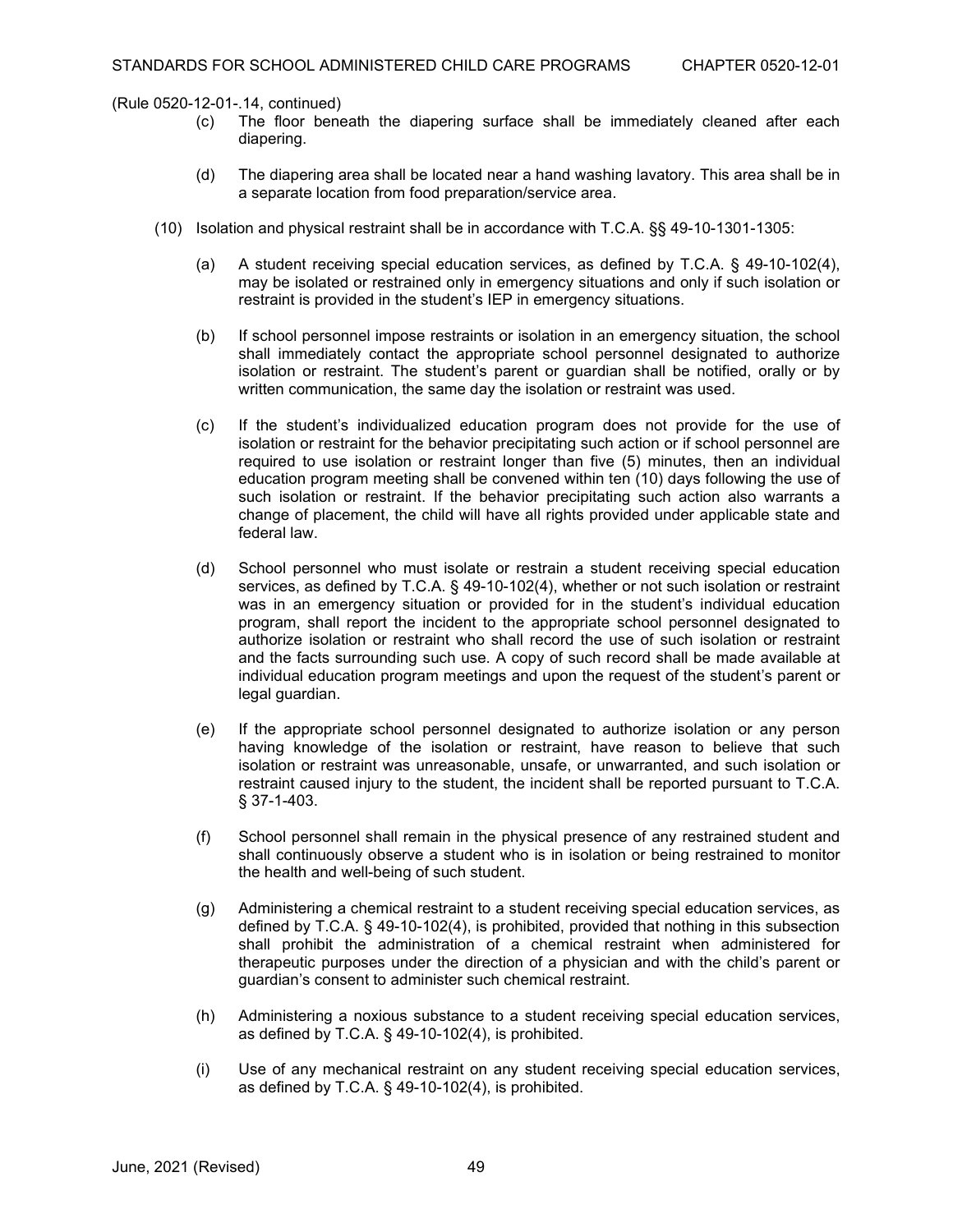(Rule 0520-12-01-.14, continued)

(c) The floor beneath the diapering surface shall be immediately cleaned after each diapering.

(d) The diapering area shall be located near a hand washing lavatory. This area shall be in a separate location from food preparation/service area.

(10) Isolation and physical restraint shall be in accordance with T.C.A. §§ 49-10-1301-1305:

(a) A student receiving special education services, as defined by T.C.A. § 49-10-102(4), may be isolated or restrained only in emergency situations and only if such isolation or restraint is provided in the student's IEP in emergency situations.

(b) If school personnel impose restraints or isolation in an emergency situation, the school shall immediately contact the appropriate school personnel designated to authorize isolation or restraint. The student's parent or guardian shall be notified, orally or by written communication, the same day the isolation or restraint was used.

(c) If the student's individualized education program does not provide for the use of isolation or restraint for the behavior precipitating such action or if school personnel are required to use isolation or restraint longer than five (5) minutes, then an individual education program meeting shall be convened within ten (10) days following the use of such isolation or restraint. If the behavior precipitating such action also warrants a change of placement, the child will have all rights provided under applicable state and federal law.

(d) School personnel who must isolate or restrain a student receiving special education services, as defined by T.C.A. § 49-10-102(4), whether or not such isolation or restraint was in an emergency situation or provided for in the student's individual education program, shall report the incident to the appropriate school personnel designated to authorize isolation or restraint who shall record the use of such isolation or restraint and the facts surrounding such use. A copy of such record shall be made available at individual education program meetings and upon the request of the student's parent or legal guardian.

(e) If the appropriate school personnel designated to authorize isolation or any person having knowledge of the isolation or restraint, have reason to believe that such isolation or restraint was unreasonable, unsafe, or unwarranted, and such isolation or restraint caused injury to the student, the incident shall be reported pursuant to T.C.A. § 37-1-403.

(f) School personnel shall remain in the physical presence of any restrained student and shall continuously observe a student who is in isolation or being restrained to monitor the health and well-being of such student.

(g) Administering a chemical restraint to a student receiving special education services, as defined by T.C.A. § 49-10-102(4), is prohibited, provided that nothing in this subsection shall prohibit the administration of a chemical restraint when administered for therapeutic purposes under the direction of a physician and with the child's parent or guardian's consent to administer such chemical restraint.

(h) Administering a noxious substance to a student receiving special education services, as defined by T.C.A. § 49-10-102(4), is prohibited.

(i) Use of any mechanical restraint on any student receiving special education services, as defined by T.C.A. § 49-10-102(4), is prohibited.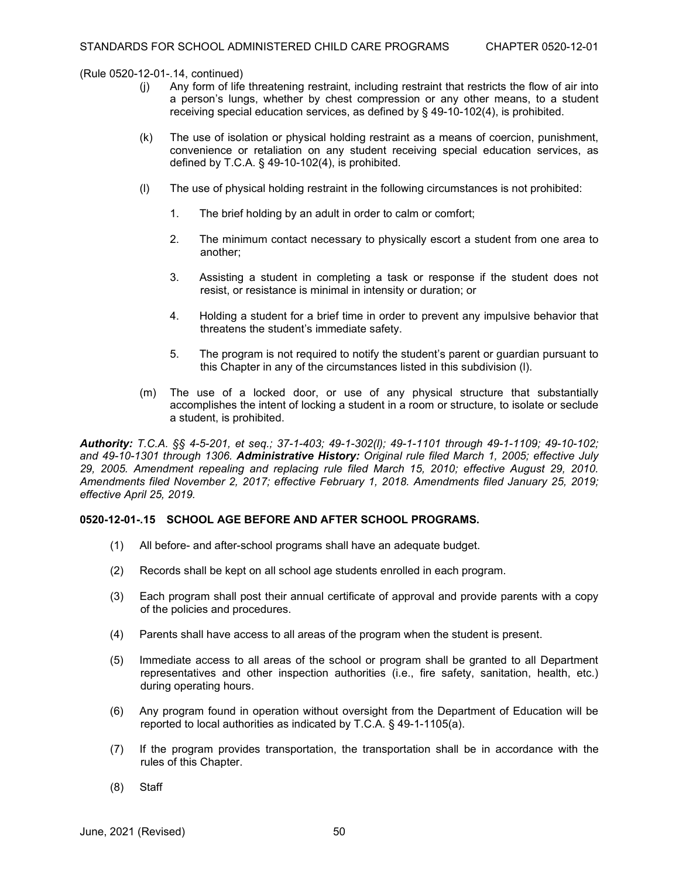(Rule 0520-12-01-.14, continued)

(j) Any form of life threatening restraint, including restraint that restricts the flow of air into a person's lungs, whether by chest compression or any other means, to a student receiving special education services, as defined by § 49-10-102(4), is prohibited.

(k) The use of isolation or physical holding restraint as a means of coercion, punishment, convenience or retaliation on any student receiving special education services, as defined by T.C.A. § 49-10-102(4), is prohibited.

(l) The use of physical holding restraint in the following circumstances is not prohibited:

1. The brief holding by an adult in order to calm or comfort;

2. The minimum contact necessary to physically escort a student from one area to another;

3. Assisting a student in completing a task or response if the student does not resist, or resistance is minimal in intensity or duration; or

4. Holding a student for a brief time in order to prevent any impulsive behavior that threatens the student's immediate safety.

5. The program is not required to notify the student's parent or guardian pursuant to this Chapter in any of the circumstances listed in this subdivision (l).

(m) The use of a locked door, or use of any physical structure that substantially accomplishes the intent of locking a student in a room or structure, to isolate or seclude a student, is prohibited.

***Authority:*** *T.C.A. §§ 4-5-201, et seq.; 37-1-403; 49-1-302(l); 49-1-1101 through 49-1-1109; 49-10-102; and 49-10-1301 through 1306.* ***Administrative History:*** *Original rule filed March 1, 2005; effective July 29, 2005. Amendment repealing and replacing rule filed March 15, 2010; effective August 29, 2010. Amendments filed November 2, 2017; effective February 1, 2018. Amendments filed January 25, 2019; effective April 25, 2019.*

**0520-12-01-.15 SCHOOL AGE BEFORE AND AFTER SCHOOL PROGRAMS.**

(1) All before- and after-school programs shall have an adequate budget.

(2) Records shall be kept on all school age students enrolled in each program.

(3) Each program shall post their annual certificate of approval and provide parents with a copy of the policies and procedures.

(4) Parents shall have access to all areas of the program when the student is present.

(5) Immediate access to all areas of the school or program shall be granted to all Department representatives and other inspection authorities (i.e., fire safety, sanitation, health, etc.) during operating hours.

(6) Any program found in operation without oversight from the Department of Education will be reported to local authorities as indicated by T.C.A. § 49-1-1105(a).

(7) If the program provides transportation, the transportation shall be in accordance with the rules of this Chapter.

(8) Staff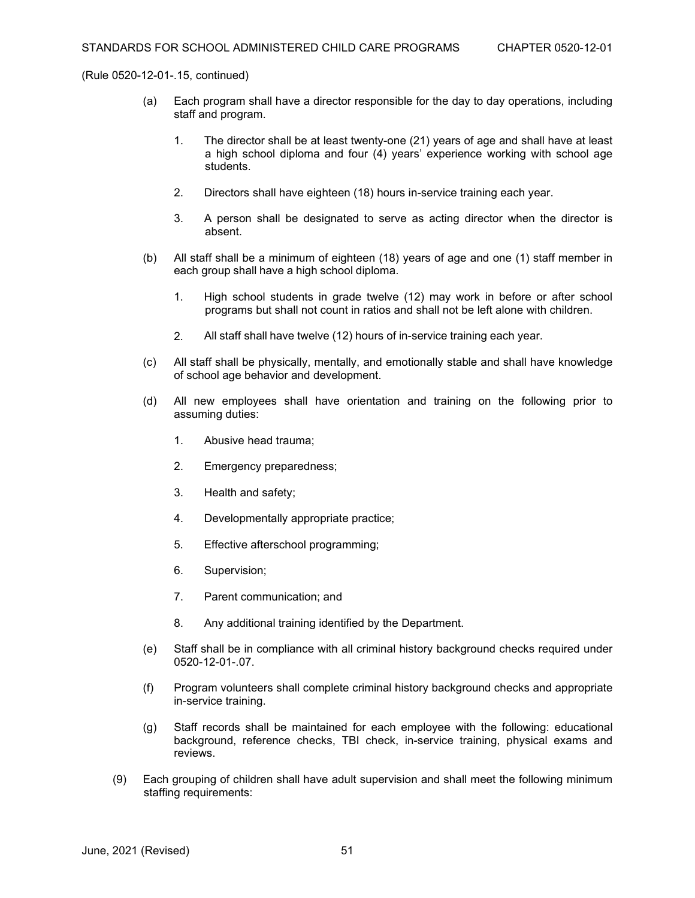(Rule 0520-12-01-.15, continued)

(a) Each program shall have a director responsible for the day to day operations, including staff and program.

1. The director shall be at least twenty-one (21) years of age and shall have at least a high school diploma and four (4) years' experience working with school age students.

2. Directors shall have eighteen (18) hours in-service training each year.

3. A person shall be designated to serve as acting director when the director is absent.

(b) All staff shall be a minimum of eighteen (18) years of age and one (1) staff member in each group shall have a high school diploma.

1. High school students in grade twelve (12) may work in before or after school programs but shall not count in ratios and shall not be left alone with children.

2. All staff shall have twelve (12) hours of in-service training each year.

(c) All staff shall be physically, mentally, and emotionally stable and shall have knowledge of school age behavior and development.

(d) All new employees shall have orientation and training on the following prior to assuming duties:

1. Abusive head trauma;

2. Emergency preparedness;

3. Health and safety;

4. Developmentally appropriate practice;

5. Effective afterschool programming;

6. Supervision;

7. Parent communication; and

8. Any additional training identified by the Department.

(e) Staff shall be in compliance with all criminal history background checks required under 0520-12-01-.07.

(f) Program volunteers shall complete criminal history background checks and appropriate in-service training.

(g) Staff records shall be maintained for each employee with the following: educational background, reference checks, TBI check, in-service training, physical exams and reviews.

(9) Each grouping of children shall have adult supervision and shall meet the following minimum staffing requirements: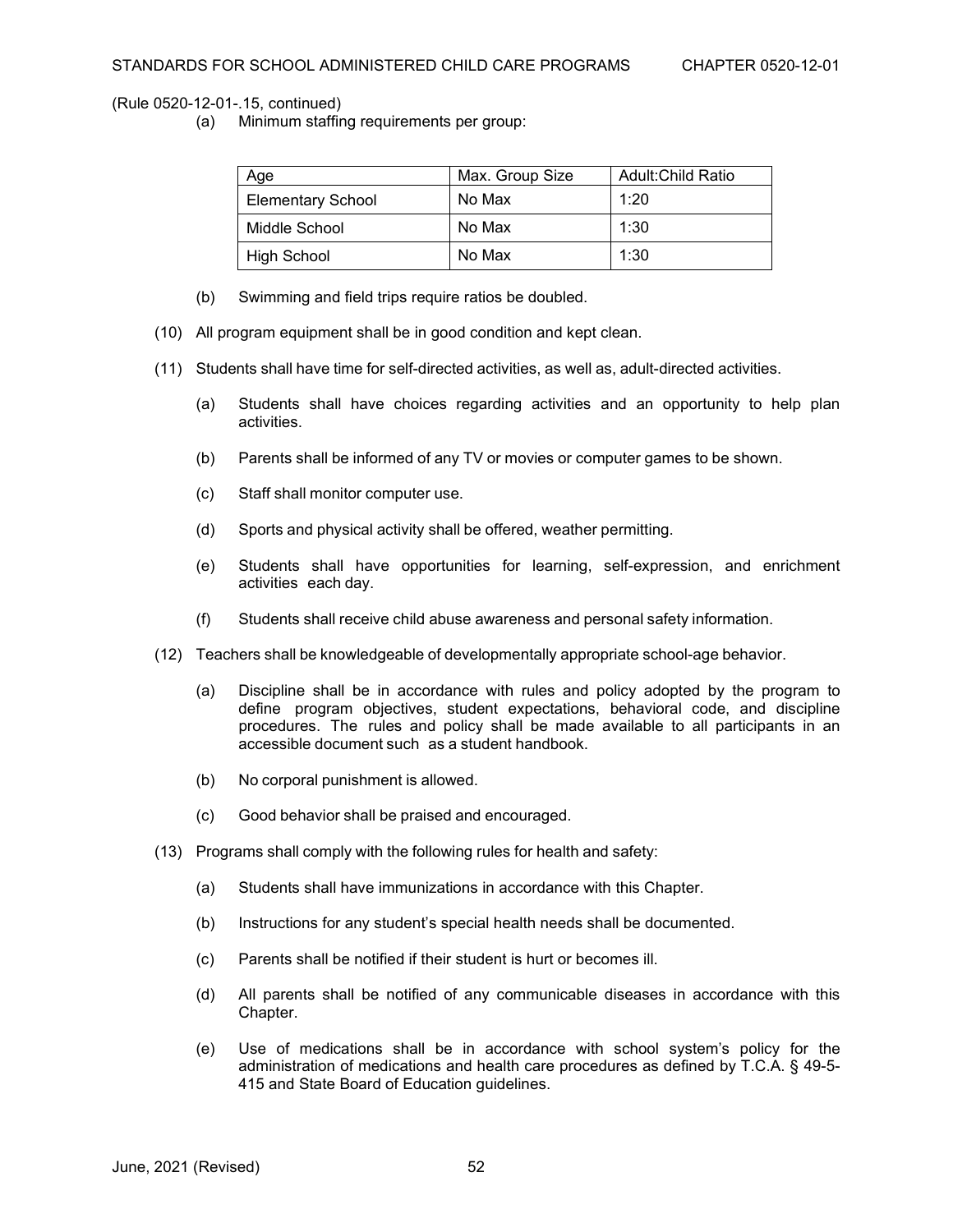(Rule 0520-12-01-.15, continued)

(a) Minimum staffing requirements per group:

| Age | Max. Group Size | Adult:Child Ratio |
|---|---|---|
| Elementary School | No Max | 1:20 |
| Middle School | No Max | 1:30 |
| High School | No Max | 1:30 |

(b) Swimming and field trips require ratios be doubled.

(10) All program equipment shall be in good condition and kept clean.

(11) Students shall have time for self-directed activities, as well as, adult-directed activities.

(a) Students shall have choices regarding activities and an opportunity to help plan activities.

(b) Parents shall be informed of any TV or movies or computer games to be shown.

(c) Staff shall monitor computer use.

(d) Sports and physical activity shall be offered, weather permitting.

(e) Students shall have opportunities for learning, self-expression, and enrichment activities each day.

(f) Students shall receive child abuse awareness and personal safety information.

(12) Teachers shall be knowledgeable of developmentally appropriate school-age behavior.

(a) Discipline shall be in accordance with rules and policy adopted by the program to define program objectives, student expectations, behavioral code, and discipline procedures. The rules and policy shall be made available to all participants in an accessible document such as a student handbook.

(b) No corporal punishment is allowed.

(c) Good behavior shall be praised and encouraged.

(13) Programs shall comply with the following rules for health and safety:

(a) Students shall have immunizations in accordance with this Chapter.

(b) Instructions for any student's special health needs shall be documented.

(c) Parents shall be notified if their student is hurt or becomes ill.

(d) All parents shall be notified of any communicable diseases in accordance with this Chapter.

(e) Use of medications shall be in accordance with school system's policy for the administration of medications and health care procedures as defined by T.C.A. § 49-5-415 and State Board of Education guidelines.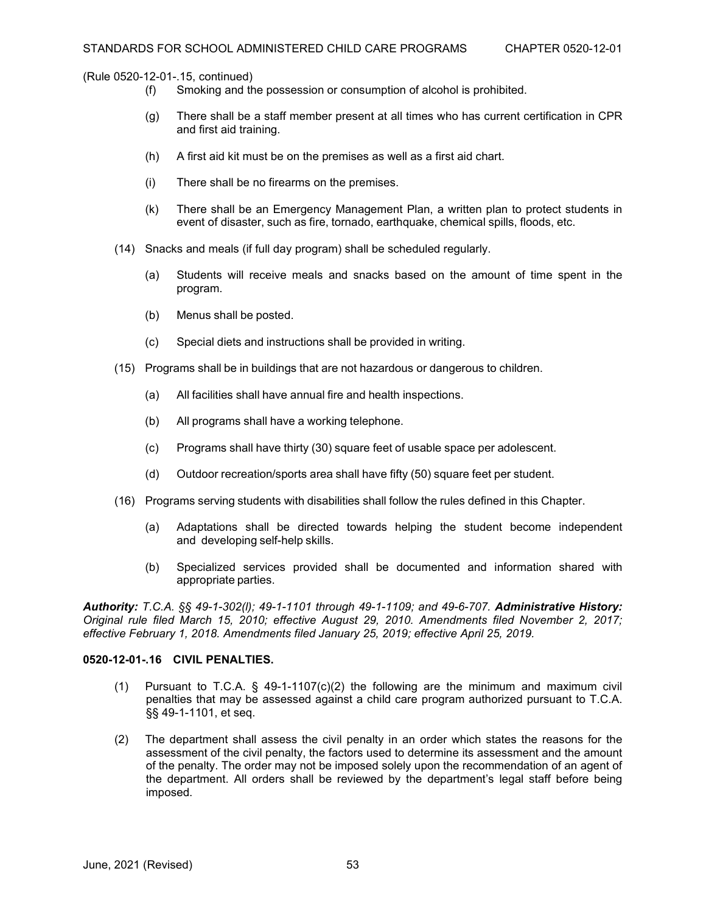(Rule 0520-12-01-.15, continued)

(f) Smoking and the possession or consumption of alcohol is prohibited.

(g) There shall be a staff member present at all times who has current certification in CPR and first aid training.

(h) A first aid kit must be on the premises as well as a first aid chart.

(i) There shall be no firearms on the premises.

(k) There shall be an Emergency Management Plan, a written plan to protect students in event of disaster, such as fire, tornado, earthquake, chemical spills, floods, etc.

(14) Snacks and meals (if full day program) shall be scheduled regularly.

(a) Students will receive meals and snacks based on the amount of time spent in the program.

(b) Menus shall be posted.

(c) Special diets and instructions shall be provided in writing.

(15) Programs shall be in buildings that are not hazardous or dangerous to children.

(a) All facilities shall have annual fire and health inspections.

(b) All programs shall have a working telephone.

(c) Programs shall have thirty (30) square feet of usable space per adolescent.

(d) Outdoor recreation/sports area shall have fifty (50) square feet per student.

(16) Programs serving students with disabilities shall follow the rules defined in this Chapter.

(a) Adaptations shall be directed towards helping the student become independent and developing self-help skills.

(b) Specialized services provided shall be documented and information shared with appropriate parties.

***Authority:*** *T.C.A. §§ 49-1-302(l); 49-1-1101 through 49-1-1109; and 49-6-707.* ***Administrative History:*** *Original rule filed March 15, 2010; effective August 29, 2010. Amendments filed November 2, 2017; effective February 1, 2018. Amendments filed January 25, 2019; effective April 25, 2019.*

**0520-12-01-.16 CIVIL PENALTIES.**

(1) Pursuant to T.C.A. § 49-1-1107(c)(2) the following are the minimum and maximum civil penalties that may be assessed against a child care program authorized pursuant to T.C.A. §§ 49-1-1101, et seq.

(2) The department shall assess the civil penalty in an order which states the reasons for the assessment of the civil penalty, the factors used to determine its assessment and the amount of the penalty. The order may not be imposed solely upon the recommendation of an agent of the department. All orders shall be reviewed by the department's legal staff before being imposed.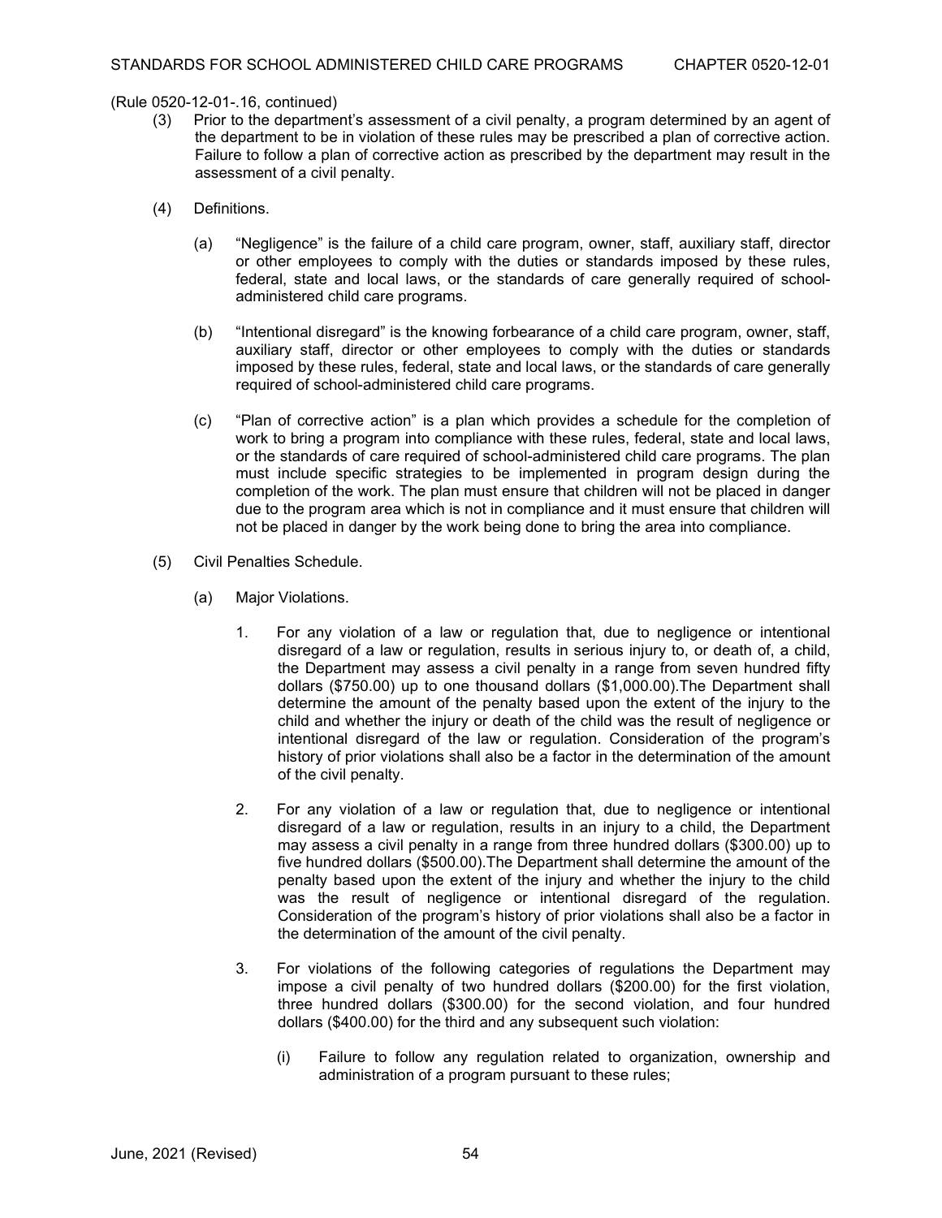(Rule 0520-12-01-.16, continued)

(3) Prior to the department's assessment of a civil penalty, a program determined by an agent of the department to be in violation of these rules may be prescribed a plan of corrective action. Failure to follow a plan of corrective action as prescribed by the department may result in the assessment of a civil penalty.

(4) Definitions.

(a) "Negligence" is the failure of a child care program, owner, staff, auxiliary staff, director or other employees to comply with the duties or standards imposed by these rules, federal, state and local laws, or the standards of care generally required of school-administered child care programs.

(b) "Intentional disregard" is the knowing forbearance of a child care program, owner, staff, auxiliary staff, director or other employees to comply with the duties or standards imposed by these rules, federal, state and local laws, or the standards of care generally required of school-administered child care programs.

(c) "Plan of corrective action" is a plan which provides a schedule for the completion of work to bring a program into compliance with these rules, federal, state and local laws, or the standards of care required of school-administered child care programs. The plan must include specific strategies to be implemented in program design during the completion of the work. The plan must ensure that children will not be placed in danger due to the program area which is not in compliance and it must ensure that children will not be placed in danger by the work being done to bring the area into compliance.

(5) Civil Penalties Schedule.

(a) Major Violations.

1. For any violation of a law or regulation that, due to negligence or intentional disregard of a law or regulation, results in serious injury to, or death of, a child, the Department may assess a civil penalty in a range from seven hundred fifty dollars ($750.00) up to one thousand dollars ($1,000.00).The Department shall determine the amount of the penalty based upon the extent of the injury to the child and whether the injury or death of the child was the result of negligence or intentional disregard of the law or regulation. Consideration of the program's history of prior violations shall also be a factor in the determination of the amount of the civil penalty.

2. For any violation of a law or regulation that, due to negligence or intentional disregard of a law or regulation, results in an injury to a child, the Department may assess a civil penalty in a range from three hundred dollars ($300.00) up to five hundred dollars ($500.00).The Department shall determine the amount of the penalty based upon the extent of the injury and whether the injury to the child was the result of negligence or intentional disregard of the regulation. Consideration of the program's history of prior violations shall also be a factor in the determination of the amount of the civil penalty.

3. For violations of the following categories of regulations the Department may impose a civil penalty of two hundred dollars ($200.00) for the first violation, three hundred dollars ($300.00) for the second violation, and four hundred dollars ($400.00) for the third and any subsequent such violation:

(i) Failure to follow any regulation related to organization, ownership and administration of a program pursuant to these rules;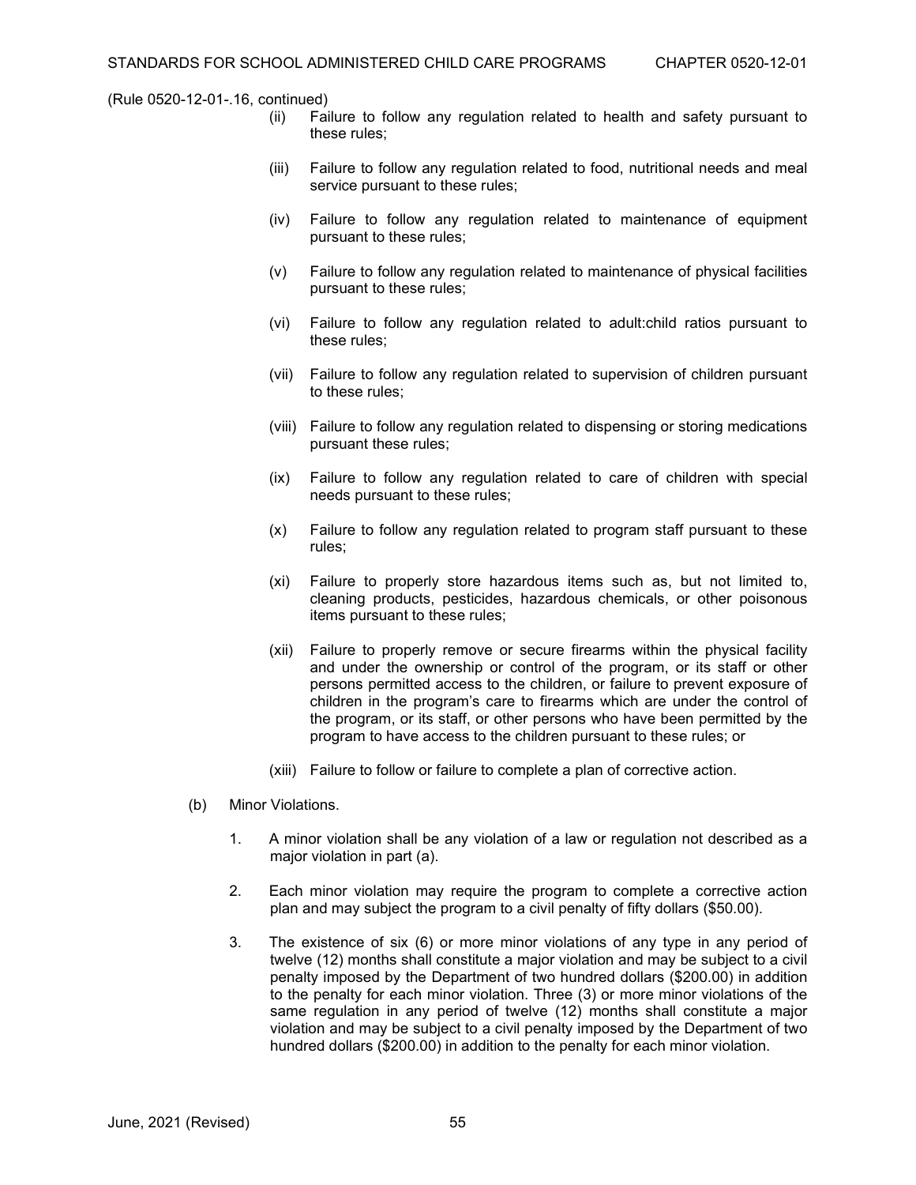(Rule 0520-12-01-.16, continued)

(ii) Failure to follow any regulation related to health and safety pursuant to these rules;

(iii) Failure to follow any regulation related to food, nutritional needs and meal service pursuant to these rules;

(iv) Failure to follow any regulation related to maintenance of equipment pursuant to these rules;

(v) Failure to follow any regulation related to maintenance of physical facilities pursuant to these rules;

(vi) Failure to follow any regulation related to adult:child ratios pursuant to these rules;

(vii) Failure to follow any regulation related to supervision of children pursuant to these rules;

(viii) Failure to follow any regulation related to dispensing or storing medications pursuant these rules;

(ix) Failure to follow any regulation related to care of children with special needs pursuant to these rules;

(x) Failure to follow any regulation related to program staff pursuant to these rules;

(xi) Failure to properly store hazardous items such as, but not limited to, cleaning products, pesticides, hazardous chemicals, or other poisonous items pursuant to these rules;

(xii) Failure to properly remove or secure firearms within the physical facility and under the ownership or control of the program, or its staff or other persons permitted access to the children, or failure to prevent exposure of children in the program's care to firearms which are under the control of the program, or its staff, or other persons who have been permitted by the program to have access to the children pursuant to these rules; or

(xiii) Failure to follow or failure to complete a plan of corrective action.

(b) Minor Violations.

1. A minor violation shall be any violation of a law or regulation not described as a major violation in part (a).

2. Each minor violation may require the program to complete a corrective action plan and may subject the program to a civil penalty of fifty dollars ($50.00).

3. The existence of six (6) or more minor violations of any type in any period of twelve (12) months shall constitute a major violation and may be subject to a civil penalty imposed by the Department of two hundred dollars ($200.00) in addition to the penalty for each minor violation. Three (3) or more minor violations of the same regulation in any period of twelve (12) months shall constitute a major violation and may be subject to a civil penalty imposed by the Department of two hundred dollars ($200.00) in addition to the penalty for each minor violation.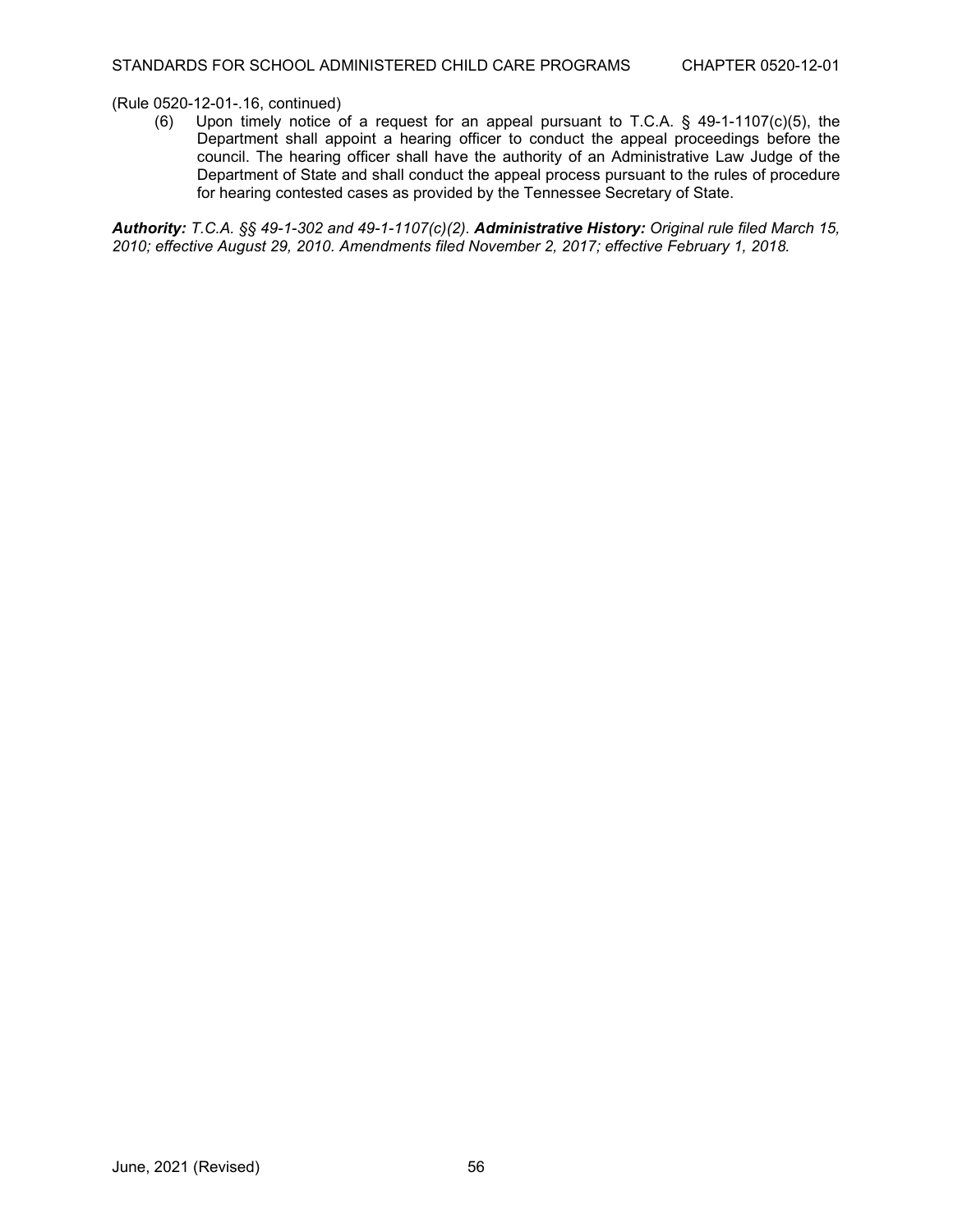(Rule 0520-12-01-.16, continued)

(6) Upon timely notice of a request for an appeal pursuant to T.C.A. § 49-1-1107(c)(5), the Department shall appoint a hearing officer to conduct the appeal proceedings before the council. The hearing officer shall have the authority of an Administrative Law Judge of the Department of State and shall conduct the appeal process pursuant to the rules of procedure for hearing contested cases as provided by the Tennessee Secretary of State.

***Authority:*** *T.C.A. §§ 49-1-302 and 49-1-1107(c)(2).* ***Administrative History:*** *Original rule filed March 15, 2010; effective August 29, 2010. Amendments filed November 2, 2017; effective February 1, 2018.*